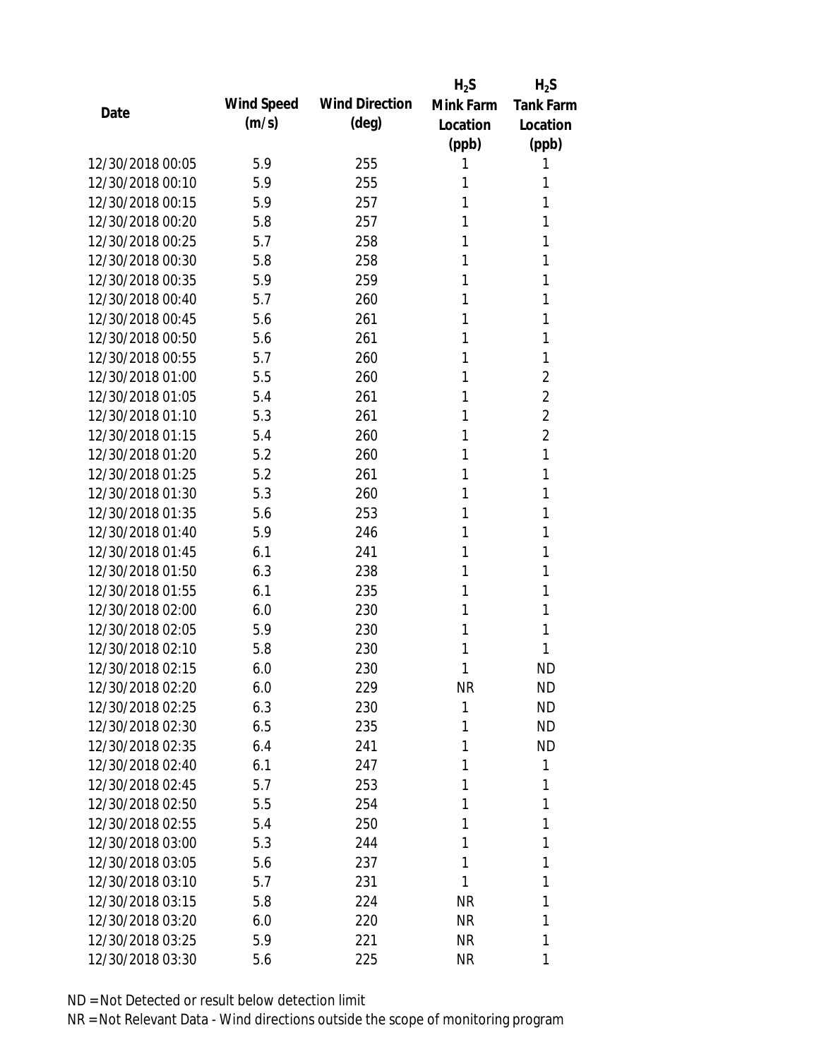| Date | Wind Speed (m/s) | Wind Direction (deg) | $H_2S$ Mink Farm Location (ppb) | $H_2S$ Tank Farm Location (ppb) |
|---|---|---|---|---|
| 12/30/2018 00:05 | 5.9 | 255 | 1 | 1 |
| 12/30/2018 00:10 | 5.9 | 255 | 1 | 1 |
| 12/30/2018 00:15 | 5.9 | 257 | 1 | 1 |
| 12/30/2018 00:20 | 5.8 | 257 | 1 | 1 |
| 12/30/2018 00:25 | 5.7 | 258 | 1 | 1 |
| 12/30/2018 00:30 | 5.8 | 258 | 1 | 1 |
| 12/30/2018 00:35 | 5.9 | 259 | 1 | 1 |
| 12/30/2018 00:40 | 5.7 | 260 | 1 | 1 |
| 12/30/2018 00:45 | 5.6 | 261 | 1 | 1 |
| 12/30/2018 00:50 | 5.6 | 261 | 1 | 1 |
| 12/30/2018 00:55 | 5.7 | 260 | 1 | 1 |
| 12/30/2018 01:00 | 5.5 | 260 | 1 | 2 |
| 12/30/2018 01:05 | 5.4 | 261 | 1 | 2 |
| 12/30/2018 01:10 | 5.3 | 261 | 1 | 2 |
| 12/30/2018 01:15 | 5.4 | 260 | 1 | 2 |
| 12/30/2018 01:20 | 5.2 | 260 | 1 | 1 |
| 12/30/2018 01:25 | 5.2 | 261 | 1 | 1 |
| 12/30/2018 01:30 | 5.3 | 260 | 1 | 1 |
| 12/30/2018 01:35 | 5.6 | 253 | 1 | 1 |
| 12/30/2018 01:40 | 5.9 | 246 | 1 | 1 |
| 12/30/2018 01:45 | 6.1 | 241 | 1 | 1 |
| 12/30/2018 01:50 | 6.3 | 238 | 1 | 1 |
| 12/30/2018 01:55 | 6.1 | 235 | 1 | 1 |
| 12/30/2018 02:00 | 6.0 | 230 | 1 | 1 |
| 12/30/2018 02:05 | 5.9 | 230 | 1 | 1 |
| 12/30/2018 02:10 | 5.8 | 230 | 1 | 1 |
| 12/30/2018 02:15 | 6.0 | 230 | 1 | ND |
| 12/30/2018 02:20 | 6.0 | 229 | NR | ND |
| 12/30/2018 02:25 | 6.3 | 230 | 1 | ND |
| 12/30/2018 02:30 | 6.5 | 235 | 1 | ND |
| 12/30/2018 02:35 | 6.4 | 241 | 1 | ND |
| 12/30/2018 02:40 | 6.1 | 247 | 1 | 1 |
| 12/30/2018 02:45 | 5.7 | 253 | 1 | 1 |
| 12/30/2018 02:50 | 5.5 | 254 | 1 | 1 |
| 12/30/2018 02:55 | 5.4 | 250 | 1 | 1 |
| 12/30/2018 03:00 | 5.3 | 244 | 1 | 1 |
| 12/30/2018 03:05 | 5.6 | 237 | 1 | 1 |
| 12/30/2018 03:10 | 5.7 | 231 | 1 | 1 |
| 12/30/2018 03:15 | 5.8 | 224 | NR | 1 |
| 12/30/2018 03:20 | 6.0 | 220 | NR | 1 |
| 12/30/2018 03:25 | 5.9 | 221 | NR | 1 |
| 12/30/2018 03:30 | 5.6 | 225 | NR | 1 |

ND = Not Detected or result below detection limit

NR = Not Relevant Data - Wind directions outside the scope of monitoring program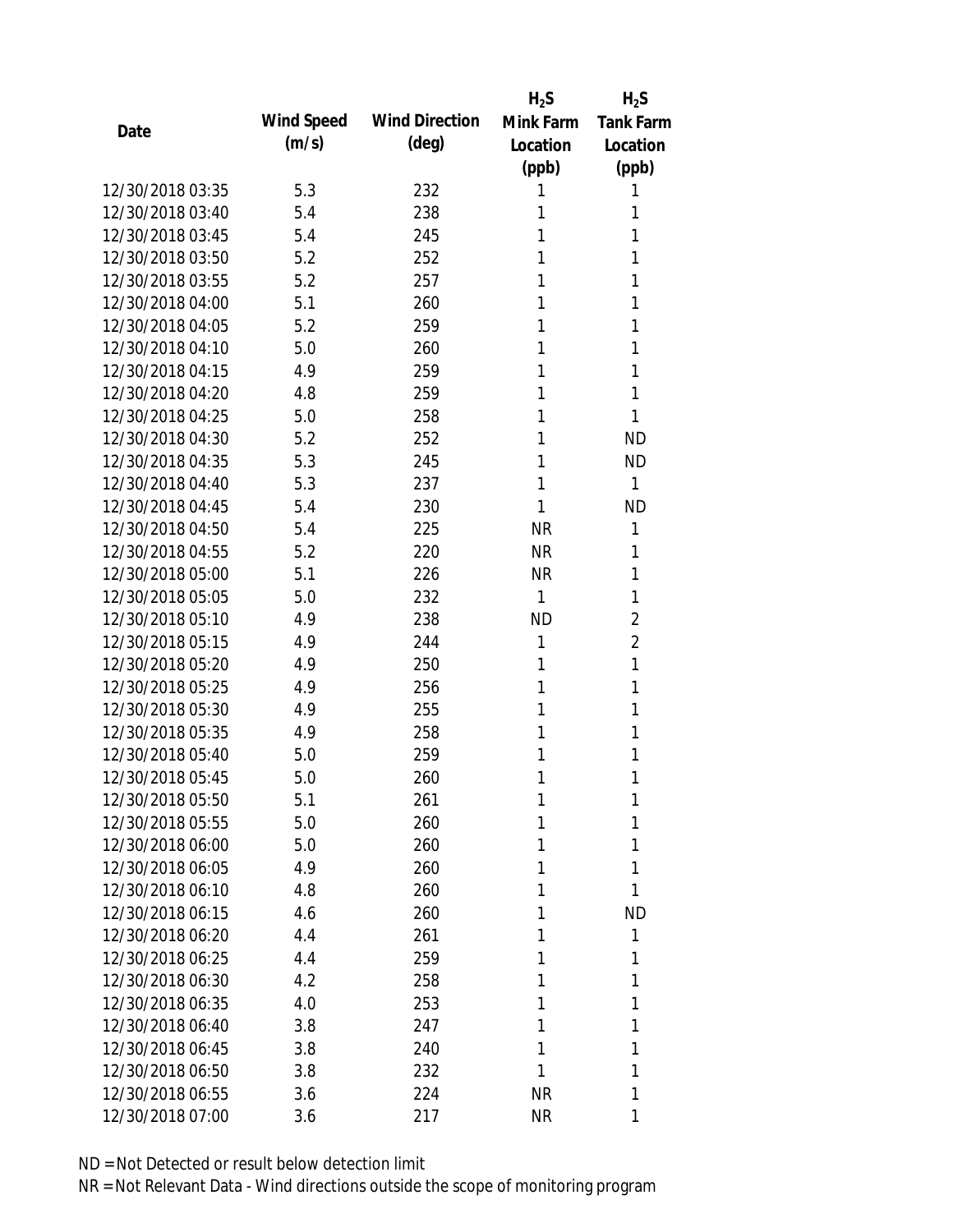| Date | Wind Speed (m/s) | Wind Direction (deg) | $H_2S$ Mink Farm Location (ppb) | $H_2S$ Tank Farm Location (ppb) |
|---|---|---|---|---|
| 12/30/2018 03:35 | 5.3 | 232 | 1 | 1 |
| 12/30/2018 03:40 | 5.4 | 238 | 1 | 1 |
| 12/30/2018 03:45 | 5.4 | 245 | 1 | 1 |
| 12/30/2018 03:50 | 5.2 | 252 | 1 | 1 |
| 12/30/2018 03:55 | 5.2 | 257 | 1 | 1 |
| 12/30/2018 04:00 | 5.1 | 260 | 1 | 1 |
| 12/30/2018 04:05 | 5.2 | 259 | 1 | 1 |
| 12/30/2018 04:10 | 5.0 | 260 | 1 | 1 |
| 12/30/2018 04:15 | 4.9 | 259 | 1 | 1 |
| 12/30/2018 04:20 | 4.8 | 259 | 1 | 1 |
| 12/30/2018 04:25 | 5.0 | 258 | 1 | 1 |
| 12/30/2018 04:30 | 5.2 | 252 | 1 | ND |
| 12/30/2018 04:35 | 5.3 | 245 | 1 | ND |
| 12/30/2018 04:40 | 5.3 | 237 | 1 | 1 |
| 12/30/2018 04:45 | 5.4 | 230 | 1 | ND |
| 12/30/2018 04:50 | 5.4 | 225 | NR | 1 |
| 12/30/2018 04:55 | 5.2 | 220 | NR | 1 |
| 12/30/2018 05:00 | 5.1 | 226 | NR | 1 |
| 12/30/2018 05:05 | 5.0 | 232 | 1 | 1 |
| 12/30/2018 05:10 | 4.9 | 238 | ND | 2 |
| 12/30/2018 05:15 | 4.9 | 244 | 1 | 2 |
| 12/30/2018 05:20 | 4.9 | 250 | 1 | 1 |
| 12/30/2018 05:25 | 4.9 | 256 | 1 | 1 |
| 12/30/2018 05:30 | 4.9 | 255 | 1 | 1 |
| 12/30/2018 05:35 | 4.9 | 258 | 1 | 1 |
| 12/30/2018 05:40 | 5.0 | 259 | 1 | 1 |
| 12/30/2018 05:45 | 5.0 | 260 | 1 | 1 |
| 12/30/2018 05:50 | 5.1 | 261 | 1 | 1 |
| 12/30/2018 05:55 | 5.0 | 260 | 1 | 1 |
| 12/30/2018 06:00 | 5.0 | 260 | 1 | 1 |
| 12/30/2018 06:05 | 4.9 | 260 | 1 | 1 |
| 12/30/2018 06:10 | 4.8 | 260 | 1 | 1 |
| 12/30/2018 06:15 | 4.6 | 260 | 1 | ND |
| 12/30/2018 06:20 | 4.4 | 261 | 1 | 1 |
| 12/30/2018 06:25 | 4.4 | 259 | 1 | 1 |
| 12/30/2018 06:30 | 4.2 | 258 | 1 | 1 |
| 12/30/2018 06:35 | 4.0 | 253 | 1 | 1 |
| 12/30/2018 06:40 | 3.8 | 247 | 1 | 1 |
| 12/30/2018 06:45 | 3.8 | 240 | 1 | 1 |
| 12/30/2018 06:50 | 3.8 | 232 | 1 | 1 |
| 12/30/2018 06:55 | 3.6 | 224 | NR | 1 |
| 12/30/2018 07:00 | 3.6 | 217 | NR | 1 |

ND = Not Detected or result below detection limit

NR = Not Relevant Data - Wind directions outside the scope of monitoring program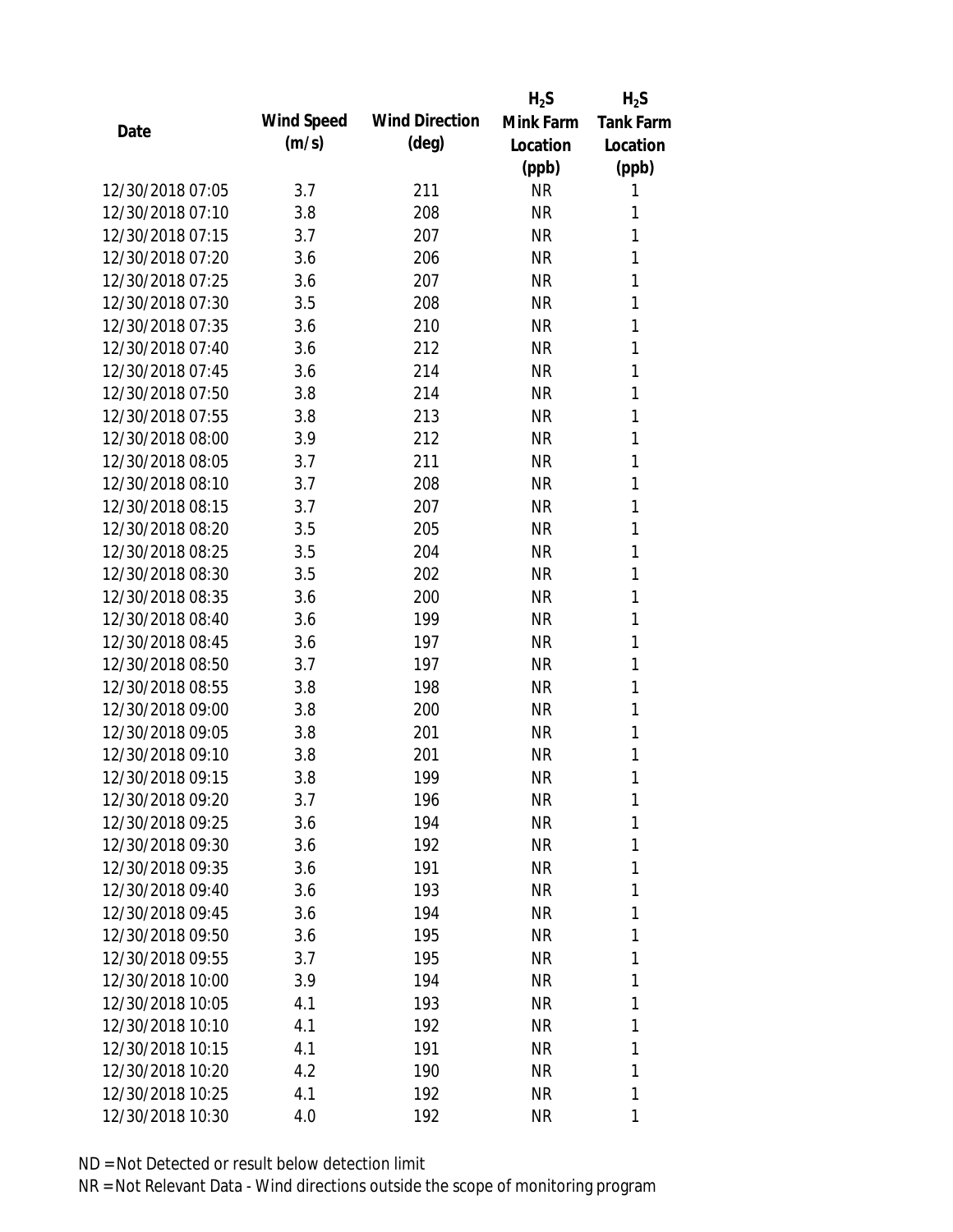| Date | Wind Speed (m/s) | Wind Direction (deg) | $H_2S$ Mink Farm Location (ppb) | $H_2S$ Tank Farm Location (ppb) |
|---|---|---|---|---|
| 12/30/2018 07:05 | 3.7 | 211 | NR | 1 |
| 12/30/2018 07:10 | 3.8 | 208 | NR | 1 |
| 12/30/2018 07:15 | 3.7 | 207 | NR | 1 |
| 12/30/2018 07:20 | 3.6 | 206 | NR | 1 |
| 12/30/2018 07:25 | 3.6 | 207 | NR | 1 |
| 12/30/2018 07:30 | 3.5 | 208 | NR | 1 |
| 12/30/2018 07:35 | 3.6 | 210 | NR | 1 |
| 12/30/2018 07:40 | 3.6 | 212 | NR | 1 |
| 12/30/2018 07:45 | 3.6 | 214 | NR | 1 |
| 12/30/2018 07:50 | 3.8 | 214 | NR | 1 |
| 12/30/2018 07:55 | 3.8 | 213 | NR | 1 |
| 12/30/2018 08:00 | 3.9 | 212 | NR | 1 |
| 12/30/2018 08:05 | 3.7 | 211 | NR | 1 |
| 12/30/2018 08:10 | 3.7 | 208 | NR | 1 |
| 12/30/2018 08:15 | 3.7 | 207 | NR | 1 |
| 12/30/2018 08:20 | 3.5 | 205 | NR | 1 |
| 12/30/2018 08:25 | 3.5 | 204 | NR | 1 |
| 12/30/2018 08:30 | 3.5 | 202 | NR | 1 |
| 12/30/2018 08:35 | 3.6 | 200 | NR | 1 |
| 12/30/2018 08:40 | 3.6 | 199 | NR | 1 |
| 12/30/2018 08:45 | 3.6 | 197 | NR | 1 |
| 12/30/2018 08:50 | 3.7 | 197 | NR | 1 |
| 12/30/2018 08:55 | 3.8 | 198 | NR | 1 |
| 12/30/2018 09:00 | 3.8 | 200 | NR | 1 |
| 12/30/2018 09:05 | 3.8 | 201 | NR | 1 |
| 12/30/2018 09:10 | 3.8 | 201 | NR | 1 |
| 12/30/2018 09:15 | 3.8 | 199 | NR | 1 |
| 12/30/2018 09:20 | 3.7 | 196 | NR | 1 |
| 12/30/2018 09:25 | 3.6 | 194 | NR | 1 |
| 12/30/2018 09:30 | 3.6 | 192 | NR | 1 |
| 12/30/2018 09:35 | 3.6 | 191 | NR | 1 |
| 12/30/2018 09:40 | 3.6 | 193 | NR | 1 |
| 12/30/2018 09:45 | 3.6 | 194 | NR | 1 |
| 12/30/2018 09:50 | 3.6 | 195 | NR | 1 |
| 12/30/2018 09:55 | 3.7 | 195 | NR | 1 |
| 12/30/2018 10:00 | 3.9 | 194 | NR | 1 |
| 12/30/2018 10:05 | 4.1 | 193 | NR | 1 |
| 12/30/2018 10:10 | 4.1 | 192 | NR | 1 |
| 12/30/2018 10:15 | 4.1 | 191 | NR | 1 |
| 12/30/2018 10:20 | 4.2 | 190 | NR | 1 |
| 12/30/2018 10:25 | 4.1 | 192 | NR | 1 |
| 12/30/2018 10:30 | 4.0 | 192 | NR | 1 |

ND = Not Detected or result below detection limit

NR = Not Relevant Data - Wind directions outside the scope of monitoring program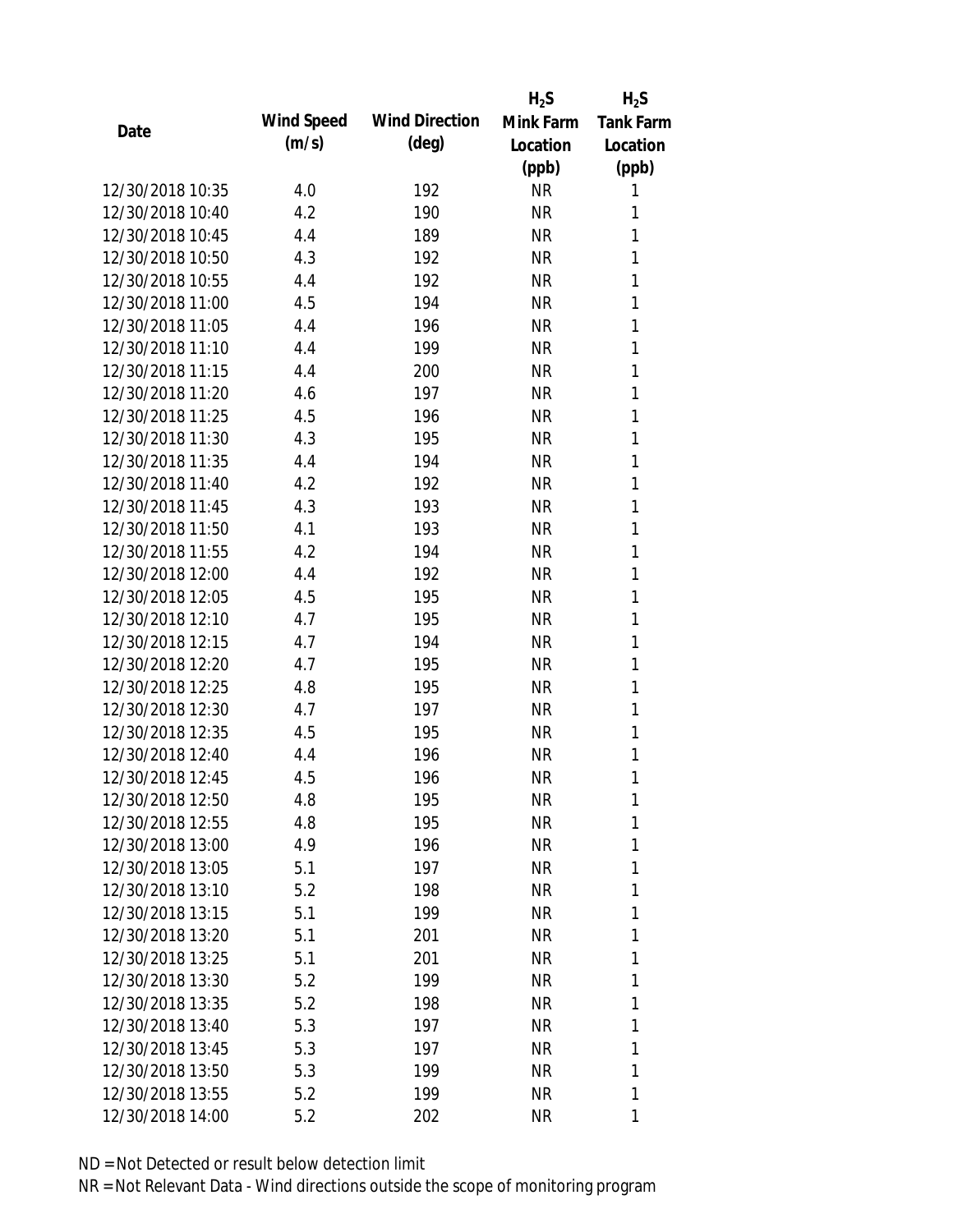| Date | Wind Speed (m/s) | Wind Direction (deg) | $H_2S$ Mink Farm Location (ppb) | $H_2S$ Tank Farm Location (ppb) |
|---|---|---|---|---|
| 12/30/2018 10:35 | 4.0 | 192 | NR | 1 |
| 12/30/2018 10:40 | 4.2 | 190 | NR | 1 |
| 12/30/2018 10:45 | 4.4 | 189 | NR | 1 |
| 12/30/2018 10:50 | 4.3 | 192 | NR | 1 |
| 12/30/2018 10:55 | 4.4 | 192 | NR | 1 |
| 12/30/2018 11:00 | 4.5 | 194 | NR | 1 |
| 12/30/2018 11:05 | 4.4 | 196 | NR | 1 |
| 12/30/2018 11:10 | 4.4 | 199 | NR | 1 |
| 12/30/2018 11:15 | 4.4 | 200 | NR | 1 |
| 12/30/2018 11:20 | 4.6 | 197 | NR | 1 |
| 12/30/2018 11:25 | 4.5 | 196 | NR | 1 |
| 12/30/2018 11:30 | 4.3 | 195 | NR | 1 |
| 12/30/2018 11:35 | 4.4 | 194 | NR | 1 |
| 12/30/2018 11:40 | 4.2 | 192 | NR | 1 |
| 12/30/2018 11:45 | 4.3 | 193 | NR | 1 |
| 12/30/2018 11:50 | 4.1 | 193 | NR | 1 |
| 12/30/2018 11:55 | 4.2 | 194 | NR | 1 |
| 12/30/2018 12:00 | 4.4 | 192 | NR | 1 |
| 12/30/2018 12:05 | 4.5 | 195 | NR | 1 |
| 12/30/2018 12:10 | 4.7 | 195 | NR | 1 |
| 12/30/2018 12:15 | 4.7 | 194 | NR | 1 |
| 12/30/2018 12:20 | 4.7 | 195 | NR | 1 |
| 12/30/2018 12:25 | 4.8 | 195 | NR | 1 |
| 12/30/2018 12:30 | 4.7 | 197 | NR | 1 |
| 12/30/2018 12:35 | 4.5 | 195 | NR | 1 |
| 12/30/2018 12:40 | 4.4 | 196 | NR | 1 |
| 12/30/2018 12:45 | 4.5 | 196 | NR | 1 |
| 12/30/2018 12:50 | 4.8 | 195 | NR | 1 |
| 12/30/2018 12:55 | 4.8 | 195 | NR | 1 |
| 12/30/2018 13:00 | 4.9 | 196 | NR | 1 |
| 12/30/2018 13:05 | 5.1 | 197 | NR | 1 |
| 12/30/2018 13:10 | 5.2 | 198 | NR | 1 |
| 12/30/2018 13:15 | 5.1 | 199 | NR | 1 |
| 12/30/2018 13:20 | 5.1 | 201 | NR | 1 |
| 12/30/2018 13:25 | 5.1 | 201 | NR | 1 |
| 12/30/2018 13:30 | 5.2 | 199 | NR | 1 |
| 12/30/2018 13:35 | 5.2 | 198 | NR | 1 |
| 12/30/2018 13:40 | 5.3 | 197 | NR | 1 |
| 12/30/2018 13:45 | 5.3 | 197 | NR | 1 |
| 12/30/2018 13:50 | 5.3 | 199 | NR | 1 |
| 12/30/2018 13:55 | 5.2 | 199 | NR | 1 |
| 12/30/2018 14:00 | 5.2 | 202 | NR | 1 |

ND = Not Detected or result below detection limit

NR = Not Relevant Data - Wind directions outside the scope of monitoring program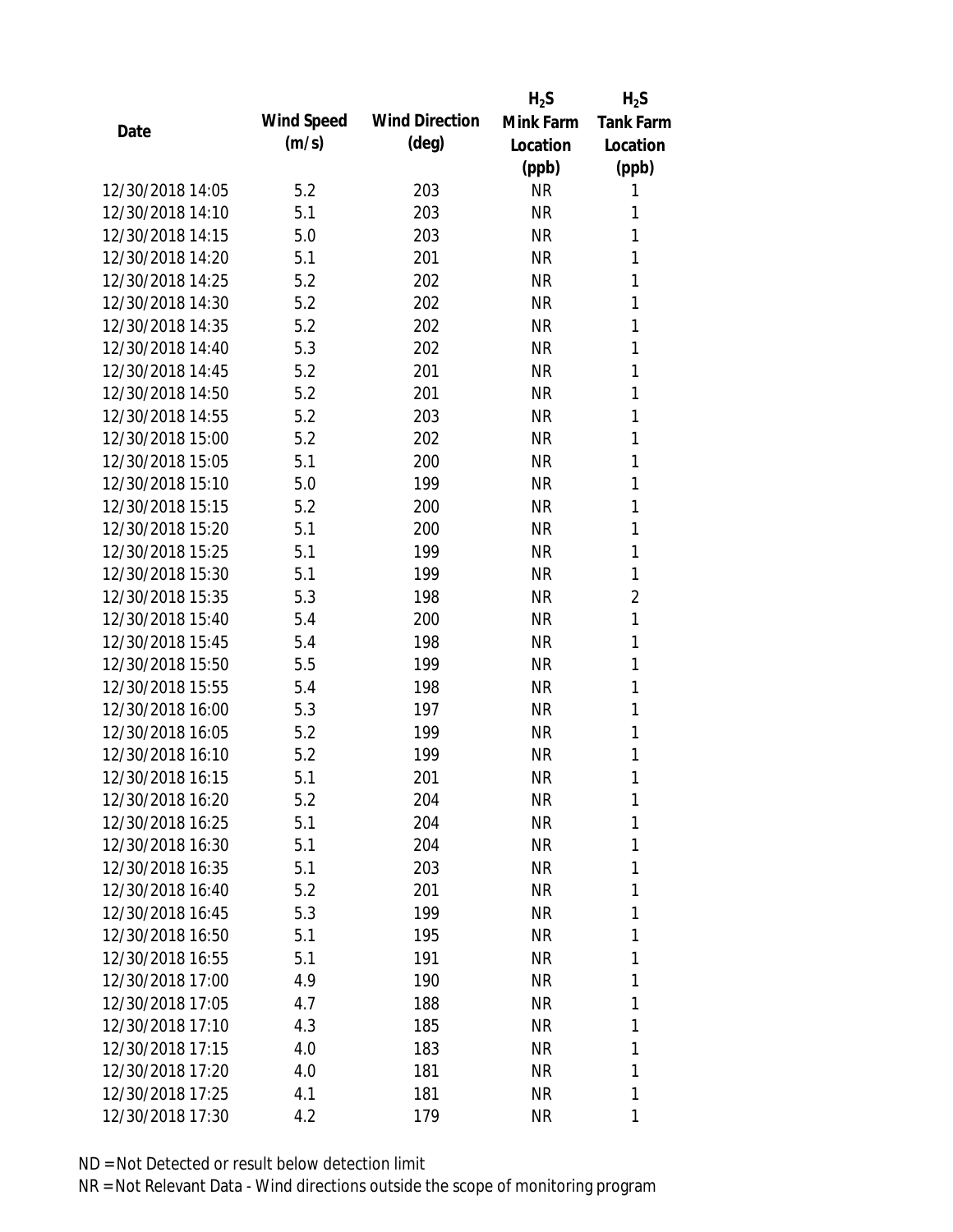| Date | Wind Speed (m/s) | Wind Direction (deg) | $H_2S$ Mink Farm Location (ppb) | $H_2S$ Tank Farm Location (ppb) |
| --- | --- | --- | --- | --- |
| 12/30/2018 14:05 | 5.2 | 203 | NR | 1 |
| 12/30/2018 14:10 | 5.1 | 203 | NR | 1 |
| 12/30/2018 14:15 | 5.0 | 203 | NR | 1 |
| 12/30/2018 14:20 | 5.1 | 201 | NR | 1 |
| 12/30/2018 14:25 | 5.2 | 202 | NR | 1 |
| 12/30/2018 14:30 | 5.2 | 202 | NR | 1 |
| 12/30/2018 14:35 | 5.2 | 202 | NR | 1 |
| 12/30/2018 14:40 | 5.3 | 202 | NR | 1 |
| 12/30/2018 14:45 | 5.2 | 201 | NR | 1 |
| 12/30/2018 14:50 | 5.2 | 201 | NR | 1 |
| 12/30/2018 14:55 | 5.2 | 203 | NR | 1 |
| 12/30/2018 15:00 | 5.2 | 202 | NR | 1 |
| 12/30/2018 15:05 | 5.1 | 200 | NR | 1 |
| 12/30/2018 15:10 | 5.0 | 199 | NR | 1 |
| 12/30/2018 15:15 | 5.2 | 200 | NR | 1 |
| 12/30/2018 15:20 | 5.1 | 200 | NR | 1 |
| 12/30/2018 15:25 | 5.1 | 199 | NR | 1 |
| 12/30/2018 15:30 | 5.1 | 199 | NR | 1 |
| 12/30/2018 15:35 | 5.3 | 198 | NR | 2 |
| 12/30/2018 15:40 | 5.4 | 200 | NR | 1 |
| 12/30/2018 15:45 | 5.4 | 198 | NR | 1 |
| 12/30/2018 15:50 | 5.5 | 199 | NR | 1 |
| 12/30/2018 15:55 | 5.4 | 198 | NR | 1 |
| 12/30/2018 16:00 | 5.3 | 197 | NR | 1 |
| 12/30/2018 16:05 | 5.2 | 199 | NR | 1 |
| 12/30/2018 16:10 | 5.2 | 199 | NR | 1 |
| 12/30/2018 16:15 | 5.1 | 201 | NR | 1 |
| 12/30/2018 16:20 | 5.2 | 204 | NR | 1 |
| 12/30/2018 16:25 | 5.1 | 204 | NR | 1 |
| 12/30/2018 16:30 | 5.1 | 204 | NR | 1 |
| 12/30/2018 16:35 | 5.1 | 203 | NR | 1 |
| 12/30/2018 16:40 | 5.2 | 201 | NR | 1 |
| 12/30/2018 16:45 | 5.3 | 199 | NR | 1 |
| 12/30/2018 16:50 | 5.1 | 195 | NR | 1 |
| 12/30/2018 16:55 | 5.1 | 191 | NR | 1 |
| 12/30/2018 17:00 | 4.9 | 190 | NR | 1 |
| 12/30/2018 17:05 | 4.7 | 188 | NR | 1 |
| 12/30/2018 17:10 | 4.3 | 185 | NR | 1 |
| 12/30/2018 17:15 | 4.0 | 183 | NR | 1 |
| 12/30/2018 17:20 | 4.0 | 181 | NR | 1 |
| 12/30/2018 17:25 | 4.1 | 181 | NR | 1 |
| 12/30/2018 17:30 | 4.2 | 179 | NR | 1 |

ND = Not Detected or result below detection limit
NR = Not Relevant Data - Wind directions outside the scope of monitoring program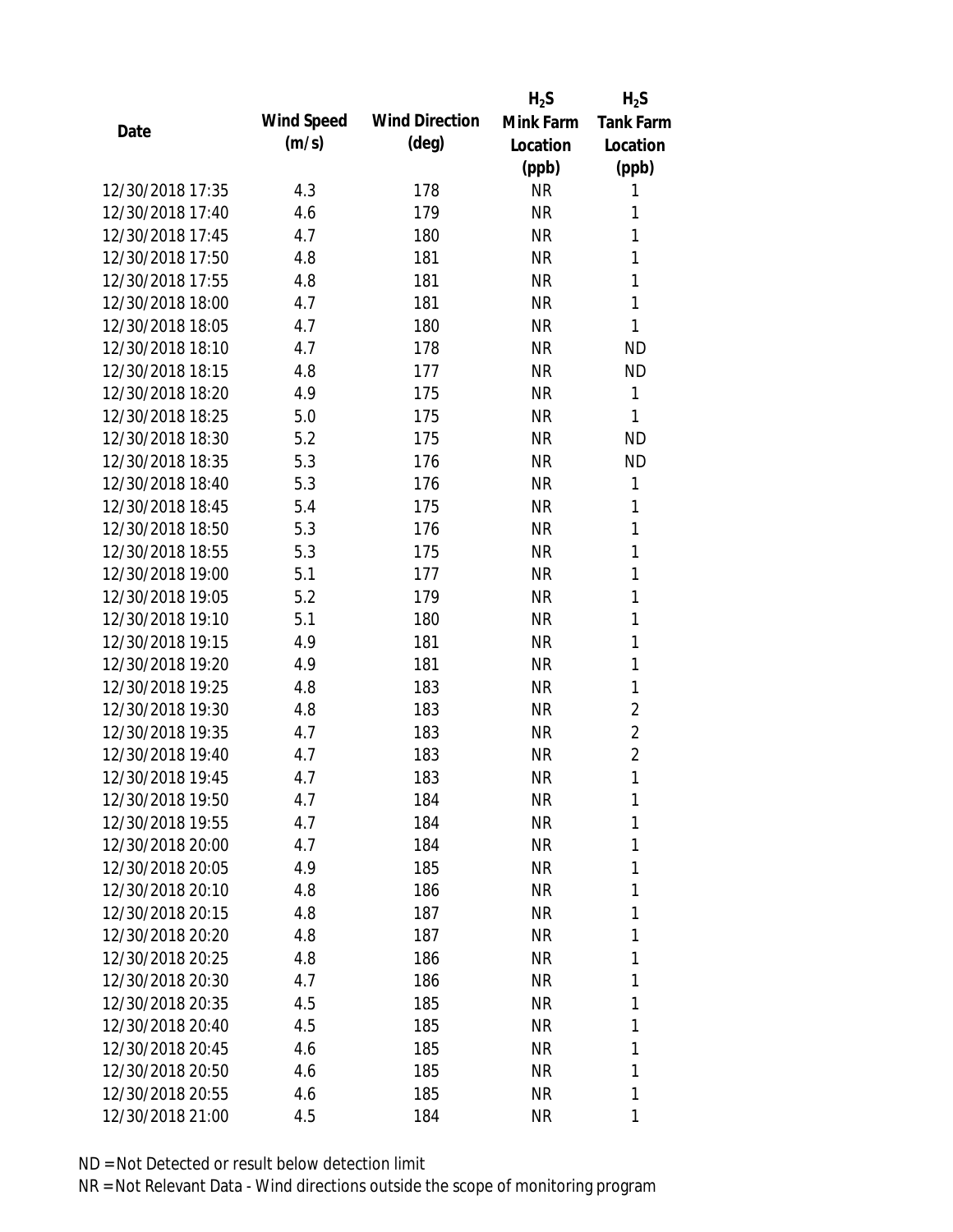| Date | Wind Speed (m/s) | Wind Direction (deg) | $H_2S$ Mink Farm Location (ppb) | $H_2S$ Tank Farm Location (ppb) |
|---|---|---|---|---|
| 12/30/2018 17:35 | 4.3 | 178 | NR | 1 |
| 12/30/2018 17:40 | 4.6 | 179 | NR | 1 |
| 12/30/2018 17:45 | 4.7 | 180 | NR | 1 |
| 12/30/2018 17:50 | 4.8 | 181 | NR | 1 |
| 12/30/2018 17:55 | 4.8 | 181 | NR | 1 |
| 12/30/2018 18:00 | 4.7 | 181 | NR | 1 |
| 12/30/2018 18:05 | 4.7 | 180 | NR | 1 |
| 12/30/2018 18:10 | 4.7 | 178 | NR | ND |
| 12/30/2018 18:15 | 4.8 | 177 | NR | ND |
| 12/30/2018 18:20 | 4.9 | 175 | NR | 1 |
| 12/30/2018 18:25 | 5.0 | 175 | NR | 1 |
| 12/30/2018 18:30 | 5.2 | 175 | NR | ND |
| 12/30/2018 18:35 | 5.3 | 176 | NR | ND |
| 12/30/2018 18:40 | 5.3 | 176 | NR | 1 |
| 12/30/2018 18:45 | 5.4 | 175 | NR | 1 |
| 12/30/2018 18:50 | 5.3 | 176 | NR | 1 |
| 12/30/2018 18:55 | 5.3 | 175 | NR | 1 |
| 12/30/2018 19:00 | 5.1 | 177 | NR | 1 |
| 12/30/2018 19:05 | 5.2 | 179 | NR | 1 |
| 12/30/2018 19:10 | 5.1 | 180 | NR | 1 |
| 12/30/2018 19:15 | 4.9 | 181 | NR | 1 |
| 12/30/2018 19:20 | 4.9 | 181 | NR | 1 |
| 12/30/2018 19:25 | 4.8 | 183 | NR | 1 |
| 12/30/2018 19:30 | 4.8 | 183 | NR | 2 |
| 12/30/2018 19:35 | 4.7 | 183 | NR | 2 |
| 12/30/2018 19:40 | 4.7 | 183 | NR | 2 |
| 12/30/2018 19:45 | 4.7 | 183 | NR | 1 |
| 12/30/2018 19:50 | 4.7 | 184 | NR | 1 |
| 12/30/2018 19:55 | 4.7 | 184 | NR | 1 |
| 12/30/2018 20:00 | 4.7 | 184 | NR | 1 |
| 12/30/2018 20:05 | 4.9 | 185 | NR | 1 |
| 12/30/2018 20:10 | 4.8 | 186 | NR | 1 |
| 12/30/2018 20:15 | 4.8 | 187 | NR | 1 |
| 12/30/2018 20:20 | 4.8 | 187 | NR | 1 |
| 12/30/2018 20:25 | 4.8 | 186 | NR | 1 |
| 12/30/2018 20:30 | 4.7 | 186 | NR | 1 |
| 12/30/2018 20:35 | 4.5 | 185 | NR | 1 |
| 12/30/2018 20:40 | 4.5 | 185 | NR | 1 |
| 12/30/2018 20:45 | 4.6 | 185 | NR | 1 |
| 12/30/2018 20:50 | 4.6 | 185 | NR | 1 |
| 12/30/2018 20:55 | 4.6 | 185 | NR | 1 |
| 12/30/2018 21:00 | 4.5 | 184 | NR | 1 |

ND = Not Detected or result below detection limit

NR = Not Relevant Data - Wind directions outside the scope of monitoring program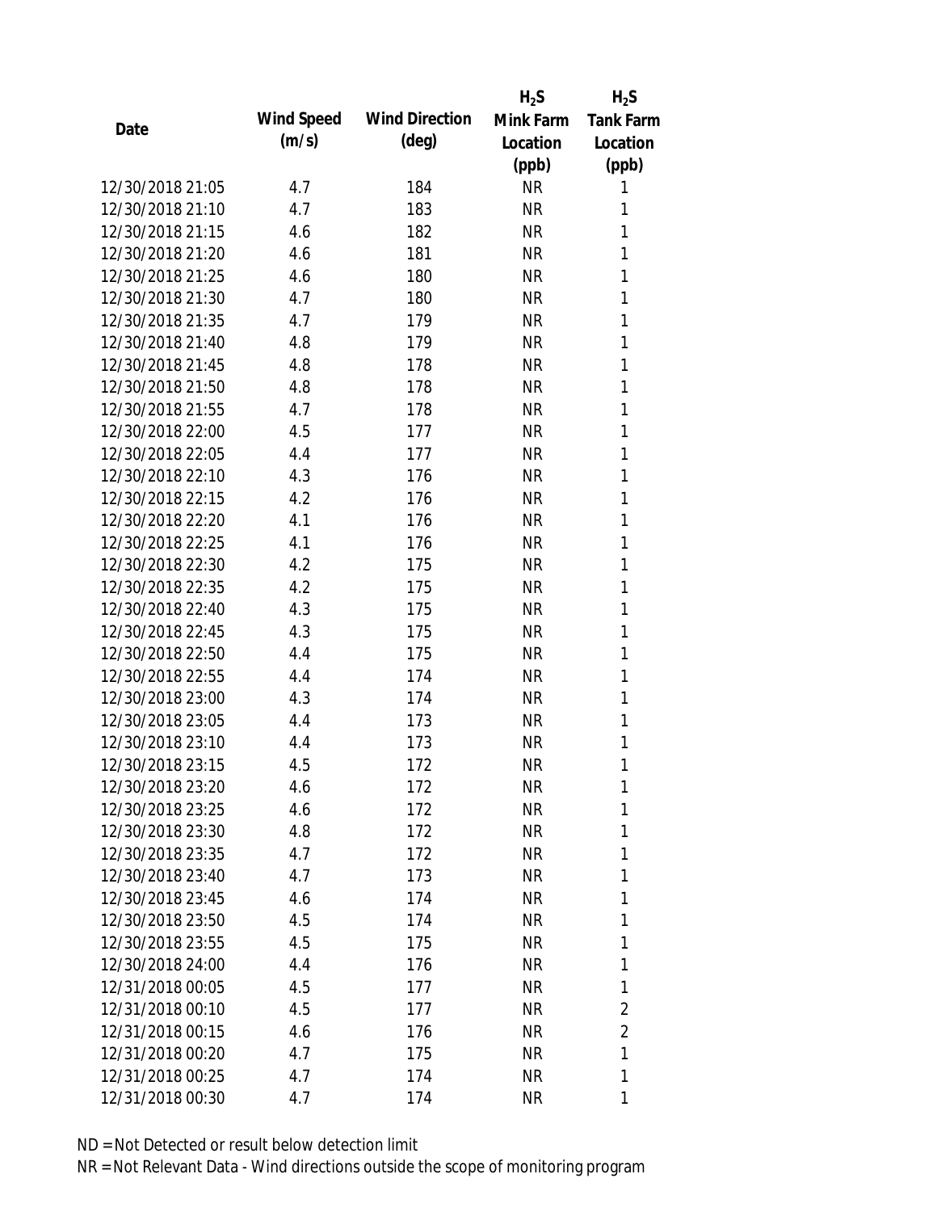| Date | Wind Speed (m/s) | Wind Direction (deg) | $H_2S$ Mink Farm Location (ppb) | $H_2S$ Tank Farm Location (ppb) |
|---|---|---|---|---|
| 12/30/2018 21:05 | 4.7 | 184 | NR | 1 |
| 12/30/2018 21:10 | 4.7 | 183 | NR | 1 |
| 12/30/2018 21:15 | 4.6 | 182 | NR | 1 |
| 12/30/2018 21:20 | 4.6 | 181 | NR | 1 |
| 12/30/2018 21:25 | 4.6 | 180 | NR | 1 |
| 12/30/2018 21:30 | 4.7 | 180 | NR | 1 |
| 12/30/2018 21:35 | 4.7 | 179 | NR | 1 |
| 12/30/2018 21:40 | 4.8 | 179 | NR | 1 |
| 12/30/2018 21:45 | 4.8 | 178 | NR | 1 |
| 12/30/2018 21:50 | 4.8 | 178 | NR | 1 |
| 12/30/2018 21:55 | 4.7 | 178 | NR | 1 |
| 12/30/2018 22:00 | 4.5 | 177 | NR | 1 |
| 12/30/2018 22:05 | 4.4 | 177 | NR | 1 |
| 12/30/2018 22:10 | 4.3 | 176 | NR | 1 |
| 12/30/2018 22:15 | 4.2 | 176 | NR | 1 |
| 12/30/2018 22:20 | 4.1 | 176 | NR | 1 |
| 12/30/2018 22:25 | 4.1 | 176 | NR | 1 |
| 12/30/2018 22:30 | 4.2 | 175 | NR | 1 |
| 12/30/2018 22:35 | 4.2 | 175 | NR | 1 |
| 12/30/2018 22:40 | 4.3 | 175 | NR | 1 |
| 12/30/2018 22:45 | 4.3 | 175 | NR | 1 |
| 12/30/2018 22:50 | 4.4 | 175 | NR | 1 |
| 12/30/2018 22:55 | 4.4 | 174 | NR | 1 |
| 12/30/2018 23:00 | 4.3 | 174 | NR | 1 |
| 12/30/2018 23:05 | 4.4 | 173 | NR | 1 |
| 12/30/2018 23:10 | 4.4 | 173 | NR | 1 |
| 12/30/2018 23:15 | 4.5 | 172 | NR | 1 |
| 12/30/2018 23:20 | 4.6 | 172 | NR | 1 |
| 12/30/2018 23:25 | 4.6 | 172 | NR | 1 |
| 12/30/2018 23:30 | 4.8 | 172 | NR | 1 |
| 12/30/2018 23:35 | 4.7 | 172 | NR | 1 |
| 12/30/2018 23:40 | 4.7 | 173 | NR | 1 |
| 12/30/2018 23:45 | 4.6 | 174 | NR | 1 |
| 12/30/2018 23:50 | 4.5 | 174 | NR | 1 |
| 12/30/2018 23:55 | 4.5 | 175 | NR | 1 |
| 12/30/2018 24:00 | 4.4 | 176 | NR | 1 |
| 12/31/2018 00:05 | 4.5 | 177 | NR | 1 |
| 12/31/2018 00:10 | 4.5 | 177 | NR | 2 |
| 12/31/2018 00:15 | 4.6 | 176 | NR | 2 |
| 12/31/2018 00:20 | 4.7 | 175 | NR | 1 |
| 12/31/2018 00:25 | 4.7 | 174 | NR | 1 |
| 12/31/2018 00:30 | 4.7 | 174 | NR | 1 |

ND = Not Detected or result below detection limit

NR = Not Relevant Data - Wind directions outside the scope of monitoring program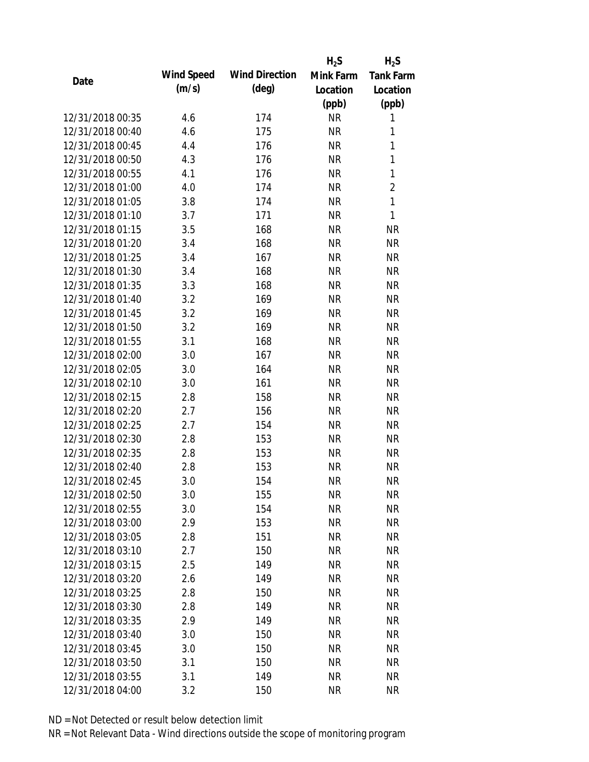| Date | Wind Speed (m/s) | Wind Direction (deg) | $H_2S$ Mink Farm Location (ppb) | $H_2S$ Tank Farm Location (ppb) |
|---|---|---|---|---|
| 12/31/2018 00:35 | 4.6 | 174 | NR | 1 |
| 12/31/2018 00:40 | 4.6 | 175 | NR | 1 |
| 12/31/2018 00:45 | 4.4 | 176 | NR | 1 |
| 12/31/2018 00:50 | 4.3 | 176 | NR | 1 |
| 12/31/2018 00:55 | 4.1 | 176 | NR | 1 |
| 12/31/2018 01:00 | 4.0 | 174 | NR | 2 |
| 12/31/2018 01:05 | 3.8 | 174 | NR | 1 |
| 12/31/2018 01:10 | 3.7 | 171 | NR | 1 |
| 12/31/2018 01:15 | 3.5 | 168 | NR | NR |
| 12/31/2018 01:20 | 3.4 | 168 | NR | NR |
| 12/31/2018 01:25 | 3.4 | 167 | NR | NR |
| 12/31/2018 01:30 | 3.4 | 168 | NR | NR |
| 12/31/2018 01:35 | 3.3 | 168 | NR | NR |
| 12/31/2018 01:40 | 3.2 | 169 | NR | NR |
| 12/31/2018 01:45 | 3.2 | 169 | NR | NR |
| 12/31/2018 01:50 | 3.2 | 169 | NR | NR |
| 12/31/2018 01:55 | 3.1 | 168 | NR | NR |
| 12/31/2018 02:00 | 3.0 | 167 | NR | NR |
| 12/31/2018 02:05 | 3.0 | 164 | NR | NR |
| 12/31/2018 02:10 | 3.0 | 161 | NR | NR |
| 12/31/2018 02:15 | 2.8 | 158 | NR | NR |
| 12/31/2018 02:20 | 2.7 | 156 | NR | NR |
| 12/31/2018 02:25 | 2.7 | 154 | NR | NR |
| 12/31/2018 02:30 | 2.8 | 153 | NR | NR |
| 12/31/2018 02:35 | 2.8 | 153 | NR | NR |
| 12/31/2018 02:40 | 2.8 | 153 | NR | NR |
| 12/31/2018 02:45 | 3.0 | 154 | NR | NR |
| 12/31/2018 02:50 | 3.0 | 155 | NR | NR |
| 12/31/2018 02:55 | 3.0 | 154 | NR | NR |
| 12/31/2018 03:00 | 2.9 | 153 | NR | NR |
| 12/31/2018 03:05 | 2.8 | 151 | NR | NR |
| 12/31/2018 03:10 | 2.7 | 150 | NR | NR |
| 12/31/2018 03:15 | 2.5 | 149 | NR | NR |
| 12/31/2018 03:20 | 2.6 | 149 | NR | NR |
| 12/31/2018 03:25 | 2.8 | 150 | NR | NR |
| 12/31/2018 03:30 | 2.8 | 149 | NR | NR |
| 12/31/2018 03:35 | 2.9 | 149 | NR | NR |
| 12/31/2018 03:40 | 3.0 | 150 | NR | NR |
| 12/31/2018 03:45 | 3.0 | 150 | NR | NR |
| 12/31/2018 03:50 | 3.1 | 150 | NR | NR |
| 12/31/2018 03:55 | 3.1 | 149 | NR | NR |
| 12/31/2018 04:00 | 3.2 | 150 | NR | NR |

ND = Not Detected or result below detection limit

NR = Not Relevant Data - Wind directions outside the scope of monitoring program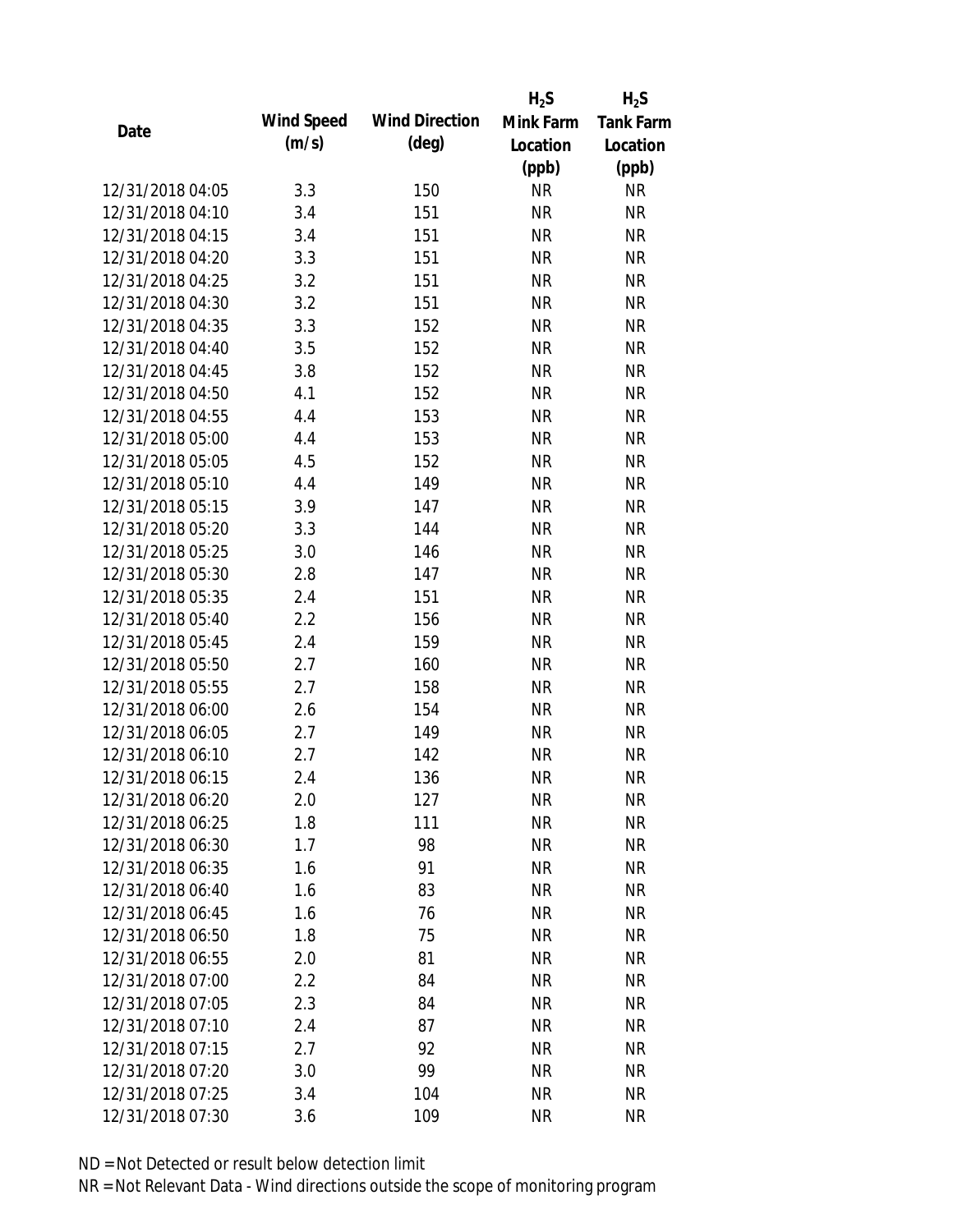| Date | Wind Speed (m/s) | Wind Direction (deg) | $H_2S$ Mink Farm Location (ppb) | $H_2S$ Tank Farm Location (ppb) |
|---|---|---|---|---|
| 12/31/2018 04:05 | 3.3 | 150 | NR | NR |
| 12/31/2018 04:10 | 3.4 | 151 | NR | NR |
| 12/31/2018 04:15 | 3.4 | 151 | NR | NR |
| 12/31/2018 04:20 | 3.3 | 151 | NR | NR |
| 12/31/2018 04:25 | 3.2 | 151 | NR | NR |
| 12/31/2018 04:30 | 3.2 | 151 | NR | NR |
| 12/31/2018 04:35 | 3.3 | 152 | NR | NR |
| 12/31/2018 04:40 | 3.5 | 152 | NR | NR |
| 12/31/2018 04:45 | 3.8 | 152 | NR | NR |
| 12/31/2018 04:50 | 4.1 | 152 | NR | NR |
| 12/31/2018 04:55 | 4.4 | 153 | NR | NR |
| 12/31/2018 05:00 | 4.4 | 153 | NR | NR |
| 12/31/2018 05:05 | 4.5 | 152 | NR | NR |
| 12/31/2018 05:10 | 4.4 | 149 | NR | NR |
| 12/31/2018 05:15 | 3.9 | 147 | NR | NR |
| 12/31/2018 05:20 | 3.3 | 144 | NR | NR |
| 12/31/2018 05:25 | 3.0 | 146 | NR | NR |
| 12/31/2018 05:30 | 2.8 | 147 | NR | NR |
| 12/31/2018 05:35 | 2.4 | 151 | NR | NR |
| 12/31/2018 05:40 | 2.2 | 156 | NR | NR |
| 12/31/2018 05:45 | 2.4 | 159 | NR | NR |
| 12/31/2018 05:50 | 2.7 | 160 | NR | NR |
| 12/31/2018 05:55 | 2.7 | 158 | NR | NR |
| 12/31/2018 06:00 | 2.6 | 154 | NR | NR |
| 12/31/2018 06:05 | 2.7 | 149 | NR | NR |
| 12/31/2018 06:10 | 2.7 | 142 | NR | NR |
| 12/31/2018 06:15 | 2.4 | 136 | NR | NR |
| 12/31/2018 06:20 | 2.0 | 127 | NR | NR |
| 12/31/2018 06:25 | 1.8 | 111 | NR | NR |
| 12/31/2018 06:30 | 1.7 | 98 | NR | NR |
| 12/31/2018 06:35 | 1.6 | 91 | NR | NR |
| 12/31/2018 06:40 | 1.6 | 83 | NR | NR |
| 12/31/2018 06:45 | 1.6 | 76 | NR | NR |
| 12/31/2018 06:50 | 1.8 | 75 | NR | NR |
| 12/31/2018 06:55 | 2.0 | 81 | NR | NR |
| 12/31/2018 07:00 | 2.2 | 84 | NR | NR |
| 12/31/2018 07:05 | 2.3 | 84 | NR | NR |
| 12/31/2018 07:10 | 2.4 | 87 | NR | NR |
| 12/31/2018 07:15 | 2.7 | 92 | NR | NR |
| 12/31/2018 07:20 | 3.0 | 99 | NR | NR |
| 12/31/2018 07:25 | 3.4 | 104 | NR | NR |
| 12/31/2018 07:30 | 3.6 | 109 | NR | NR |

ND = Not Detected or result below detection limit

NR = Not Relevant Data - Wind directions outside the scope of monitoring program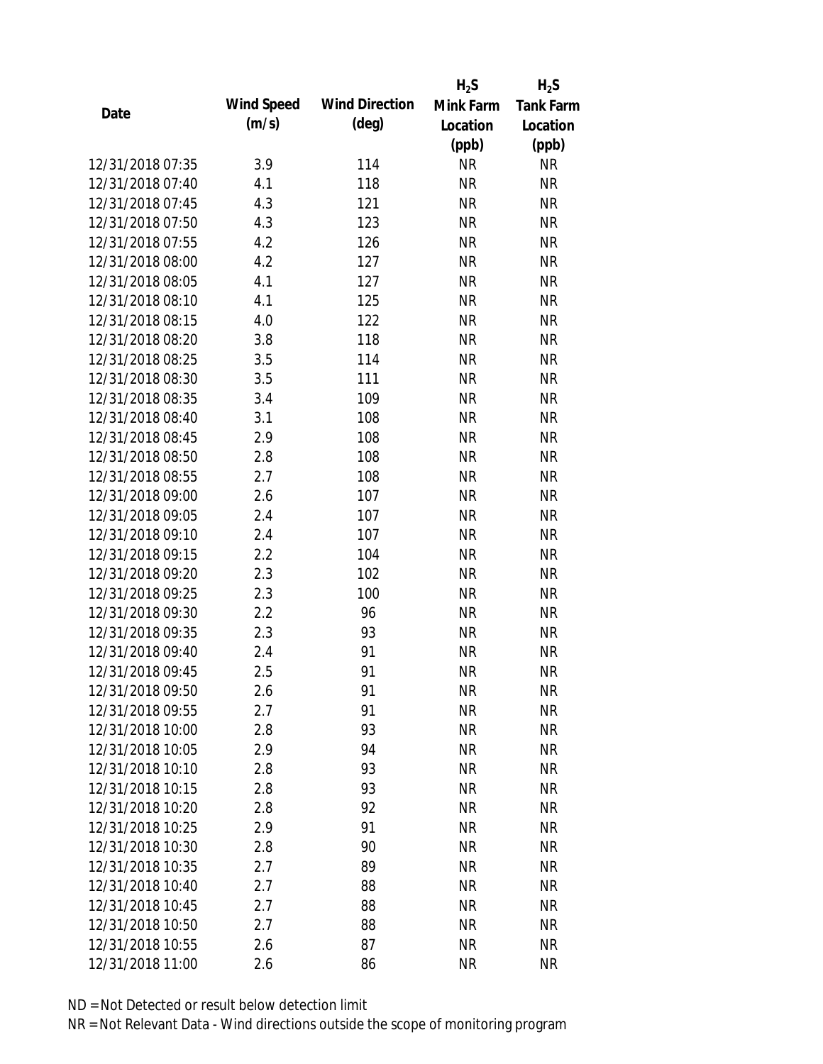| Date | Wind Speed (m/s) | Wind Direction (deg) | $H_2S$ Mink Farm Location (ppb) | $H_2S$ Tank Farm Location (ppb) |
|---|---|---|---|---|
| 12/31/2018 07:35 | 3.9 | 114 | NR | NR |
| 12/31/2018 07:40 | 4.1 | 118 | NR | NR |
| 12/31/2018 07:45 | 4.3 | 121 | NR | NR |
| 12/31/2018 07:50 | 4.3 | 123 | NR | NR |
| 12/31/2018 07:55 | 4.2 | 126 | NR | NR |
| 12/31/2018 08:00 | 4.2 | 127 | NR | NR |
| 12/31/2018 08:05 | 4.1 | 127 | NR | NR |
| 12/31/2018 08:10 | 4.1 | 125 | NR | NR |
| 12/31/2018 08:15 | 4.0 | 122 | NR | NR |
| 12/31/2018 08:20 | 3.8 | 118 | NR | NR |
| 12/31/2018 08:25 | 3.5 | 114 | NR | NR |
| 12/31/2018 08:30 | 3.5 | 111 | NR | NR |
| 12/31/2018 08:35 | 3.4 | 109 | NR | NR |
| 12/31/2018 08:40 | 3.1 | 108 | NR | NR |
| 12/31/2018 08:45 | 2.9 | 108 | NR | NR |
| 12/31/2018 08:50 | 2.8 | 108 | NR | NR |
| 12/31/2018 08:55 | 2.7 | 108 | NR | NR |
| 12/31/2018 09:00 | 2.6 | 107 | NR | NR |
| 12/31/2018 09:05 | 2.4 | 107 | NR | NR |
| 12/31/2018 09:10 | 2.4 | 107 | NR | NR |
| 12/31/2018 09:15 | 2.2 | 104 | NR | NR |
| 12/31/2018 09:20 | 2.3 | 102 | NR | NR |
| 12/31/2018 09:25 | 2.3 | 100 | NR | NR |
| 12/31/2018 09:30 | 2.2 | 96 | NR | NR |
| 12/31/2018 09:35 | 2.3 | 93 | NR | NR |
| 12/31/2018 09:40 | 2.4 | 91 | NR | NR |
| 12/31/2018 09:45 | 2.5 | 91 | NR | NR |
| 12/31/2018 09:50 | 2.6 | 91 | NR | NR |
| 12/31/2018 09:55 | 2.7 | 91 | NR | NR |
| 12/31/2018 10:00 | 2.8 | 93 | NR | NR |
| 12/31/2018 10:05 | 2.9 | 94 | NR | NR |
| 12/31/2018 10:10 | 2.8 | 93 | NR | NR |
| 12/31/2018 10:15 | 2.8 | 93 | NR | NR |
| 12/31/2018 10:20 | 2.8 | 92 | NR | NR |
| 12/31/2018 10:25 | 2.9 | 91 | NR | NR |
| 12/31/2018 10:30 | 2.8 | 90 | NR | NR |
| 12/31/2018 10:35 | 2.7 | 89 | NR | NR |
| 12/31/2018 10:40 | 2.7 | 88 | NR | NR |
| 12/31/2018 10:45 | 2.7 | 88 | NR | NR |
| 12/31/2018 10:50 | 2.7 | 88 | NR | NR |
| 12/31/2018 10:55 | 2.6 | 87 | NR | NR |
| 12/31/2018 11:00 | 2.6 | 86 | NR | NR |

ND = Not Detected or result below detection limit

NR = Not Relevant Data - Wind directions outside the scope of monitoring program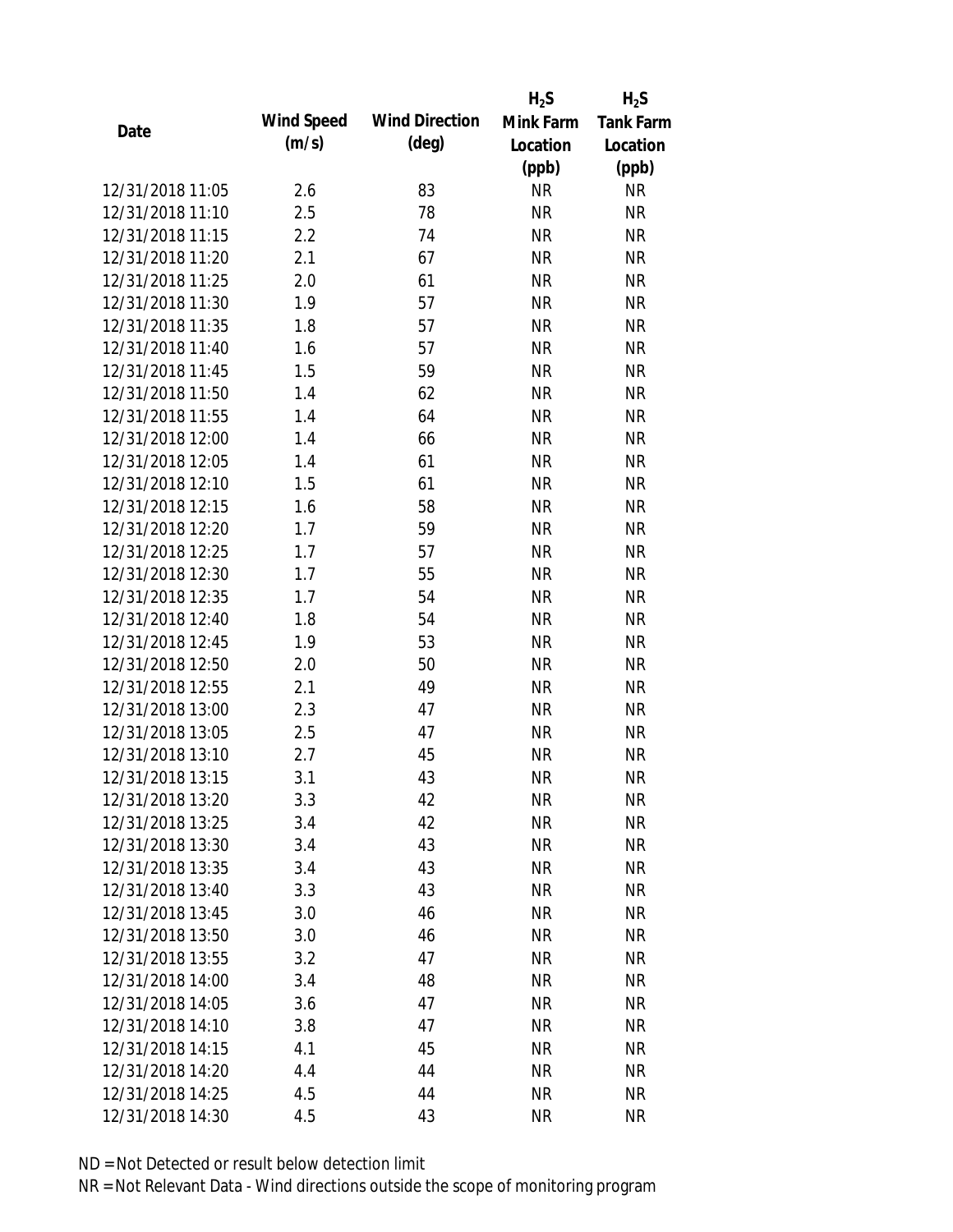| Date | Wind Speed (m/s) | Wind Direction (deg) | $H_2S$ Mink Farm Location (ppb) | $H_2S$ Tank Farm Location (ppb) |
|---|---|---|---|---|
| 12/31/2018 11:05 | 2.6 | 83 | NR | NR |
| 12/31/2018 11:10 | 2.5 | 78 | NR | NR |
| 12/31/2018 11:15 | 2.2 | 74 | NR | NR |
| 12/31/2018 11:20 | 2.1 | 67 | NR | NR |
| 12/31/2018 11:25 | 2.0 | 61 | NR | NR |
| 12/31/2018 11:30 | 1.9 | 57 | NR | NR |
| 12/31/2018 11:35 | 1.8 | 57 | NR | NR |
| 12/31/2018 11:40 | 1.6 | 57 | NR | NR |
| 12/31/2018 11:45 | 1.5 | 59 | NR | NR |
| 12/31/2018 11:50 | 1.4 | 62 | NR | NR |
| 12/31/2018 11:55 | 1.4 | 64 | NR | NR |
| 12/31/2018 12:00 | 1.4 | 66 | NR | NR |
| 12/31/2018 12:05 | 1.4 | 61 | NR | NR |
| 12/31/2018 12:10 | 1.5 | 61 | NR | NR |
| 12/31/2018 12:15 | 1.6 | 58 | NR | NR |
| 12/31/2018 12:20 | 1.7 | 59 | NR | NR |
| 12/31/2018 12:25 | 1.7 | 57 | NR | NR |
| 12/31/2018 12:30 | 1.7 | 55 | NR | NR |
| 12/31/2018 12:35 | 1.7 | 54 | NR | NR |
| 12/31/2018 12:40 | 1.8 | 54 | NR | NR |
| 12/31/2018 12:45 | 1.9 | 53 | NR | NR |
| 12/31/2018 12:50 | 2.0 | 50 | NR | NR |
| 12/31/2018 12:55 | 2.1 | 49 | NR | NR |
| 12/31/2018 13:00 | 2.3 | 47 | NR | NR |
| 12/31/2018 13:05 | 2.5 | 47 | NR | NR |
| 12/31/2018 13:10 | 2.7 | 45 | NR | NR |
| 12/31/2018 13:15 | 3.1 | 43 | NR | NR |
| 12/31/2018 13:20 | 3.3 | 42 | NR | NR |
| 12/31/2018 13:25 | 3.4 | 42 | NR | NR |
| 12/31/2018 13:30 | 3.4 | 43 | NR | NR |
| 12/31/2018 13:35 | 3.4 | 43 | NR | NR |
| 12/31/2018 13:40 | 3.3 | 43 | NR | NR |
| 12/31/2018 13:45 | 3.0 | 46 | NR | NR |
| 12/31/2018 13:50 | 3.0 | 46 | NR | NR |
| 12/31/2018 13:55 | 3.2 | 47 | NR | NR |
| 12/31/2018 14:00 | 3.4 | 48 | NR | NR |
| 12/31/2018 14:05 | 3.6 | 47 | NR | NR |
| 12/31/2018 14:10 | 3.8 | 47 | NR | NR |
| 12/31/2018 14:15 | 4.1 | 45 | NR | NR |
| 12/31/2018 14:20 | 4.4 | 44 | NR | NR |
| 12/31/2018 14:25 | 4.5 | 44 | NR | NR |
| 12/31/2018 14:30 | 4.5 | 43 | NR | NR |

ND = Not Detected or result below detection limit

NR = Not Relevant Data - Wind directions outside the scope of monitoring program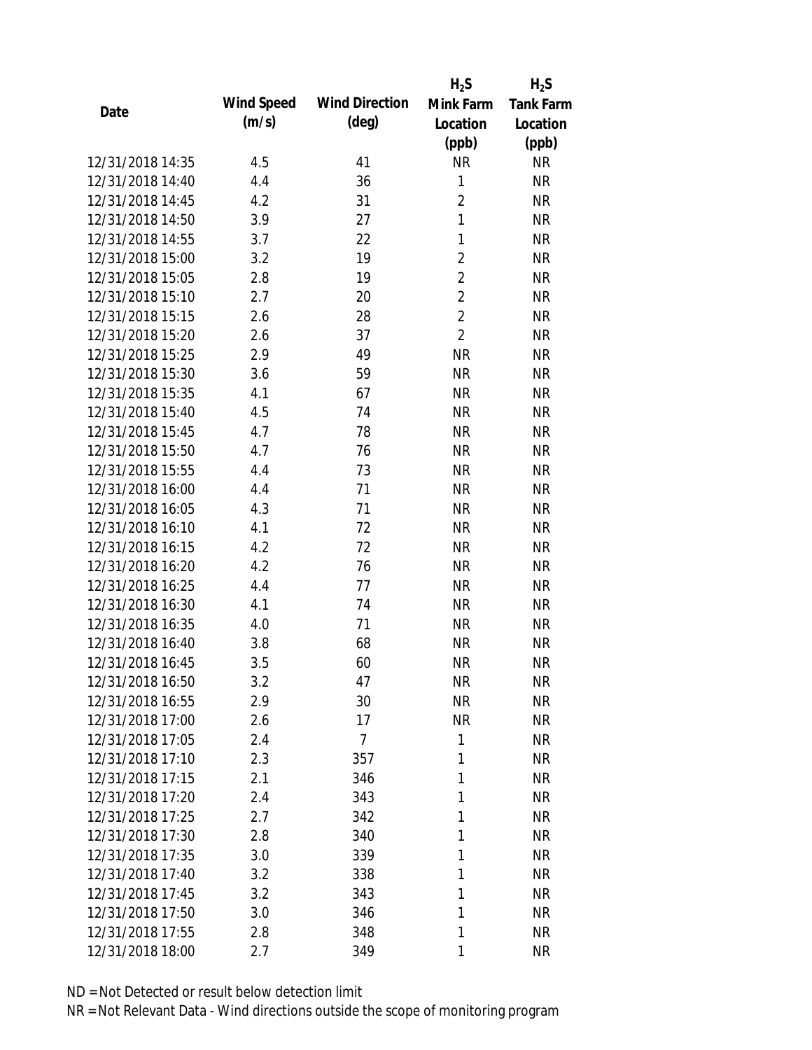| Date | Wind Speed (m/s) | Wind Direction (deg) | $H_2S$ Mink Farm Location (ppb) | $H_2S$ Tank Farm Location (ppb) |
|---|---|---|---|---|
| 12/31/2018 14:35 | 4.5 | 41 | NR | NR |
| 12/31/2018 14:40 | 4.4 | 36 | 1 | NR |
| 12/31/2018 14:45 | 4.2 | 31 | 2 | NR |
| 12/31/2018 14:50 | 3.9 | 27 | 1 | NR |
| 12/31/2018 14:55 | 3.7 | 22 | 1 | NR |
| 12/31/2018 15:00 | 3.2 | 19 | 2 | NR |
| 12/31/2018 15:05 | 2.8 | 19 | 2 | NR |
| 12/31/2018 15:10 | 2.7 | 20 | 2 | NR |
| 12/31/2018 15:15 | 2.6 | 28 | 2 | NR |
| 12/31/2018 15:20 | 2.6 | 37 | 2 | NR |
| 12/31/2018 15:25 | 2.9 | 49 | NR | NR |
| 12/31/2018 15:30 | 3.6 | 59 | NR | NR |
| 12/31/2018 15:35 | 4.1 | 67 | NR | NR |
| 12/31/2018 15:40 | 4.5 | 74 | NR | NR |
| 12/31/2018 15:45 | 4.7 | 78 | NR | NR |
| 12/31/2018 15:50 | 4.7 | 76 | NR | NR |
| 12/31/2018 15:55 | 4.4 | 73 | NR | NR |
| 12/31/2018 16:00 | 4.4 | 71 | NR | NR |
| 12/31/2018 16:05 | 4.3 | 71 | NR | NR |
| 12/31/2018 16:10 | 4.1 | 72 | NR | NR |
| 12/31/2018 16:15 | 4.2 | 72 | NR | NR |
| 12/31/2018 16:20 | 4.2 | 76 | NR | NR |
| 12/31/2018 16:25 | 4.4 | 77 | NR | NR |
| 12/31/2018 16:30 | 4.1 | 74 | NR | NR |
| 12/31/2018 16:35 | 4.0 | 71 | NR | NR |
| 12/31/2018 16:40 | 3.8 | 68 | NR | NR |
| 12/31/2018 16:45 | 3.5 | 60 | NR | NR |
| 12/31/2018 16:50 | 3.2 | 47 | NR | NR |
| 12/31/2018 16:55 | 2.9 | 30 | NR | NR |
| 12/31/2018 17:00 | 2.6 | 17 | NR | NR |
| 12/31/2018 17:05 | 2.4 | 7 | 1 | NR |
| 12/31/2018 17:10 | 2.3 | 357 | 1 | NR |
| 12/31/2018 17:15 | 2.1 | 346 | 1 | NR |
| 12/31/2018 17:20 | 2.4 | 343 | 1 | NR |
| 12/31/2018 17:25 | 2.7 | 342 | 1 | NR |
| 12/31/2018 17:30 | 2.8 | 340 | 1 | NR |
| 12/31/2018 17:35 | 3.0 | 339 | 1 | NR |
| 12/31/2018 17:40 | 3.2 | 338 | 1 | NR |
| 12/31/2018 17:45 | 3.2 | 343 | 1 | NR |
| 12/31/2018 17:50 | 3.0 | 346 | 1 | NR |
| 12/31/2018 17:55 | 2.8 | 348 | 1 | NR |
| 12/31/2018 18:00 | 2.7 | 349 | 1 | NR |

ND = Not Detected or result below detection limit

NR = Not Relevant Data - Wind directions outside the scope of monitoring program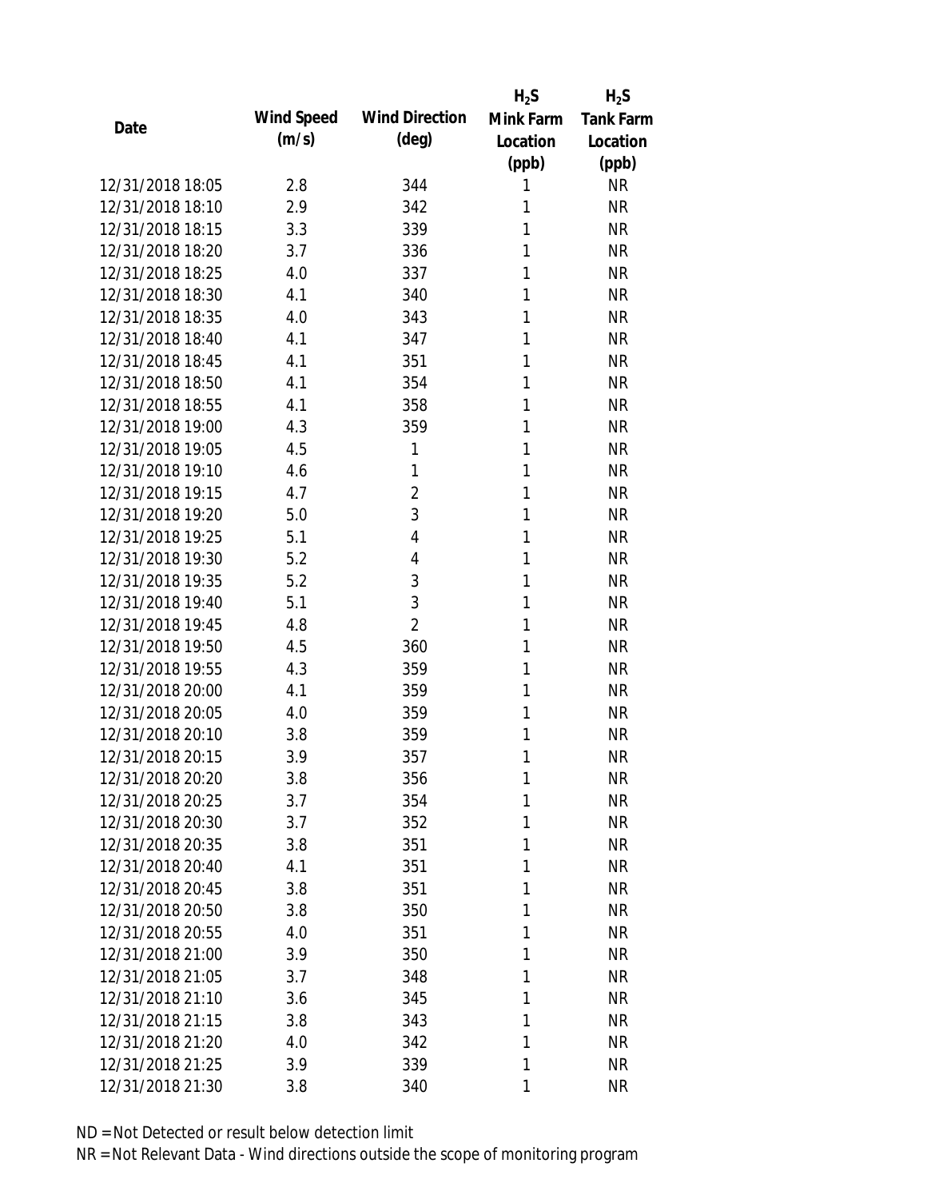| Date | Wind Speed (m/s) | Wind Direction (deg) | $H_2S$ Mink Farm Location (ppb) | $H_2S$ Tank Farm Location (ppb) |
|---|---|---|---|---|
| 12/31/2018 18:05 | 2.8 | 344 | 1 | NR |
| 12/31/2018 18:10 | 2.9 | 342 | 1 | NR |
| 12/31/2018 18:15 | 3.3 | 339 | 1 | NR |
| 12/31/2018 18:20 | 3.7 | 336 | 1 | NR |
| 12/31/2018 18:25 | 4.0 | 337 | 1 | NR |
| 12/31/2018 18:30 | 4.1 | 340 | 1 | NR |
| 12/31/2018 18:35 | 4.0 | 343 | 1 | NR |
| 12/31/2018 18:40 | 4.1 | 347 | 1 | NR |
| 12/31/2018 18:45 | 4.1 | 351 | 1 | NR |
| 12/31/2018 18:50 | 4.1 | 354 | 1 | NR |
| 12/31/2018 18:55 | 4.1 | 358 | 1 | NR |
| 12/31/2018 19:00 | 4.3 | 359 | 1 | NR |
| 12/31/2018 19:05 | 4.5 | 1 | 1 | NR |
| 12/31/2018 19:10 | 4.6 | 1 | 1 | NR |
| 12/31/2018 19:15 | 4.7 | 2 | 1 | NR |
| 12/31/2018 19:20 | 5.0 | 3 | 1 | NR |
| 12/31/2018 19:25 | 5.1 | 4 | 1 | NR |
| 12/31/2018 19:30 | 5.2 | 4 | 1 | NR |
| 12/31/2018 19:35 | 5.2 | 3 | 1 | NR |
| 12/31/2018 19:40 | 5.1 | 3 | 1 | NR |
| 12/31/2018 19:45 | 4.8 | 2 | 1 | NR |
| 12/31/2018 19:50 | 4.5 | 360 | 1 | NR |
| 12/31/2018 19:55 | 4.3 | 359 | 1 | NR |
| 12/31/2018 20:00 | 4.1 | 359 | 1 | NR |
| 12/31/2018 20:05 | 4.0 | 359 | 1 | NR |
| 12/31/2018 20:10 | 3.8 | 359 | 1 | NR |
| 12/31/2018 20:15 | 3.9 | 357 | 1 | NR |
| 12/31/2018 20:20 | 3.8 | 356 | 1 | NR |
| 12/31/2018 20:25 | 3.7 | 354 | 1 | NR |
| 12/31/2018 20:30 | 3.7 | 352 | 1 | NR |
| 12/31/2018 20:35 | 3.8 | 351 | 1 | NR |
| 12/31/2018 20:40 | 4.1 | 351 | 1 | NR |
| 12/31/2018 20:45 | 3.8 | 351 | 1 | NR |
| 12/31/2018 20:50 | 3.8 | 350 | 1 | NR |
| 12/31/2018 20:55 | 4.0 | 351 | 1 | NR |
| 12/31/2018 21:00 | 3.9 | 350 | 1 | NR |
| 12/31/2018 21:05 | 3.7 | 348 | 1 | NR |
| 12/31/2018 21:10 | 3.6 | 345 | 1 | NR |
| 12/31/2018 21:15 | 3.8 | 343 | 1 | NR |
| 12/31/2018 21:20 | 4.0 | 342 | 1 | NR |
| 12/31/2018 21:25 | 3.9 | 339 | 1 | NR |
| 12/31/2018 21:30 | 3.8 | 340 | 1 | NR |

ND = Not Detected or result below detection limit
NR = Not Relevant Data - Wind directions outside the scope of monitoring program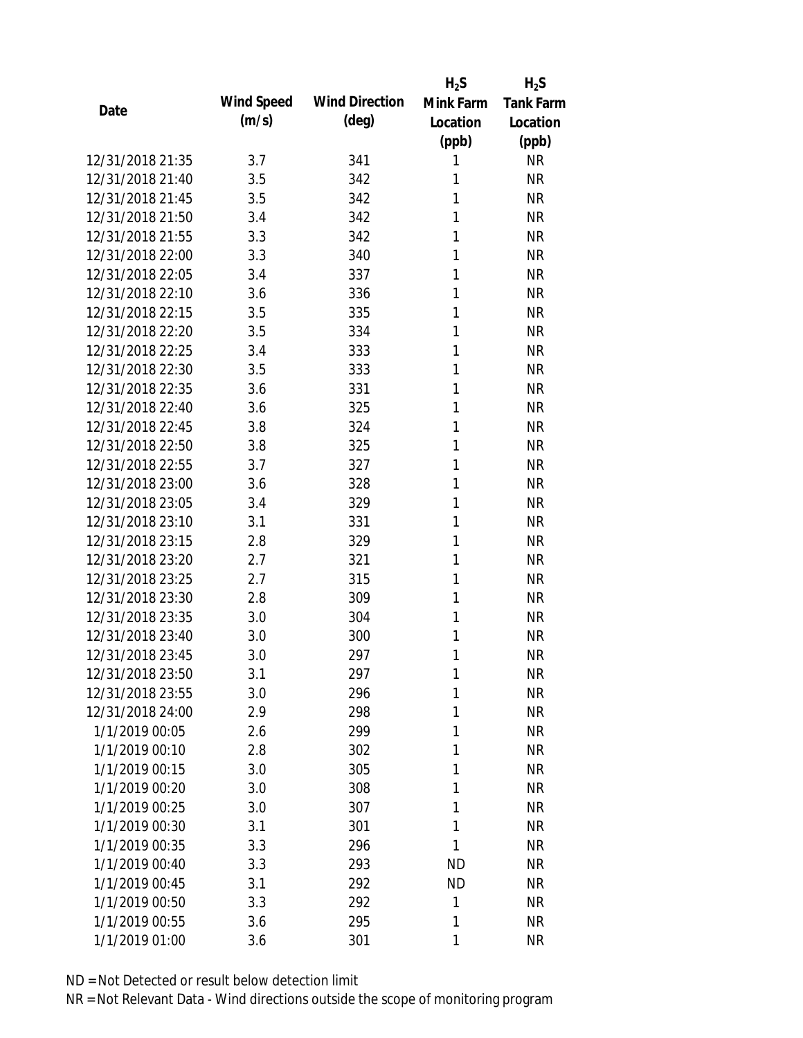| Date | Wind Speed (m/s) | Wind Direction (deg) | $H_2S$ Mink Farm Location (ppb) | $H_2S$ Tank Farm Location (ppb) |
|---|---|---|---|---|
| 12/31/2018 21:35 | 3.7 | 341 | 1 | NR |
| 12/31/2018 21:40 | 3.5 | 342 | 1 | NR |
| 12/31/2018 21:45 | 3.5 | 342 | 1 | NR |
| 12/31/2018 21:50 | 3.4 | 342 | 1 | NR |
| 12/31/2018 21:55 | 3.3 | 342 | 1 | NR |
| 12/31/2018 22:00 | 3.3 | 340 | 1 | NR |
| 12/31/2018 22:05 | 3.4 | 337 | 1 | NR |
| 12/31/2018 22:10 | 3.6 | 336 | 1 | NR |
| 12/31/2018 22:15 | 3.5 | 335 | 1 | NR |
| 12/31/2018 22:20 | 3.5 | 334 | 1 | NR |
| 12/31/2018 22:25 | 3.4 | 333 | 1 | NR |
| 12/31/2018 22:30 | 3.5 | 333 | 1 | NR |
| 12/31/2018 22:35 | 3.6 | 331 | 1 | NR |
| 12/31/2018 22:40 | 3.6 | 325 | 1 | NR |
| 12/31/2018 22:45 | 3.8 | 324 | 1 | NR |
| 12/31/2018 22:50 | 3.8 | 325 | 1 | NR |
| 12/31/2018 22:55 | 3.7 | 327 | 1 | NR |
| 12/31/2018 23:00 | 3.6 | 328 | 1 | NR |
| 12/31/2018 23:05 | 3.4 | 329 | 1 | NR |
| 12/31/2018 23:10 | 3.1 | 331 | 1 | NR |
| 12/31/2018 23:15 | 2.8 | 329 | 1 | NR |
| 12/31/2018 23:20 | 2.7 | 321 | 1 | NR |
| 12/31/2018 23:25 | 2.7 | 315 | 1 | NR |
| 12/31/2018 23:30 | 2.8 | 309 | 1 | NR |
| 12/31/2018 23:35 | 3.0 | 304 | 1 | NR |
| 12/31/2018 23:40 | 3.0 | 300 | 1 | NR |
| 12/31/2018 23:45 | 3.0 | 297 | 1 | NR |
| 12/31/2018 23:50 | 3.1 | 297 | 1 | NR |
| 12/31/2018 23:55 | 3.0 | 296 | 1 | NR |
| 12/31/2018 24:00 | 2.9 | 298 | 1 | NR |
| 1/1/2019 00:05 | 2.6 | 299 | 1 | NR |
| 1/1/2019 00:10 | 2.8 | 302 | 1 | NR |
| 1/1/2019 00:15 | 3.0 | 305 | 1 | NR |
| 1/1/2019 00:20 | 3.0 | 308 | 1 | NR |
| 1/1/2019 00:25 | 3.0 | 307 | 1 | NR |
| 1/1/2019 00:30 | 3.1 | 301 | 1 | NR |
| 1/1/2019 00:35 | 3.3 | 296 | 1 | NR |
| 1/1/2019 00:40 | 3.3 | 293 | ND | NR |
| 1/1/2019 00:45 | 3.1 | 292 | ND | NR |
| 1/1/2019 00:50 | 3.3 | 292 | 1 | NR |
| 1/1/2019 00:55 | 3.6 | 295 | 1 | NR |
| 1/1/2019 01:00 | 3.6 | 301 | 1 | NR |

ND = Not Detected or result below detection limit

NR = Not Relevant Data - Wind directions outside the scope of monitoring program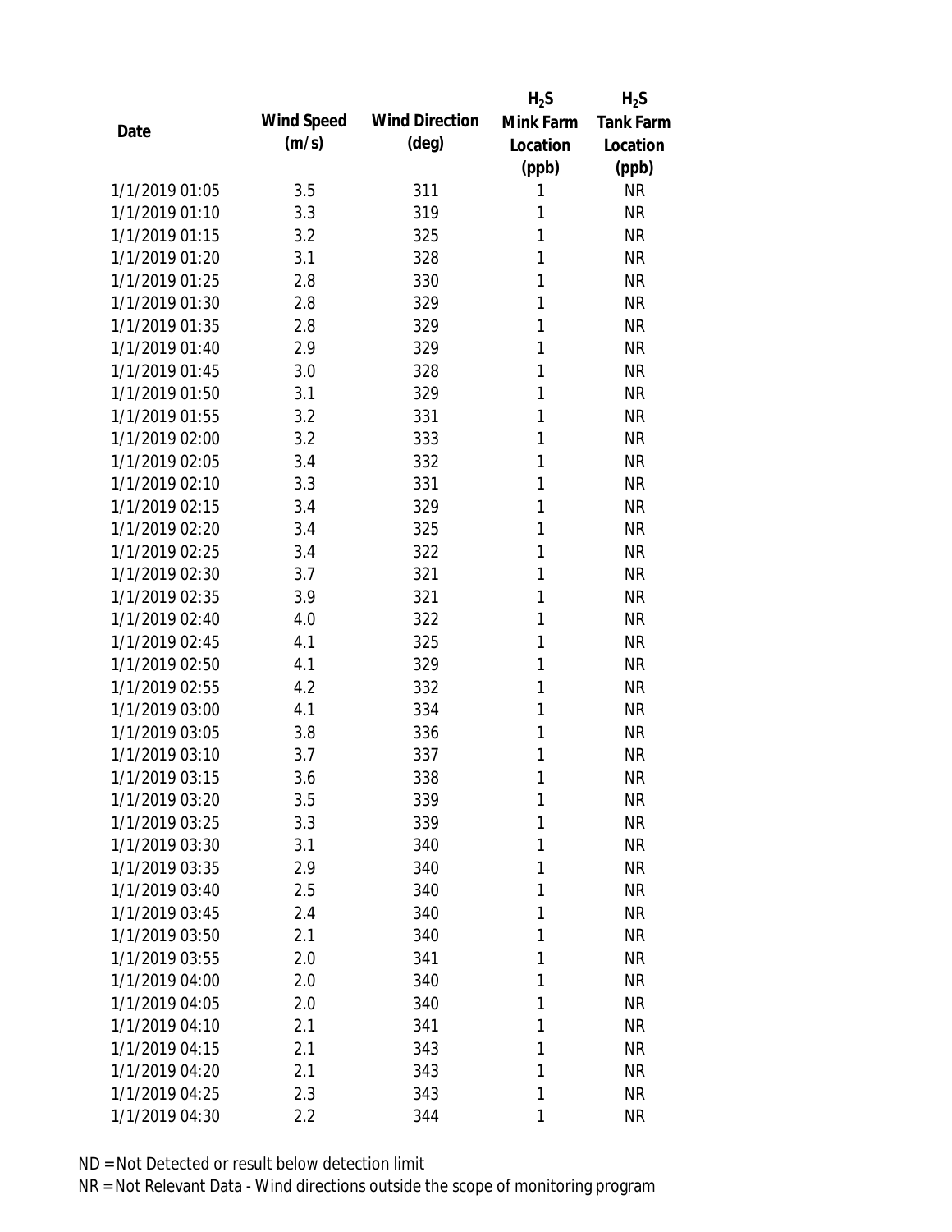| Date | Wind Speed (m/s) | Wind Direction (deg) | $H_2S$ Mink Farm Location (ppb) | $H_2S$ Tank Farm Location (ppb) |
| --- | --- | --- | --- | --- |
| 1/1/2019 01:05 | 3.5 | 311 | 1 | NR |
| 1/1/2019 01:10 | 3.3 | 319 | 1 | NR |
| 1/1/2019 01:15 | 3.2 | 325 | 1 | NR |
| 1/1/2019 01:20 | 3.1 | 328 | 1 | NR |
| 1/1/2019 01:25 | 2.8 | 330 | 1 | NR |
| 1/1/2019 01:30 | 2.8 | 329 | 1 | NR |
| 1/1/2019 01:35 | 2.8 | 329 | 1 | NR |
| 1/1/2019 01:40 | 2.9 | 329 | 1 | NR |
| 1/1/2019 01:45 | 3.0 | 328 | 1 | NR |
| 1/1/2019 01:50 | 3.1 | 329 | 1 | NR |
| 1/1/2019 01:55 | 3.2 | 331 | 1 | NR |
| 1/1/2019 02:00 | 3.2 | 333 | 1 | NR |
| 1/1/2019 02:05 | 3.4 | 332 | 1 | NR |
| 1/1/2019 02:10 | 3.3 | 331 | 1 | NR |
| 1/1/2019 02:15 | 3.4 | 329 | 1 | NR |
| 1/1/2019 02:20 | 3.4 | 325 | 1 | NR |
| 1/1/2019 02:25 | 3.4 | 322 | 1 | NR |
| 1/1/2019 02:30 | 3.7 | 321 | 1 | NR |
| 1/1/2019 02:35 | 3.9 | 321 | 1 | NR |
| 1/1/2019 02:40 | 4.0 | 322 | 1 | NR |
| 1/1/2019 02:45 | 4.1 | 325 | 1 | NR |
| 1/1/2019 02:50 | 4.1 | 329 | 1 | NR |
| 1/1/2019 02:55 | 4.2 | 332 | 1 | NR |
| 1/1/2019 03:00 | 4.1 | 334 | 1 | NR |
| 1/1/2019 03:05 | 3.8 | 336 | 1 | NR |
| 1/1/2019 03:10 | 3.7 | 337 | 1 | NR |
| 1/1/2019 03:15 | 3.6 | 338 | 1 | NR |
| 1/1/2019 03:20 | 3.5 | 339 | 1 | NR |
| 1/1/2019 03:25 | 3.3 | 339 | 1 | NR |
| 1/1/2019 03:30 | 3.1 | 340 | 1 | NR |
| 1/1/2019 03:35 | 2.9 | 340 | 1 | NR |
| 1/1/2019 03:40 | 2.5 | 340 | 1 | NR |
| 1/1/2019 03:45 | 2.4 | 340 | 1 | NR |
| 1/1/2019 03:50 | 2.1 | 340 | 1 | NR |
| 1/1/2019 03:55 | 2.0 | 341 | 1 | NR |
| 1/1/2019 04:00 | 2.0 | 340 | 1 | NR |
| 1/1/2019 04:05 | 2.0 | 340 | 1 | NR |
| 1/1/2019 04:10 | 2.1 | 341 | 1 | NR |
| 1/1/2019 04:15 | 2.1 | 343 | 1 | NR |
| 1/1/2019 04:20 | 2.1 | 343 | 1 | NR |
| 1/1/2019 04:25 | 2.3 | 343 | 1 | NR |
| 1/1/2019 04:30 | 2.2 | 344 | 1 | NR |

ND = Not Detected or result below detection limit

NR = Not Relevant Data - Wind directions outside the scope of monitoring program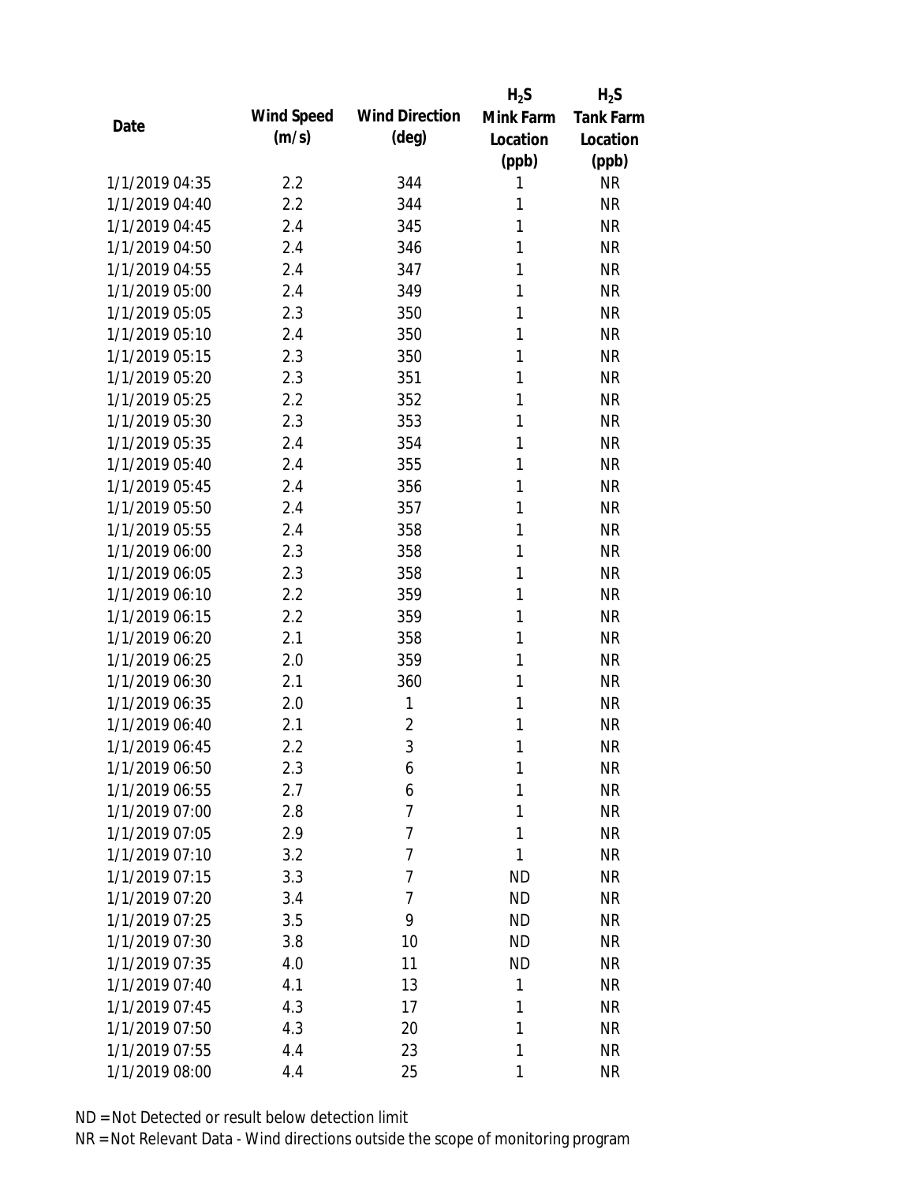| Date | Wind Speed (m/s) | Wind Direction (deg) | $H_2S$ Mink Farm Location (ppb) | $H_2S$ Tank Farm Location (ppb) |
|---|---|---|---|---|
| 1/1/2019 04:35 | 2.2 | 344 | 1 | NR |
| 1/1/2019 04:40 | 2.2 | 344 | 1 | NR |
| 1/1/2019 04:45 | 2.4 | 345 | 1 | NR |
| 1/1/2019 04:50 | 2.4 | 346 | 1 | NR |
| 1/1/2019 04:55 | 2.4 | 347 | 1 | NR |
| 1/1/2019 05:00 | 2.4 | 349 | 1 | NR |
| 1/1/2019 05:05 | 2.3 | 350 | 1 | NR |
| 1/1/2019 05:10 | 2.4 | 350 | 1 | NR |
| 1/1/2019 05:15 | 2.3 | 350 | 1 | NR |
| 1/1/2019 05:20 | 2.3 | 351 | 1 | NR |
| 1/1/2019 05:25 | 2.2 | 352 | 1 | NR |
| 1/1/2019 05:30 | 2.3 | 353 | 1 | NR |
| 1/1/2019 05:35 | 2.4 | 354 | 1 | NR |
| 1/1/2019 05:40 | 2.4 | 355 | 1 | NR |
| 1/1/2019 05:45 | 2.4 | 356 | 1 | NR |
| 1/1/2019 05:50 | 2.4 | 357 | 1 | NR |
| 1/1/2019 05:55 | 2.4 | 358 | 1 | NR |
| 1/1/2019 06:00 | 2.3 | 358 | 1 | NR |
| 1/1/2019 06:05 | 2.3 | 358 | 1 | NR |
| 1/1/2019 06:10 | 2.2 | 359 | 1 | NR |
| 1/1/2019 06:15 | 2.2 | 359 | 1 | NR |
| 1/1/2019 06:20 | 2.1 | 358 | 1 | NR |
| 1/1/2019 06:25 | 2.0 | 359 | 1 | NR |
| 1/1/2019 06:30 | 2.1 | 360 | 1 | NR |
| 1/1/2019 06:35 | 2.0 | 1 | 1 | NR |
| 1/1/2019 06:40 | 2.1 | 2 | 1 | NR |
| 1/1/2019 06:45 | 2.2 | 3 | 1 | NR |
| 1/1/2019 06:50 | 2.3 | 6 | 1 | NR |
| 1/1/2019 06:55 | 2.7 | 6 | 1 | NR |
| 1/1/2019 07:00 | 2.8 | 7 | 1 | NR |
| 1/1/2019 07:05 | 2.9 | 7 | 1 | NR |
| 1/1/2019 07:10 | 3.2 | 7 | 1 | NR |
| 1/1/2019 07:15 | 3.3 | 7 | ND | NR |
| 1/1/2019 07:20 | 3.4 | 7 | ND | NR |
| 1/1/2019 07:25 | 3.5 | 9 | ND | NR |
| 1/1/2019 07:30 | 3.8 | 10 | ND | NR |
| 1/1/2019 07:35 | 4.0 | 11 | ND | NR |
| 1/1/2019 07:40 | 4.1 | 13 | 1 | NR |
| 1/1/2019 07:45 | 4.3 | 17 | 1 | NR |
| 1/1/2019 07:50 | 4.3 | 20 | 1 | NR |
| 1/1/2019 07:55 | 4.4 | 23 | 1 | NR |
| 1/1/2019 08:00 | 4.4 | 25 | 1 | NR |

ND = Not Detected or result below detection limit

NR = Not Relevant Data - Wind directions outside the scope of monitoring program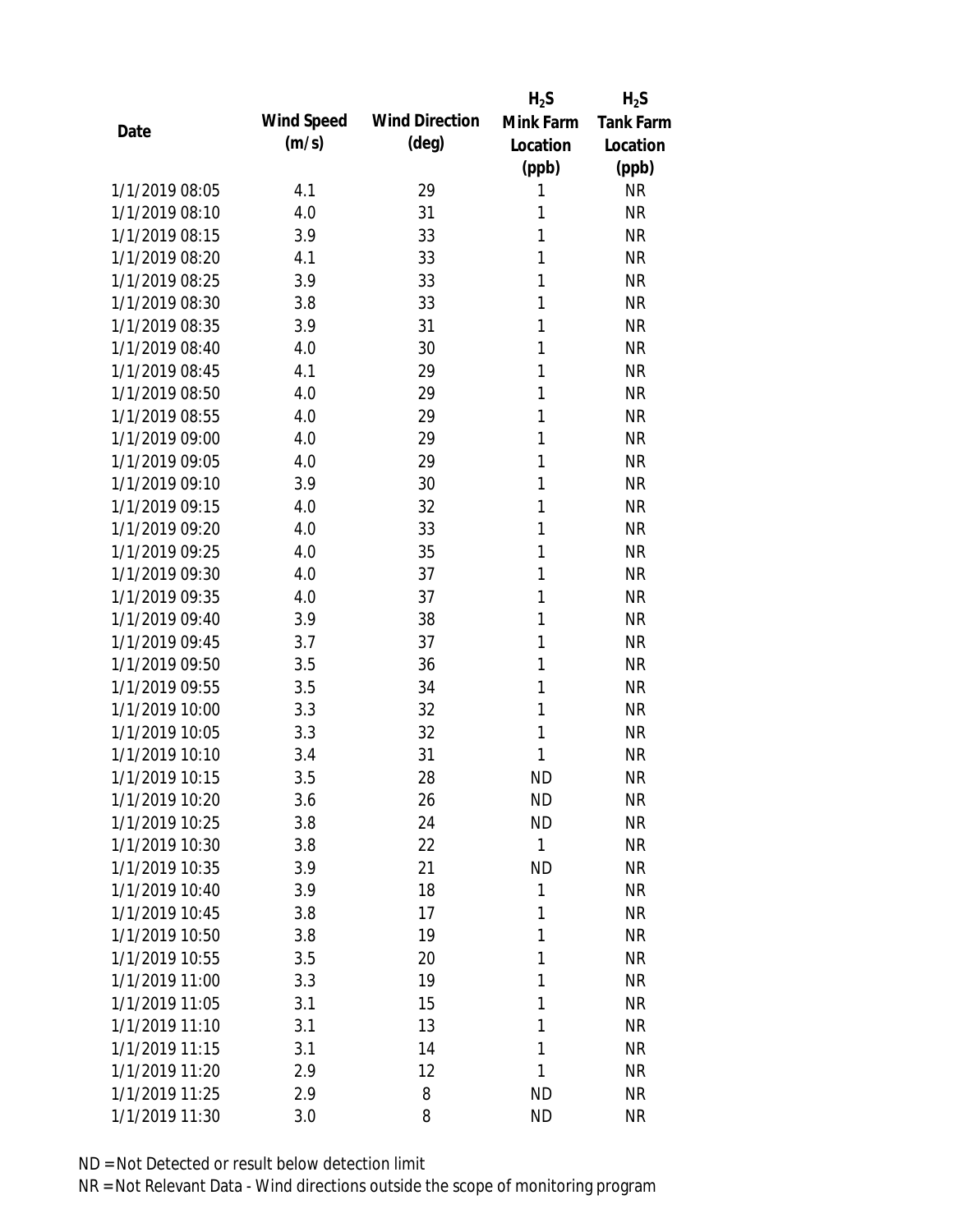| Date | Wind Speed (m/s) | Wind Direction (deg) | $H_2S$ Mink Farm Location (ppb) | $H_2S$ Tank Farm Location (ppb) |
|---|---|---|---|---|
| 1/1/2019 08:05 | 4.1 | 29 | 1 | NR |
| 1/1/2019 08:10 | 4.0 | 31 | 1 | NR |
| 1/1/2019 08:15 | 3.9 | 33 | 1 | NR |
| 1/1/2019 08:20 | 4.1 | 33 | 1 | NR |
| 1/1/2019 08:25 | 3.9 | 33 | 1 | NR |
| 1/1/2019 08:30 | 3.8 | 33 | 1 | NR |
| 1/1/2019 08:35 | 3.9 | 31 | 1 | NR |
| 1/1/2019 08:40 | 4.0 | 30 | 1 | NR |
| 1/1/2019 08:45 | 4.1 | 29 | 1 | NR |
| 1/1/2019 08:50 | 4.0 | 29 | 1 | NR |
| 1/1/2019 08:55 | 4.0 | 29 | 1 | NR |
| 1/1/2019 09:00 | 4.0 | 29 | 1 | NR |
| 1/1/2019 09:05 | 4.0 | 29 | 1 | NR |
| 1/1/2019 09:10 | 3.9 | 30 | 1 | NR |
| 1/1/2019 09:15 | 4.0 | 32 | 1 | NR |
| 1/1/2019 09:20 | 4.0 | 33 | 1 | NR |
| 1/1/2019 09:25 | 4.0 | 35 | 1 | NR |
| 1/1/2019 09:30 | 4.0 | 37 | 1 | NR |
| 1/1/2019 09:35 | 4.0 | 37 | 1 | NR |
| 1/1/2019 09:40 | 3.9 | 38 | 1 | NR |
| 1/1/2019 09:45 | 3.7 | 37 | 1 | NR |
| 1/1/2019 09:50 | 3.5 | 36 | 1 | NR |
| 1/1/2019 09:55 | 3.5 | 34 | 1 | NR |
| 1/1/2019 10:00 | 3.3 | 32 | 1 | NR |
| 1/1/2019 10:05 | 3.3 | 32 | 1 | NR |
| 1/1/2019 10:10 | 3.4 | 31 | 1 | NR |
| 1/1/2019 10:15 | 3.5 | 28 | ND | NR |
| 1/1/2019 10:20 | 3.6 | 26 | ND | NR |
| 1/1/2019 10:25 | 3.8 | 24 | ND | NR |
| 1/1/2019 10:30 | 3.8 | 22 | 1 | NR |
| 1/1/2019 10:35 | 3.9 | 21 | ND | NR |
| 1/1/2019 10:40 | 3.9 | 18 | 1 | NR |
| 1/1/2019 10:45 | 3.8 | 17 | 1 | NR |
| 1/1/2019 10:50 | 3.8 | 19 | 1 | NR |
| 1/1/2019 10:55 | 3.5 | 20 | 1 | NR |
| 1/1/2019 11:00 | 3.3 | 19 | 1 | NR |
| 1/1/2019 11:05 | 3.1 | 15 | 1 | NR |
| 1/1/2019 11:10 | 3.1 | 13 | 1 | NR |
| 1/1/2019 11:15 | 3.1 | 14 | 1 | NR |
| 1/1/2019 11:20 | 2.9 | 12 | 1 | NR |
| 1/1/2019 11:25 | 2.9 | 8 | ND | NR |
| 1/1/2019 11:30 | 3.0 | 8 | ND | NR |

ND = Not Detected or result below detection limit

NR = Not Relevant Data - Wind directions outside the scope of monitoring program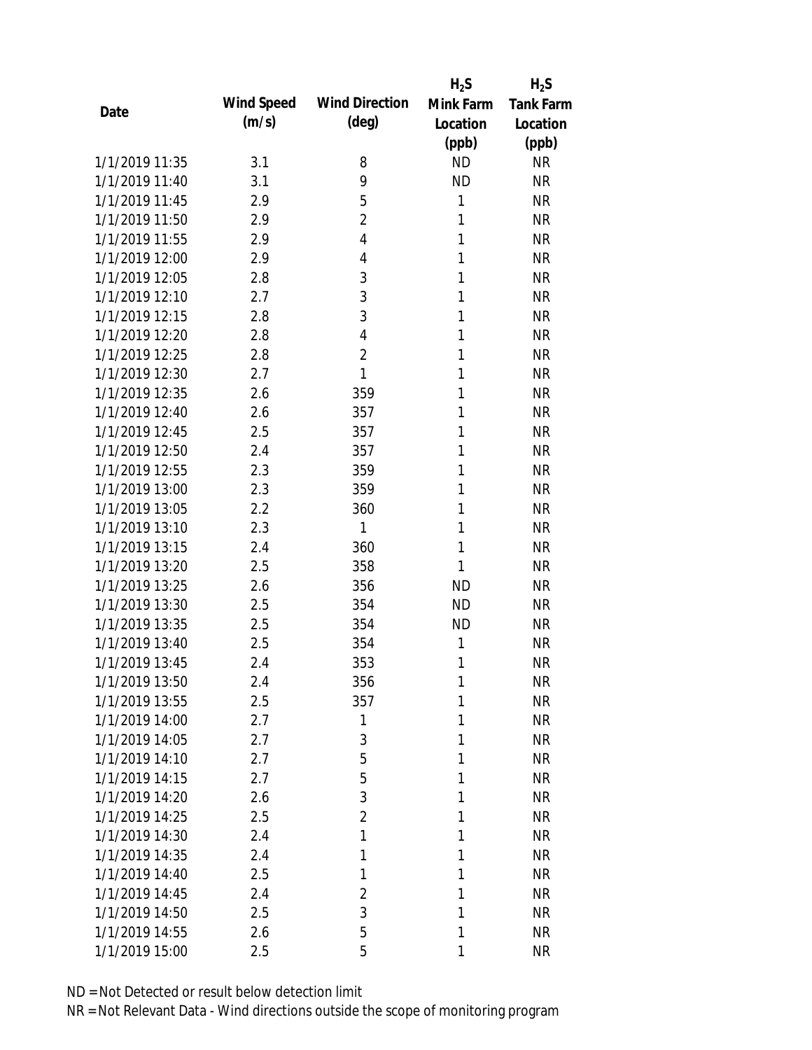| Date | Wind Speed (m/s) | Wind Direction (deg) | $H_2S$ Mink Farm Location (ppb) | $H_2S$ Tank Farm Location (ppb) |
|---|---|---|---|---|
| 1/1/2019 11:35 | 3.1 | 8 | ND | NR |
| 1/1/2019 11:40 | 3.1 | 9 | ND | NR |
| 1/1/2019 11:45 | 2.9 | 5 | 1 | NR |
| 1/1/2019 11:50 | 2.9 | 2 | 1 | NR |
| 1/1/2019 11:55 | 2.9 | 4 | 1 | NR |
| 1/1/2019 12:00 | 2.9 | 4 | 1 | NR |
| 1/1/2019 12:05 | 2.8 | 3 | 1 | NR |
| 1/1/2019 12:10 | 2.7 | 3 | 1 | NR |
| 1/1/2019 12:15 | 2.8 | 3 | 1 | NR |
| 1/1/2019 12:20 | 2.8 | 4 | 1 | NR |
| 1/1/2019 12:25 | 2.8 | 2 | 1 | NR |
| 1/1/2019 12:30 | 2.7 | 1 | 1 | NR |
| 1/1/2019 12:35 | 2.6 | 359 | 1 | NR |
| 1/1/2019 12:40 | 2.6 | 357 | 1 | NR |
| 1/1/2019 12:45 | 2.5 | 357 | 1 | NR |
| 1/1/2019 12:50 | 2.4 | 357 | 1 | NR |
| 1/1/2019 12:55 | 2.3 | 359 | 1 | NR |
| 1/1/2019 13:00 | 2.3 | 359 | 1 | NR |
| 1/1/2019 13:05 | 2.2 | 360 | 1 | NR |
| 1/1/2019 13:10 | 2.3 | 1 | 1 | NR |
| 1/1/2019 13:15 | 2.4 | 360 | 1 | NR |
| 1/1/2019 13:20 | 2.5 | 358 | 1 | NR |
| 1/1/2019 13:25 | 2.6 | 356 | ND | NR |
| 1/1/2019 13:30 | 2.5 | 354 | ND | NR |
| 1/1/2019 13:35 | 2.5 | 354 | ND | NR |
| 1/1/2019 13:40 | 2.5 | 354 | 1 | NR |
| 1/1/2019 13:45 | 2.4 | 353 | 1 | NR |
| 1/1/2019 13:50 | 2.4 | 356 | 1 | NR |
| 1/1/2019 13:55 | 2.5 | 357 | 1 | NR |
| 1/1/2019 14:00 | 2.7 | 1 | 1 | NR |
| 1/1/2019 14:05 | 2.7 | 3 | 1 | NR |
| 1/1/2019 14:10 | 2.7 | 5 | 1 | NR |
| 1/1/2019 14:15 | 2.7 | 5 | 1 | NR |
| 1/1/2019 14:20 | 2.6 | 3 | 1 | NR |
| 1/1/2019 14:25 | 2.5 | 2 | 1 | NR |
| 1/1/2019 14:30 | 2.4 | 1 | 1 | NR |
| 1/1/2019 14:35 | 2.4 | 1 | 1 | NR |
| 1/1/2019 14:40 | 2.5 | 1 | 1 | NR |
| 1/1/2019 14:45 | 2.4 | 2 | 1 | NR |
| 1/1/2019 14:50 | 2.5 | 3 | 1 | NR |
| 1/1/2019 14:55 | 2.6 | 5 | 1 | NR |
| 1/1/2019 15:00 | 2.5 | 5 | 1 | NR |

ND = Not Detected or result below detection limit

NR = Not Relevant Data - Wind directions outside the scope of monitoring program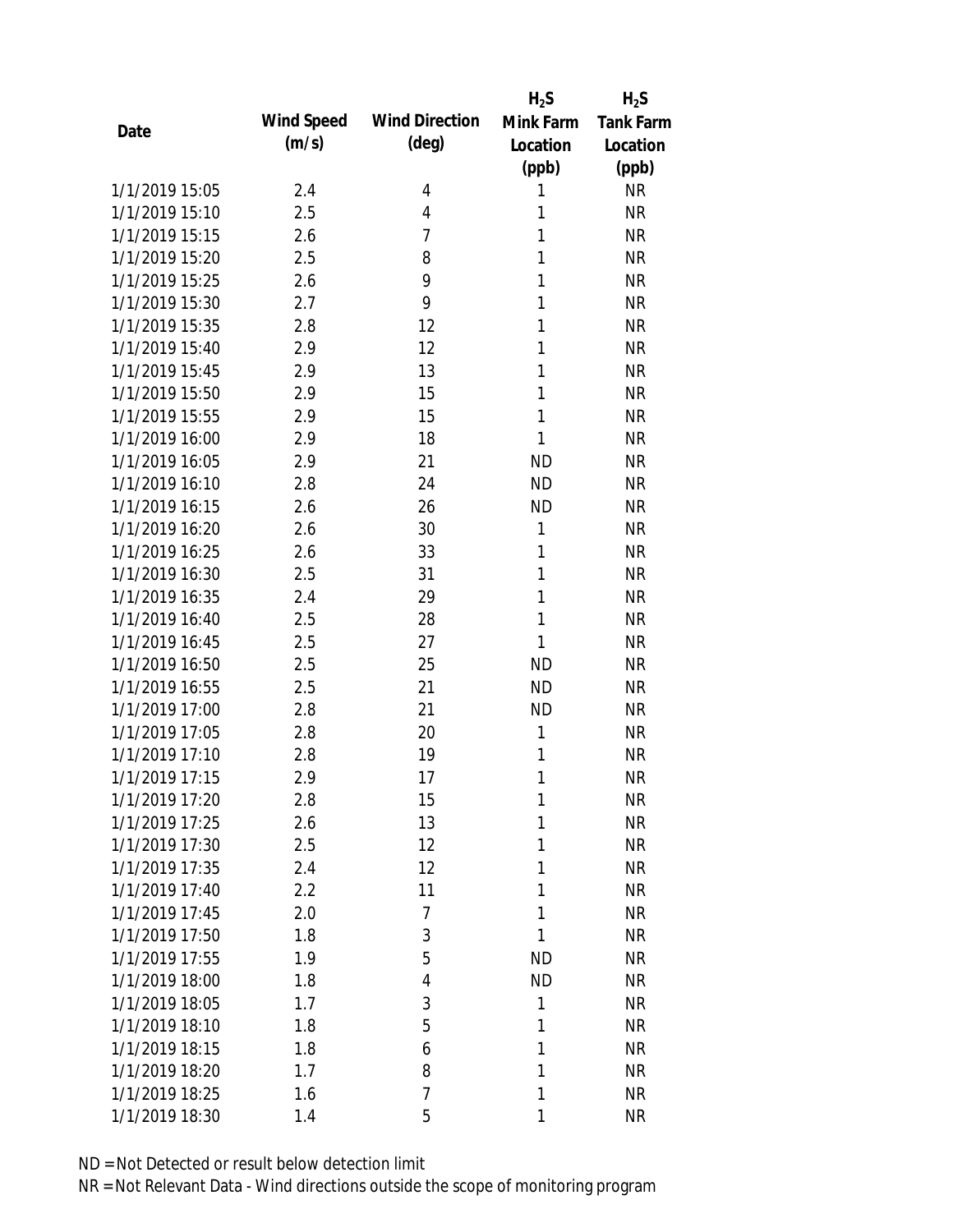| Date | Wind Speed (m/s) | Wind Direction (deg) | $H_2S$ Mink Farm Location (ppb) | $H_2S$ Tank Farm Location (ppb) |
|---|---|---|---|---|
| 1/1/2019 15:05 | 2.4 | 4 | 1 | NR |
| 1/1/2019 15:10 | 2.5 | 4 | 1 | NR |
| 1/1/2019 15:15 | 2.6 | 7 | 1 | NR |
| 1/1/2019 15:20 | 2.5 | 8 | 1 | NR |
| 1/1/2019 15:25 | 2.6 | 9 | 1 | NR |
| 1/1/2019 15:30 | 2.7 | 9 | 1 | NR |
| 1/1/2019 15:35 | 2.8 | 12 | 1 | NR |
| 1/1/2019 15:40 | 2.9 | 12 | 1 | NR |
| 1/1/2019 15:45 | 2.9 | 13 | 1 | NR |
| 1/1/2019 15:50 | 2.9 | 15 | 1 | NR |
| 1/1/2019 15:55 | 2.9 | 15 | 1 | NR |
| 1/1/2019 16:00 | 2.9 | 18 | 1 | NR |
| 1/1/2019 16:05 | 2.9 | 21 | ND | NR |
| 1/1/2019 16:10 | 2.8 | 24 | ND | NR |
| 1/1/2019 16:15 | 2.6 | 26 | ND | NR |
| 1/1/2019 16:20 | 2.6 | 30 | 1 | NR |
| 1/1/2019 16:25 | 2.6 | 33 | 1 | NR |
| 1/1/2019 16:30 | 2.5 | 31 | 1 | NR |
| 1/1/2019 16:35 | 2.4 | 29 | 1 | NR |
| 1/1/2019 16:40 | 2.5 | 28 | 1 | NR |
| 1/1/2019 16:45 | 2.5 | 27 | 1 | NR |
| 1/1/2019 16:50 | 2.5 | 25 | ND | NR |
| 1/1/2019 16:55 | 2.5 | 21 | ND | NR |
| 1/1/2019 17:00 | 2.8 | 21 | ND | NR |
| 1/1/2019 17:05 | 2.8 | 20 | 1 | NR |
| 1/1/2019 17:10 | 2.8 | 19 | 1 | NR |
| 1/1/2019 17:15 | 2.9 | 17 | 1 | NR |
| 1/1/2019 17:20 | 2.8 | 15 | 1 | NR |
| 1/1/2019 17:25 | 2.6 | 13 | 1 | NR |
| 1/1/2019 17:30 | 2.5 | 12 | 1 | NR |
| 1/1/2019 17:35 | 2.4 | 12 | 1 | NR |
| 1/1/2019 17:40 | 2.2 | 11 | 1 | NR |
| 1/1/2019 17:45 | 2.0 | 7 | 1 | NR |
| 1/1/2019 17:50 | 1.8 | 3 | 1 | NR |
| 1/1/2019 17:55 | 1.9 | 5 | ND | NR |
| 1/1/2019 18:00 | 1.8 | 4 | ND | NR |
| 1/1/2019 18:05 | 1.7 | 3 | 1 | NR |
| 1/1/2019 18:10 | 1.8 | 5 | 1 | NR |
| 1/1/2019 18:15 | 1.8 | 6 | 1 | NR |
| 1/1/2019 18:20 | 1.7 | 8 | 1 | NR |
| 1/1/2019 18:25 | 1.6 | 7 | 1 | NR |
| 1/1/2019 18:30 | 1.4 | 5 | 1 | NR |

ND = Not Detected or result below detection limit

NR = Not Relevant Data - Wind directions outside the scope of monitoring program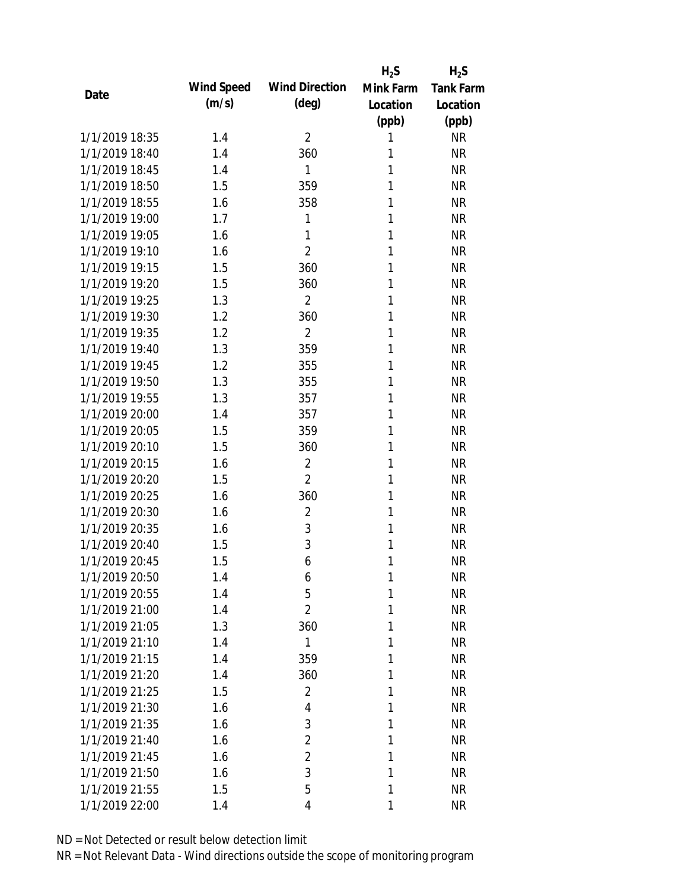| Date | Wind Speed (m/s) | Wind Direction (deg) | $H_2S$ Mink Farm Location (ppb) | $H_2S$ Tank Farm Location (ppb) |
|---|---|---|---|---|
| 1/1/2019 18:35 | 1.4 | 2 | 1 | NR |
| 1/1/2019 18:40 | 1.4 | 360 | 1 | NR |
| 1/1/2019 18:45 | 1.4 | 1 | 1 | NR |
| 1/1/2019 18:50 | 1.5 | 359 | 1 | NR |
| 1/1/2019 18:55 | 1.6 | 358 | 1 | NR |
| 1/1/2019 19:00 | 1.7 | 1 | 1 | NR |
| 1/1/2019 19:05 | 1.6 | 1 | 1 | NR |
| 1/1/2019 19:10 | 1.6 | 2 | 1 | NR |
| 1/1/2019 19:15 | 1.5 | 360 | 1 | NR |
| 1/1/2019 19:20 | 1.5 | 360 | 1 | NR |
| 1/1/2019 19:25 | 1.3 | 2 | 1 | NR |
| 1/1/2019 19:30 | 1.2 | 360 | 1 | NR |
| 1/1/2019 19:35 | 1.2 | 2 | 1 | NR |
| 1/1/2019 19:40 | 1.3 | 359 | 1 | NR |
| 1/1/2019 19:45 | 1.2 | 355 | 1 | NR |
| 1/1/2019 19:50 | 1.3 | 355 | 1 | NR |
| 1/1/2019 19:55 | 1.3 | 357 | 1 | NR |
| 1/1/2019 20:00 | 1.4 | 357 | 1 | NR |
| 1/1/2019 20:05 | 1.5 | 359 | 1 | NR |
| 1/1/2019 20:10 | 1.5 | 360 | 1 | NR |
| 1/1/2019 20:15 | 1.6 | 2 | 1 | NR |
| 1/1/2019 20:20 | 1.5 | 2 | 1 | NR |
| 1/1/2019 20:25 | 1.6 | 360 | 1 | NR |
| 1/1/2019 20:30 | 1.6 | 2 | 1 | NR |
| 1/1/2019 20:35 | 1.6 | 3 | 1 | NR |
| 1/1/2019 20:40 | 1.5 | 3 | 1 | NR |
| 1/1/2019 20:45 | 1.5 | 6 | 1 | NR |
| 1/1/2019 20:50 | 1.4 | 6 | 1 | NR |
| 1/1/2019 20:55 | 1.4 | 5 | 1 | NR |
| 1/1/2019 21:00 | 1.4 | 2 | 1 | NR |
| 1/1/2019 21:05 | 1.3 | 360 | 1 | NR |
| 1/1/2019 21:10 | 1.4 | 1 | 1 | NR |
| 1/1/2019 21:15 | 1.4 | 359 | 1 | NR |
| 1/1/2019 21:20 | 1.4 | 360 | 1 | NR |
| 1/1/2019 21:25 | 1.5 | 2 | 1 | NR |
| 1/1/2019 21:30 | 1.6 | 4 | 1 | NR |
| 1/1/2019 21:35 | 1.6 | 3 | 1 | NR |
| 1/1/2019 21:40 | 1.6 | 2 | 1 | NR |
| 1/1/2019 21:45 | 1.6 | 2 | 1 | NR |
| 1/1/2019 21:50 | 1.6 | 3 | 1 | NR |
| 1/1/2019 21:55 | 1.5 | 5 | 1 | NR |
| 1/1/2019 22:00 | 1.4 | 4 | 1 | NR |

ND = Not Detected or result below detection limit

NR = Not Relevant Data - Wind directions outside the scope of monitoring program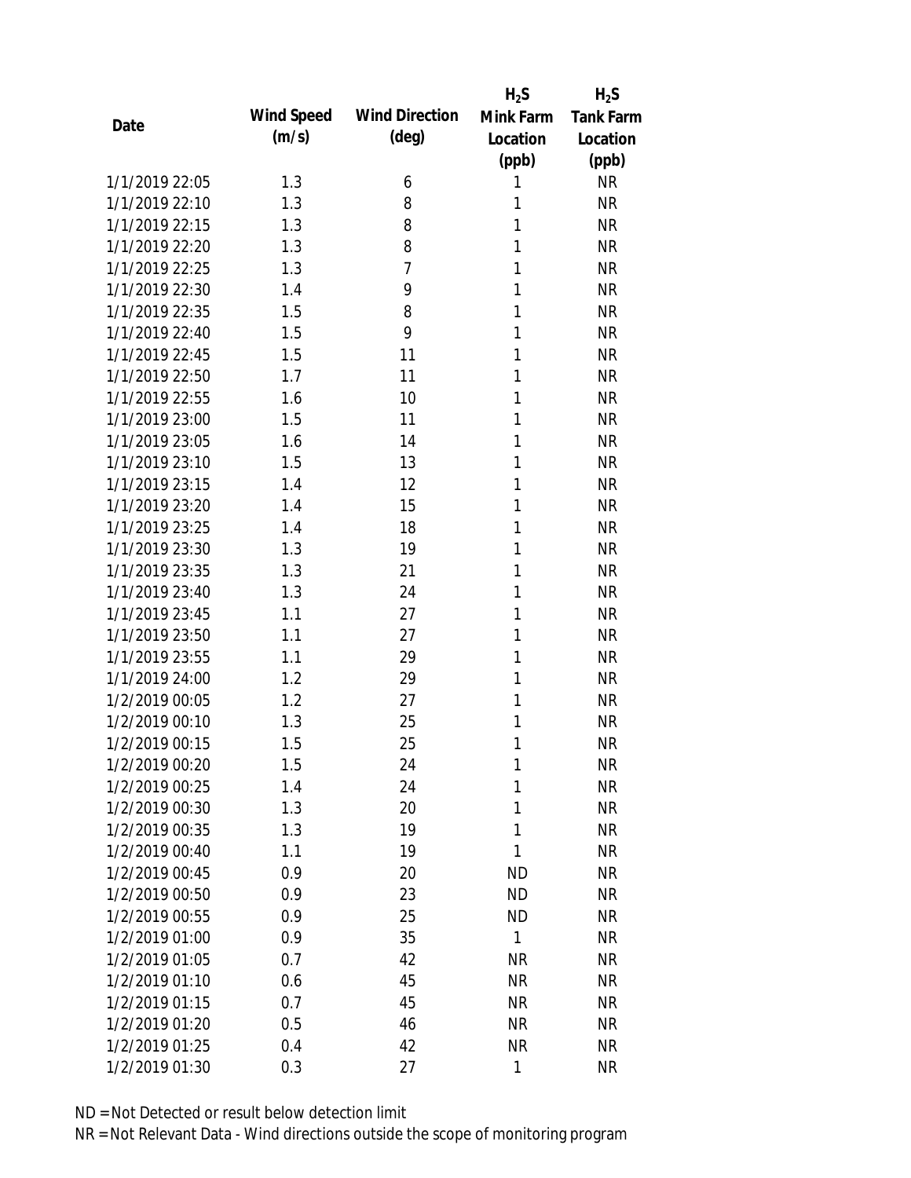| Date | Wind Speed (m/s) | Wind Direction (deg) | $H_2S$ Mink Farm Location (ppb) | $H_2S$ Tank Farm Location (ppb) |
|---|---|---|---|---|
| 1/1/2019 22:05 | 1.3 | 6 | 1 | NR |
| 1/1/2019 22:10 | 1.3 | 8 | 1 | NR |
| 1/1/2019 22:15 | 1.3 | 8 | 1 | NR |
| 1/1/2019 22:20 | 1.3 | 8 | 1 | NR |
| 1/1/2019 22:25 | 1.3 | 7 | 1 | NR |
| 1/1/2019 22:30 | 1.4 | 9 | 1 | NR |
| 1/1/2019 22:35 | 1.5 | 8 | 1 | NR |
| 1/1/2019 22:40 | 1.5 | 9 | 1 | NR |
| 1/1/2019 22:45 | 1.5 | 11 | 1 | NR |
| 1/1/2019 22:50 | 1.7 | 11 | 1 | NR |
| 1/1/2019 22:55 | 1.6 | 10 | 1 | NR |
| 1/1/2019 23:00 | 1.5 | 11 | 1 | NR |
| 1/1/2019 23:05 | 1.6 | 14 | 1 | NR |
| 1/1/2019 23:10 | 1.5 | 13 | 1 | NR |
| 1/1/2019 23:15 | 1.4 | 12 | 1 | NR |
| 1/1/2019 23:20 | 1.4 | 15 | 1 | NR |
| 1/1/2019 23:25 | 1.4 | 18 | 1 | NR |
| 1/1/2019 23:30 | 1.3 | 19 | 1 | NR |
| 1/1/2019 23:35 | 1.3 | 21 | 1 | NR |
| 1/1/2019 23:40 | 1.3 | 24 | 1 | NR |
| 1/1/2019 23:45 | 1.1 | 27 | 1 | NR |
| 1/1/2019 23:50 | 1.1 | 27 | 1 | NR |
| 1/1/2019 23:55 | 1.1 | 29 | 1 | NR |
| 1/1/2019 24:00 | 1.2 | 29 | 1 | NR |
| 1/2/2019 00:05 | 1.2 | 27 | 1 | NR |
| 1/2/2019 00:10 | 1.3 | 25 | 1 | NR |
| 1/2/2019 00:15 | 1.5 | 25 | 1 | NR |
| 1/2/2019 00:20 | 1.5 | 24 | 1 | NR |
| 1/2/2019 00:25 | 1.4 | 24 | 1 | NR |
| 1/2/2019 00:30 | 1.3 | 20 | 1 | NR |
| 1/2/2019 00:35 | 1.3 | 19 | 1 | NR |
| 1/2/2019 00:40 | 1.1 | 19 | 1 | NR |
| 1/2/2019 00:45 | 0.9 | 20 | ND | NR |
| 1/2/2019 00:50 | 0.9 | 23 | ND | NR |
| 1/2/2019 00:55 | 0.9 | 25 | ND | NR |
| 1/2/2019 01:00 | 0.9 | 35 | 1 | NR |
| 1/2/2019 01:05 | 0.7 | 42 | NR | NR |
| 1/2/2019 01:10 | 0.6 | 45 | NR | NR |
| 1/2/2019 01:15 | 0.7 | 45 | NR | NR |
| 1/2/2019 01:20 | 0.5 | 46 | NR | NR |
| 1/2/2019 01:25 | 0.4 | 42 | NR | NR |
| 1/2/2019 01:30 | 0.3 | 27 | 1 | NR |

ND = Not Detected or result below detection limit

NR = Not Relevant Data - Wind directions outside the scope of monitoring program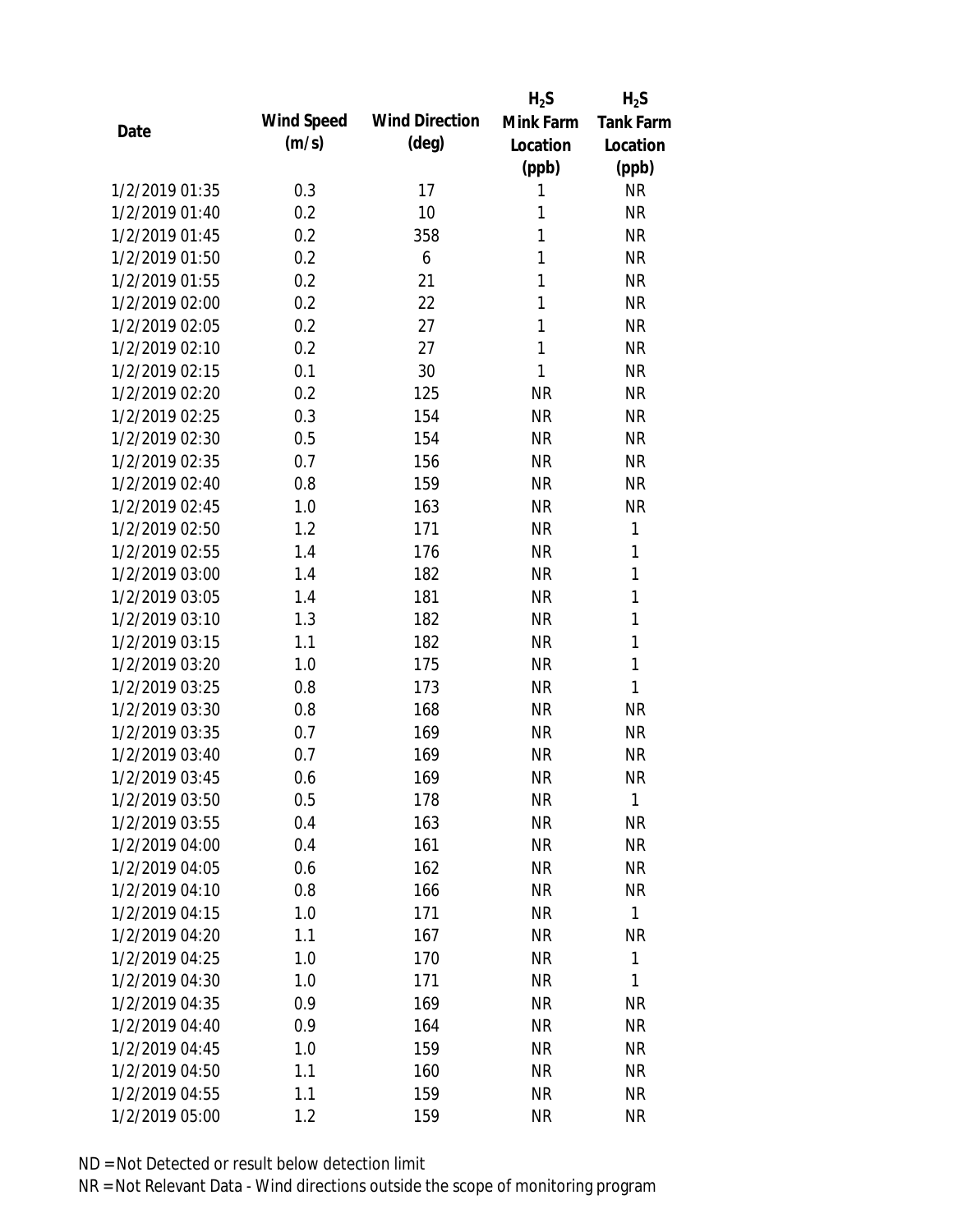| Date | Wind Speed (m/s) | Wind Direction (deg) | $H_2S$ Mink Farm Location (ppb) | $H_2S$ Tank Farm Location (ppb) |
|---|---|---|---|---|
| 1/2/2019 01:35 | 0.3 | 17 | 1 | NR |
| 1/2/2019 01:40 | 0.2 | 10 | 1 | NR |
| 1/2/2019 01:45 | 0.2 | 358 | 1 | NR |
| 1/2/2019 01:50 | 0.2 | 6 | 1 | NR |
| 1/2/2019 01:55 | 0.2 | 21 | 1 | NR |
| 1/2/2019 02:00 | 0.2 | 22 | 1 | NR |
| 1/2/2019 02:05 | 0.2 | 27 | 1 | NR |
| 1/2/2019 02:10 | 0.2 | 27 | 1 | NR |
| 1/2/2019 02:15 | 0.1 | 30 | 1 | NR |
| 1/2/2019 02:20 | 0.2 | 125 | NR | NR |
| 1/2/2019 02:25 | 0.3 | 154 | NR | NR |
| 1/2/2019 02:30 | 0.5 | 154 | NR | NR |
| 1/2/2019 02:35 | 0.7 | 156 | NR | NR |
| 1/2/2019 02:40 | 0.8 | 159 | NR | NR |
| 1/2/2019 02:45 | 1.0 | 163 | NR | NR |
| 1/2/2019 02:50 | 1.2 | 171 | NR | 1 |
| 1/2/2019 02:55 | 1.4 | 176 | NR | 1 |
| 1/2/2019 03:00 | 1.4 | 182 | NR | 1 |
| 1/2/2019 03:05 | 1.4 | 181 | NR | 1 |
| 1/2/2019 03:10 | 1.3 | 182 | NR | 1 |
| 1/2/2019 03:15 | 1.1 | 182 | NR | 1 |
| 1/2/2019 03:20 | 1.0 | 175 | NR | 1 |
| 1/2/2019 03:25 | 0.8 | 173 | NR | 1 |
| 1/2/2019 03:30 | 0.8 | 168 | NR | NR |
| 1/2/2019 03:35 | 0.7 | 169 | NR | NR |
| 1/2/2019 03:40 | 0.7 | 169 | NR | NR |
| 1/2/2019 03:45 | 0.6 | 169 | NR | NR |
| 1/2/2019 03:50 | 0.5 | 178 | NR | 1 |
| 1/2/2019 03:55 | 0.4 | 163 | NR | NR |
| 1/2/2019 04:00 | 0.4 | 161 | NR | NR |
| 1/2/2019 04:05 | 0.6 | 162 | NR | NR |
| 1/2/2019 04:10 | 0.8 | 166 | NR | NR |
| 1/2/2019 04:15 | 1.0 | 171 | NR | 1 |
| 1/2/2019 04:20 | 1.1 | 167 | NR | NR |
| 1/2/2019 04:25 | 1.0 | 170 | NR | 1 |
| 1/2/2019 04:30 | 1.0 | 171 | NR | 1 |
| 1/2/2019 04:35 | 0.9 | 169 | NR | NR |
| 1/2/2019 04:40 | 0.9 | 164 | NR | NR |
| 1/2/2019 04:45 | 1.0 | 159 | NR | NR |
| 1/2/2019 04:50 | 1.1 | 160 | NR | NR |
| 1/2/2019 04:55 | 1.1 | 159 | NR | NR |
| 1/2/2019 05:00 | 1.2 | 159 | NR | NR |

ND = Not Detected or result below detection limit

NR = Not Relevant Data - Wind directions outside the scope of monitoring program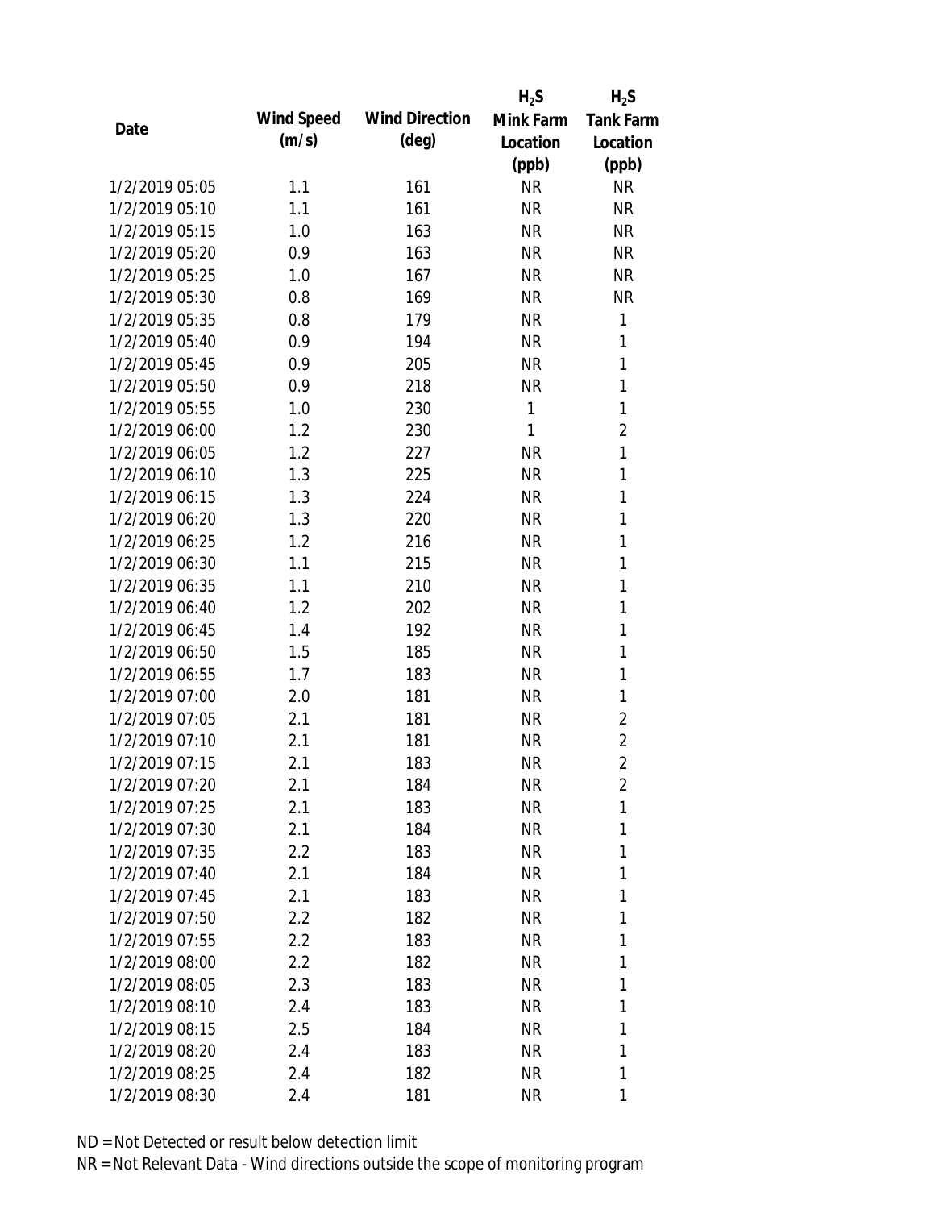| Date | Wind Speed (m/s) | Wind Direction (deg) | $H_2S$ Mink Farm Location (ppb) | $H_2S$ Tank Farm Location (ppb) |
|---|---|---|---|---|
| 1/2/2019 05:05 | 1.1 | 161 | NR | NR |
| 1/2/2019 05:10 | 1.1 | 161 | NR | NR |
| 1/2/2019 05:15 | 1.0 | 163 | NR | NR |
| 1/2/2019 05:20 | 0.9 | 163 | NR | NR |
| 1/2/2019 05:25 | 1.0 | 167 | NR | NR |
| 1/2/2019 05:30 | 0.8 | 169 | NR | NR |
| 1/2/2019 05:35 | 0.8 | 179 | NR | 1 |
| 1/2/2019 05:40 | 0.9 | 194 | NR | 1 |
| 1/2/2019 05:45 | 0.9 | 205 | NR | 1 |
| 1/2/2019 05:50 | 0.9 | 218 | NR | 1 |
| 1/2/2019 05:55 | 1.0 | 230 | 1 | 1 |
| 1/2/2019 06:00 | 1.2 | 230 | 1 | 2 |
| 1/2/2019 06:05 | 1.2 | 227 | NR | 1 |
| 1/2/2019 06:10 | 1.3 | 225 | NR | 1 |
| 1/2/2019 06:15 | 1.3 | 224 | NR | 1 |
| 1/2/2019 06:20 | 1.3 | 220 | NR | 1 |
| 1/2/2019 06:25 | 1.2 | 216 | NR | 1 |
| 1/2/2019 06:30 | 1.1 | 215 | NR | 1 |
| 1/2/2019 06:35 | 1.1 | 210 | NR | 1 |
| 1/2/2019 06:40 | 1.2 | 202 | NR | 1 |
| 1/2/2019 06:45 | 1.4 | 192 | NR | 1 |
| 1/2/2019 06:50 | 1.5 | 185 | NR | 1 |
| 1/2/2019 06:55 | 1.7 | 183 | NR | 1 |
| 1/2/2019 07:00 | 2.0 | 181 | NR | 1 |
| 1/2/2019 07:05 | 2.1 | 181 | NR | 2 |
| 1/2/2019 07:10 | 2.1 | 181 | NR | 2 |
| 1/2/2019 07:15 | 2.1 | 183 | NR | 2 |
| 1/2/2019 07:20 | 2.1 | 184 | NR | 2 |
| 1/2/2019 07:25 | 2.1 | 183 | NR | 1 |
| 1/2/2019 07:30 | 2.1 | 184 | NR | 1 |
| 1/2/2019 07:35 | 2.2 | 183 | NR | 1 |
| 1/2/2019 07:40 | 2.1 | 184 | NR | 1 |
| 1/2/2019 07:45 | 2.1 | 183 | NR | 1 |
| 1/2/2019 07:50 | 2.2 | 182 | NR | 1 |
| 1/2/2019 07:55 | 2.2 | 183 | NR | 1 |
| 1/2/2019 08:00 | 2.2 | 182 | NR | 1 |
| 1/2/2019 08:05 | 2.3 | 183 | NR | 1 |
| 1/2/2019 08:10 | 2.4 | 183 | NR | 1 |
| 1/2/2019 08:15 | 2.5 | 184 | NR | 1 |
| 1/2/2019 08:20 | 2.4 | 183 | NR | 1 |
| 1/2/2019 08:25 | 2.4 | 182 | NR | 1 |
| 1/2/2019 08:30 | 2.4 | 181 | NR | 1 |

ND = Not Detected or result below detection limit

NR = Not Relevant Data - Wind directions outside the scope of monitoring program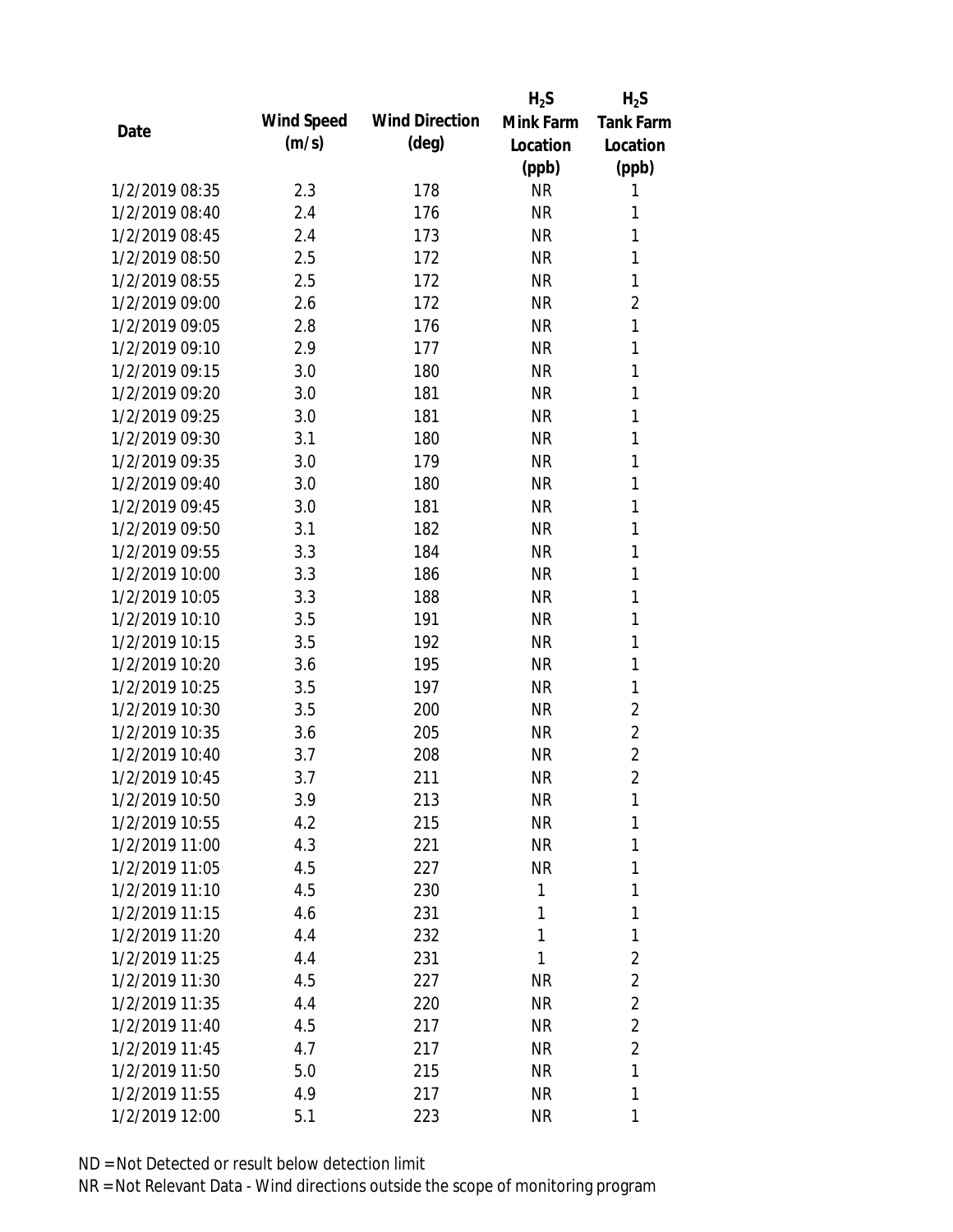| Date | Wind Speed (m/s) | Wind Direction (deg) | $H_2S$ Mink Farm Location (ppb) | $H_2S$ Tank Farm Location (ppb) |
|---|---|---|---|---|
| 1/2/2019 08:35 | 2.3 | 178 | NR | 1 |
| 1/2/2019 08:40 | 2.4 | 176 | NR | 1 |
| 1/2/2019 08:45 | 2.4 | 173 | NR | 1 |
| 1/2/2019 08:50 | 2.5 | 172 | NR | 1 |
| 1/2/2019 08:55 | 2.5 | 172 | NR | 1 |
| 1/2/2019 09:00 | 2.6 | 172 | NR | 2 |
| 1/2/2019 09:05 | 2.8 | 176 | NR | 1 |
| 1/2/2019 09:10 | 2.9 | 177 | NR | 1 |
| 1/2/2019 09:15 | 3.0 | 180 | NR | 1 |
| 1/2/2019 09:20 | 3.0 | 181 | NR | 1 |
| 1/2/2019 09:25 | 3.0 | 181 | NR | 1 |
| 1/2/2019 09:30 | 3.1 | 180 | NR | 1 |
| 1/2/2019 09:35 | 3.0 | 179 | NR | 1 |
| 1/2/2019 09:40 | 3.0 | 180 | NR | 1 |
| 1/2/2019 09:45 | 3.0 | 181 | NR | 1 |
| 1/2/2019 09:50 | 3.1 | 182 | NR | 1 |
| 1/2/2019 09:55 | 3.3 | 184 | NR | 1 |
| 1/2/2019 10:00 | 3.3 | 186 | NR | 1 |
| 1/2/2019 10:05 | 3.3 | 188 | NR | 1 |
| 1/2/2019 10:10 | 3.5 | 191 | NR | 1 |
| 1/2/2019 10:15 | 3.5 | 192 | NR | 1 |
| 1/2/2019 10:20 | 3.6 | 195 | NR | 1 |
| 1/2/2019 10:25 | 3.5 | 197 | NR | 1 |
| 1/2/2019 10:30 | 3.5 | 200 | NR | 2 |
| 1/2/2019 10:35 | 3.6 | 205 | NR | 2 |
| 1/2/2019 10:40 | 3.7 | 208 | NR | 2 |
| 1/2/2019 10:45 | 3.7 | 211 | NR | 2 |
| 1/2/2019 10:50 | 3.9 | 213 | NR | 1 |
| 1/2/2019 10:55 | 4.2 | 215 | NR | 1 |
| 1/2/2019 11:00 | 4.3 | 221 | NR | 1 |
| 1/2/2019 11:05 | 4.5 | 227 | NR | 1 |
| 1/2/2019 11:10 | 4.5 | 230 | 1 | 1 |
| 1/2/2019 11:15 | 4.6 | 231 | 1 | 1 |
| 1/2/2019 11:20 | 4.4 | 232 | 1 | 1 |
| 1/2/2019 11:25 | 4.4 | 231 | 1 | 2 |
| 1/2/2019 11:30 | 4.5 | 227 | NR | 2 |
| 1/2/2019 11:35 | 4.4 | 220 | NR | 2 |
| 1/2/2019 11:40 | 4.5 | 217 | NR | 2 |
| 1/2/2019 11:45 | 4.7 | 217 | NR | 2 |
| 1/2/2019 11:50 | 5.0 | 215 | NR | 1 |
| 1/2/2019 11:55 | 4.9 | 217 | NR | 1 |
| 1/2/2019 12:00 | 5.1 | 223 | NR | 1 |

ND = Not Detected or result below detection limit

NR = Not Relevant Data - Wind directions outside the scope of monitoring program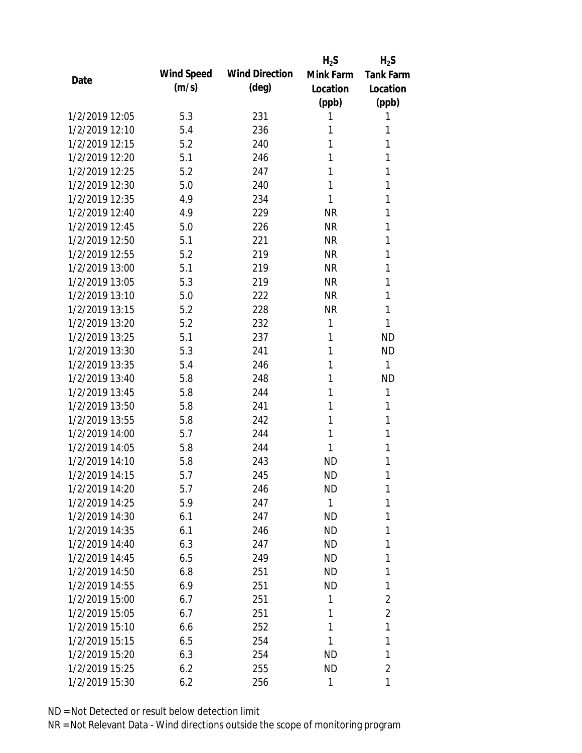| Date | Wind Speed (m/s) | Wind Direction (deg) | $H_2S$ Mink Farm Location (ppb) | $H_2S$ Tank Farm Location (ppb) |
|---|---|---|---|---|
| 1/2/2019 12:05 | 5.3 | 231 | 1 | 1 |
| 1/2/2019 12:10 | 5.4 | 236 | 1 | 1 |
| 1/2/2019 12:15 | 5.2 | 240 | 1 | 1 |
| 1/2/2019 12:20 | 5.1 | 246 | 1 | 1 |
| 1/2/2019 12:25 | 5.2 | 247 | 1 | 1 |
| 1/2/2019 12:30 | 5.0 | 240 | 1 | 1 |
| 1/2/2019 12:35 | 4.9 | 234 | 1 | 1 |
| 1/2/2019 12:40 | 4.9 | 229 | NR | 1 |
| 1/2/2019 12:45 | 5.0 | 226 | NR | 1 |
| 1/2/2019 12:50 | 5.1 | 221 | NR | 1 |
| 1/2/2019 12:55 | 5.2 | 219 | NR | 1 |
| 1/2/2019 13:00 | 5.1 | 219 | NR | 1 |
| 1/2/2019 13:05 | 5.3 | 219 | NR | 1 |
| 1/2/2019 13:10 | 5.0 | 222 | NR | 1 |
| 1/2/2019 13:15 | 5.2 | 228 | NR | 1 |
| 1/2/2019 13:20 | 5.2 | 232 | 1 | 1 |
| 1/2/2019 13:25 | 5.1 | 237 | 1 | ND |
| 1/2/2019 13:30 | 5.3 | 241 | 1 | ND |
| 1/2/2019 13:35 | 5.4 | 246 | 1 | 1 |
| 1/2/2019 13:40 | 5.8 | 248 | 1 | ND |
| 1/2/2019 13:45 | 5.8 | 244 | 1 | 1 |
| 1/2/2019 13:50 | 5.8 | 241 | 1 | 1 |
| 1/2/2019 13:55 | 5.8 | 242 | 1 | 1 |
| 1/2/2019 14:00 | 5.7 | 244 | 1 | 1 |
| 1/2/2019 14:05 | 5.8 | 244 | 1 | 1 |
| 1/2/2019 14:10 | 5.8 | 243 | ND | 1 |
| 1/2/2019 14:15 | 5.7 | 245 | ND | 1 |
| 1/2/2019 14:20 | 5.7 | 246 | ND | 1 |
| 1/2/2019 14:25 | 5.9 | 247 | 1 | 1 |
| 1/2/2019 14:30 | 6.1 | 247 | ND | 1 |
| 1/2/2019 14:35 | 6.1 | 246 | ND | 1 |
| 1/2/2019 14:40 | 6.3 | 247 | ND | 1 |
| 1/2/2019 14:45 | 6.5 | 249 | ND | 1 |
| 1/2/2019 14:50 | 6.8 | 251 | ND | 1 |
| 1/2/2019 14:55 | 6.9 | 251 | ND | 1 |
| 1/2/2019 15:00 | 6.7 | 251 | 1 | 2 |
| 1/2/2019 15:05 | 6.7 | 251 | 1 | 2 |
| 1/2/2019 15:10 | 6.6 | 252 | 1 | 1 |
| 1/2/2019 15:15 | 6.5 | 254 | 1 | 1 |
| 1/2/2019 15:20 | 6.3 | 254 | ND | 1 |
| 1/2/2019 15:25 | 6.2 | 255 | ND | 2 |
| 1/2/2019 15:30 | 6.2 | 256 | 1 | 1 |

ND = Not Detected or result below detection limit

NR = Not Relevant Data - Wind directions outside the scope of monitoring program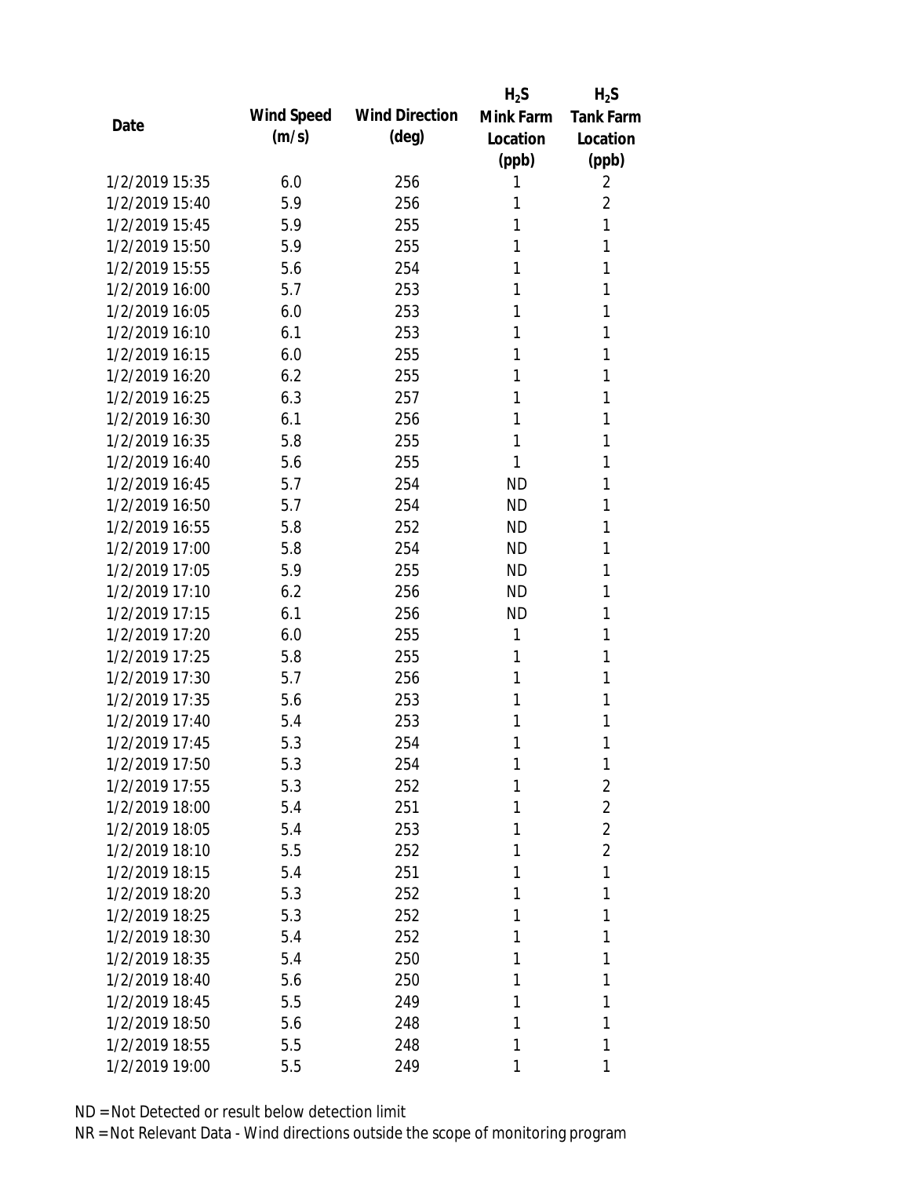| Date | Wind Speed (m/s) | Wind Direction (deg) | $H_2S$ Mink Farm Location (ppb) | $H_2S$ Tank Farm Location (ppb) |
|---|---|---|---|---|
| 1/2/2019 15:35 | 6.0 | 256 | 1 | 2 |
| 1/2/2019 15:40 | 5.9 | 256 | 1 | 2 |
| 1/2/2019 15:45 | 5.9 | 255 | 1 | 1 |
| 1/2/2019 15:50 | 5.9 | 255 | 1 | 1 |
| 1/2/2019 15:55 | 5.6 | 254 | 1 | 1 |
| 1/2/2019 16:00 | 5.7 | 253 | 1 | 1 |
| 1/2/2019 16:05 | 6.0 | 253 | 1 | 1 |
| 1/2/2019 16:10 | 6.1 | 253 | 1 | 1 |
| 1/2/2019 16:15 | 6.0 | 255 | 1 | 1 |
| 1/2/2019 16:20 | 6.2 | 255 | 1 | 1 |
| 1/2/2019 16:25 | 6.3 | 257 | 1 | 1 |
| 1/2/2019 16:30 | 6.1 | 256 | 1 | 1 |
| 1/2/2019 16:35 | 5.8 | 255 | 1 | 1 |
| 1/2/2019 16:40 | 5.6 | 255 | 1 | 1 |
| 1/2/2019 16:45 | 5.7 | 254 | ND | 1 |
| 1/2/2019 16:50 | 5.7 | 254 | ND | 1 |
| 1/2/2019 16:55 | 5.8 | 252 | ND | 1 |
| 1/2/2019 17:00 | 5.8 | 254 | ND | 1 |
| 1/2/2019 17:05 | 5.9 | 255 | ND | 1 |
| 1/2/2019 17:10 | 6.2 | 256 | ND | 1 |
| 1/2/2019 17:15 | 6.1 | 256 | ND | 1 |
| 1/2/2019 17:20 | 6.0 | 255 | 1 | 1 |
| 1/2/2019 17:25 | 5.8 | 255 | 1 | 1 |
| 1/2/2019 17:30 | 5.7 | 256 | 1 | 1 |
| 1/2/2019 17:35 | 5.6 | 253 | 1 | 1 |
| 1/2/2019 17:40 | 5.4 | 253 | 1 | 1 |
| 1/2/2019 17:45 | 5.3 | 254 | 1 | 1 |
| 1/2/2019 17:50 | 5.3 | 254 | 1 | 1 |
| 1/2/2019 17:55 | 5.3 | 252 | 1 | 2 |
| 1/2/2019 18:00 | 5.4 | 251 | 1 | 2 |
| 1/2/2019 18:05 | 5.4 | 253 | 1 | 2 |
| 1/2/2019 18:10 | 5.5 | 252 | 1 | 2 |
| 1/2/2019 18:15 | 5.4 | 251 | 1 | 1 |
| 1/2/2019 18:20 | 5.3 | 252 | 1 | 1 |
| 1/2/2019 18:25 | 5.3 | 252 | 1 | 1 |
| 1/2/2019 18:30 | 5.4 | 252 | 1 | 1 |
| 1/2/2019 18:35 | 5.4 | 250 | 1 | 1 |
| 1/2/2019 18:40 | 5.6 | 250 | 1 | 1 |
| 1/2/2019 18:45 | 5.5 | 249 | 1 | 1 |
| 1/2/2019 18:50 | 5.6 | 248 | 1 | 1 |
| 1/2/2019 18:55 | 5.5 | 248 | 1 | 1 |
| 1/2/2019 19:00 | 5.5 | 249 | 1 | 1 |

ND = Not Detected or result below detection limit

NR = Not Relevant Data - Wind directions outside the scope of monitoring program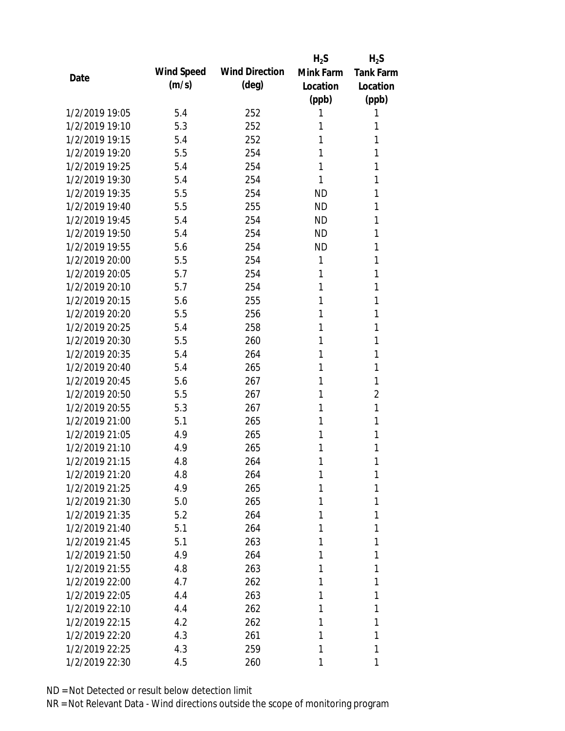| Date | Wind Speed (m/s) | Wind Direction (deg) | $H_2S$ Mink Farm Location (ppb) | $H_2S$ Tank Farm Location (ppb) |
|---|---|---|---|---|
| 1/2/2019 19:05 | 5.4 | 252 | 1 | 1 |
| 1/2/2019 19:10 | 5.3 | 252 | 1 | 1 |
| 1/2/2019 19:15 | 5.4 | 252 | 1 | 1 |
| 1/2/2019 19:20 | 5.5 | 254 | 1 | 1 |
| 1/2/2019 19:25 | 5.4 | 254 | 1 | 1 |
| 1/2/2019 19:30 | 5.4 | 254 | 1 | 1 |
| 1/2/2019 19:35 | 5.5 | 254 | ND | 1 |
| 1/2/2019 19:40 | 5.5 | 255 | ND | 1 |
| 1/2/2019 19:45 | 5.4 | 254 | ND | 1 |
| 1/2/2019 19:50 | 5.4 | 254 | ND | 1 |
| 1/2/2019 19:55 | 5.6 | 254 | ND | 1 |
| 1/2/2019 20:00 | 5.5 | 254 | 1 | 1 |
| 1/2/2019 20:05 | 5.7 | 254 | 1 | 1 |
| 1/2/2019 20:10 | 5.7 | 254 | 1 | 1 |
| 1/2/2019 20:15 | 5.6 | 255 | 1 | 1 |
| 1/2/2019 20:20 | 5.5 | 256 | 1 | 1 |
| 1/2/2019 20:25 | 5.4 | 258 | 1 | 1 |
| 1/2/2019 20:30 | 5.5 | 260 | 1 | 1 |
| 1/2/2019 20:35 | 5.4 | 264 | 1 | 1 |
| 1/2/2019 20:40 | 5.4 | 265 | 1 | 1 |
| 1/2/2019 20:45 | 5.6 | 267 | 1 | 1 |
| 1/2/2019 20:50 | 5.5 | 267 | 1 | 2 |
| 1/2/2019 20:55 | 5.3 | 267 | 1 | 1 |
| 1/2/2019 21:00 | 5.1 | 265 | 1 | 1 |
| 1/2/2019 21:05 | 4.9 | 265 | 1 | 1 |
| 1/2/2019 21:10 | 4.9 | 265 | 1 | 1 |
| 1/2/2019 21:15 | 4.8 | 264 | 1 | 1 |
| 1/2/2019 21:20 | 4.8 | 264 | 1 | 1 |
| 1/2/2019 21:25 | 4.9 | 265 | 1 | 1 |
| 1/2/2019 21:30 | 5.0 | 265 | 1 | 1 |
| 1/2/2019 21:35 | 5.2 | 264 | 1 | 1 |
| 1/2/2019 21:40 | 5.1 | 264 | 1 | 1 |
| 1/2/2019 21:45 | 5.1 | 263 | 1 | 1 |
| 1/2/2019 21:50 | 4.9 | 264 | 1 | 1 |
| 1/2/2019 21:55 | 4.8 | 263 | 1 | 1 |
| 1/2/2019 22:00 | 4.7 | 262 | 1 | 1 |
| 1/2/2019 22:05 | 4.4 | 263 | 1 | 1 |
| 1/2/2019 22:10 | 4.4 | 262 | 1 | 1 |
| 1/2/2019 22:15 | 4.2 | 262 | 1 | 1 |
| 1/2/2019 22:20 | 4.3 | 261 | 1 | 1 |
| 1/2/2019 22:25 | 4.3 | 259 | 1 | 1 |
| 1/2/2019 22:30 | 4.5 | 260 | 1 | 1 |

ND = Not Detected or result below detection limit

NR = Not Relevant Data - Wind directions outside the scope of monitoring program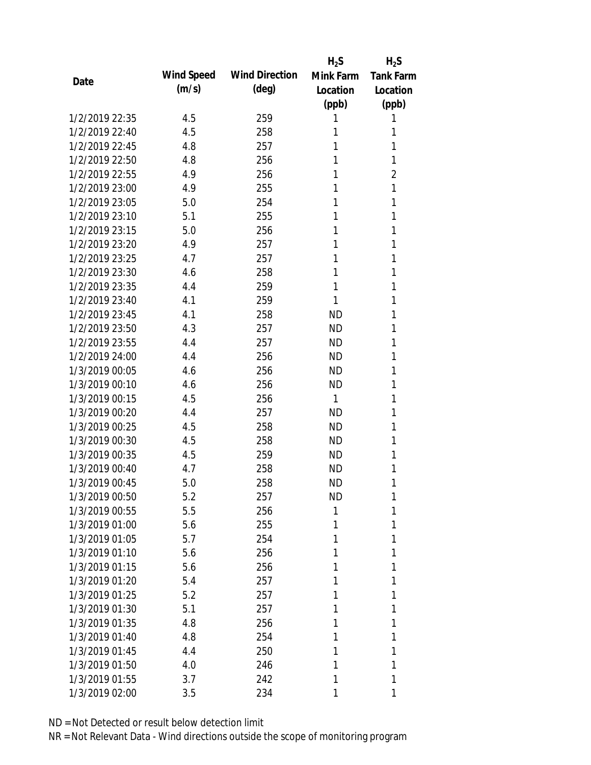| Date | Wind Speed (m/s) | Wind Direction (deg) | $H_2S$ Mink Farm Location (ppb) | $H_2S$ Tank Farm Location (ppb) |
|---|---|---|---|---|
| 1/2/2019 22:35 | 4.5 | 259 | 1 | 1 |
| 1/2/2019 22:40 | 4.5 | 258 | 1 | 1 |
| 1/2/2019 22:45 | 4.8 | 257 | 1 | 1 |
| 1/2/2019 22:50 | 4.8 | 256 | 1 | 1 |
| 1/2/2019 22:55 | 4.9 | 256 | 1 | 2 |
| 1/2/2019 23:00 | 4.9 | 255 | 1 | 1 |
| 1/2/2019 23:05 | 5.0 | 254 | 1 | 1 |
| 1/2/2019 23:10 | 5.1 | 255 | 1 | 1 |
| 1/2/2019 23:15 | 5.0 | 256 | 1 | 1 |
| 1/2/2019 23:20 | 4.9 | 257 | 1 | 1 |
| 1/2/2019 23:25 | 4.7 | 257 | 1 | 1 |
| 1/2/2019 23:30 | 4.6 | 258 | 1 | 1 |
| 1/2/2019 23:35 | 4.4 | 259 | 1 | 1 |
| 1/2/2019 23:40 | 4.1 | 259 | 1 | 1 |
| 1/2/2019 23:45 | 4.1 | 258 | ND | 1 |
| 1/2/2019 23:50 | 4.3 | 257 | ND | 1 |
| 1/2/2019 23:55 | 4.4 | 257 | ND | 1 |
| 1/2/2019 24:00 | 4.4 | 256 | ND | 1 |
| 1/3/2019 00:05 | 4.6 | 256 | ND | 1 |
| 1/3/2019 00:10 | 4.6 | 256 | ND | 1 |
| 1/3/2019 00:15 | 4.5 | 256 | 1 | 1 |
| 1/3/2019 00:20 | 4.4 | 257 | ND | 1 |
| 1/3/2019 00:25 | 4.5 | 258 | ND | 1 |
| 1/3/2019 00:30 | 4.5 | 258 | ND | 1 |
| 1/3/2019 00:35 | 4.5 | 259 | ND | 1 |
| 1/3/2019 00:40 | 4.7 | 258 | ND | 1 |
| 1/3/2019 00:45 | 5.0 | 258 | ND | 1 |
| 1/3/2019 00:50 | 5.2 | 257 | ND | 1 |
| 1/3/2019 00:55 | 5.5 | 256 | 1 | 1 |
| 1/3/2019 01:00 | 5.6 | 255 | 1 | 1 |
| 1/3/2019 01:05 | 5.7 | 254 | 1 | 1 |
| 1/3/2019 01:10 | 5.6 | 256 | 1 | 1 |
| 1/3/2019 01:15 | 5.6 | 256 | 1 | 1 |
| 1/3/2019 01:20 | 5.4 | 257 | 1 | 1 |
| 1/3/2019 01:25 | 5.2 | 257 | 1 | 1 |
| 1/3/2019 01:30 | 5.1 | 257 | 1 | 1 |
| 1/3/2019 01:35 | 4.8 | 256 | 1 | 1 |
| 1/3/2019 01:40 | 4.8 | 254 | 1 | 1 |
| 1/3/2019 01:45 | 4.4 | 250 | 1 | 1 |
| 1/3/2019 01:50 | 4.0 | 246 | 1 | 1 |
| 1/3/2019 01:55 | 3.7 | 242 | 1 | 1 |
| 1/3/2019 02:00 | 3.5 | 234 | 1 | 1 |

ND = Not Detected or result below detection limit

NR = Not Relevant Data - Wind directions outside the scope of monitoring program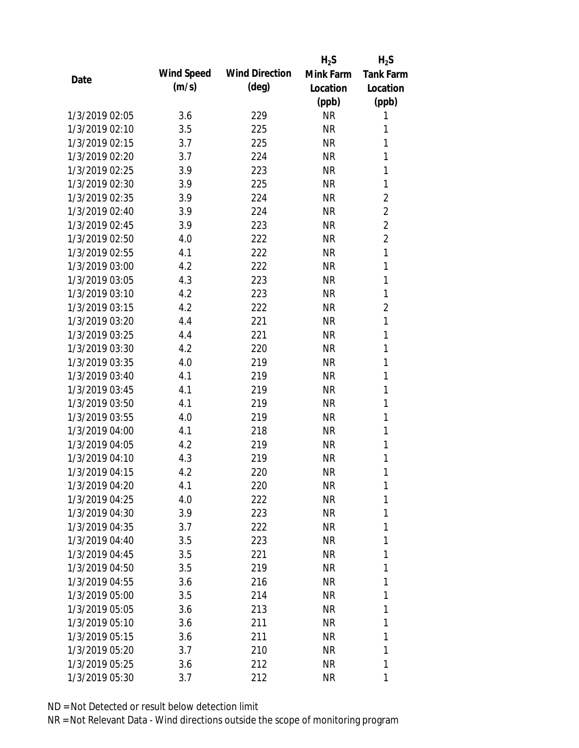| Date | Wind Speed (m/s) | Wind Direction (deg) | $H_2S$ Mink Farm Location (ppb) | $H_2S$ Tank Farm Location (ppb) |
| --- | --- | --- | --- | --- |
| 1/3/2019 02:05 | 3.6 | 229 | NR | 1 |
| 1/3/2019 02:10 | 3.5 | 225 | NR | 1 |
| 1/3/2019 02:15 | 3.7 | 225 | NR | 1 |
| 1/3/2019 02:20 | 3.7 | 224 | NR | 1 |
| 1/3/2019 02:25 | 3.9 | 223 | NR | 1 |
| 1/3/2019 02:30 | 3.9 | 225 | NR | 1 |
| 1/3/2019 02:35 | 3.9 | 224 | NR | 2 |
| 1/3/2019 02:40 | 3.9 | 224 | NR | 2 |
| 1/3/2019 02:45 | 3.9 | 223 | NR | 2 |
| 1/3/2019 02:50 | 4.0 | 222 | NR | 2 |
| 1/3/2019 02:55 | 4.1 | 222 | NR | 1 |
| 1/3/2019 03:00 | 4.2 | 222 | NR | 1 |
| 1/3/2019 03:05 | 4.3 | 223 | NR | 1 |
| 1/3/2019 03:10 | 4.2 | 223 | NR | 1 |
| 1/3/2019 03:15 | 4.2 | 222 | NR | 2 |
| 1/3/2019 03:20 | 4.4 | 221 | NR | 1 |
| 1/3/2019 03:25 | 4.4 | 221 | NR | 1 |
| 1/3/2019 03:30 | 4.2 | 220 | NR | 1 |
| 1/3/2019 03:35 | 4.0 | 219 | NR | 1 |
| 1/3/2019 03:40 | 4.1 | 219 | NR | 1 |
| 1/3/2019 03:45 | 4.1 | 219 | NR | 1 |
| 1/3/2019 03:50 | 4.1 | 219 | NR | 1 |
| 1/3/2019 03:55 | 4.0 | 219 | NR | 1 |
| 1/3/2019 04:00 | 4.1 | 218 | NR | 1 |
| 1/3/2019 04:05 | 4.2 | 219 | NR | 1 |
| 1/3/2019 04:10 | 4.3 | 219 | NR | 1 |
| 1/3/2019 04:15 | 4.2 | 220 | NR | 1 |
| 1/3/2019 04:20 | 4.1 | 220 | NR | 1 |
| 1/3/2019 04:25 | 4.0 | 222 | NR | 1 |
| 1/3/2019 04:30 | 3.9 | 223 | NR | 1 |
| 1/3/2019 04:35 | 3.7 | 222 | NR | 1 |
| 1/3/2019 04:40 | 3.5 | 223 | NR | 1 |
| 1/3/2019 04:45 | 3.5 | 221 | NR | 1 |
| 1/3/2019 04:50 | 3.5 | 219 | NR | 1 |
| 1/3/2019 04:55 | 3.6 | 216 | NR | 1 |
| 1/3/2019 05:00 | 3.5 | 214 | NR | 1 |
| 1/3/2019 05:05 | 3.6 | 213 | NR | 1 |
| 1/3/2019 05:10 | 3.6 | 211 | NR | 1 |
| 1/3/2019 05:15 | 3.6 | 211 | NR | 1 |
| 1/3/2019 05:20 | 3.7 | 210 | NR | 1 |
| 1/3/2019 05:25 | 3.6 | 212 | NR | 1 |
| 1/3/2019 05:30 | 3.7 | 212 | NR | 1 |

ND = Not Detected or result below detection limit
NR = Not Relevant Data - Wind directions outside the scope of monitoring program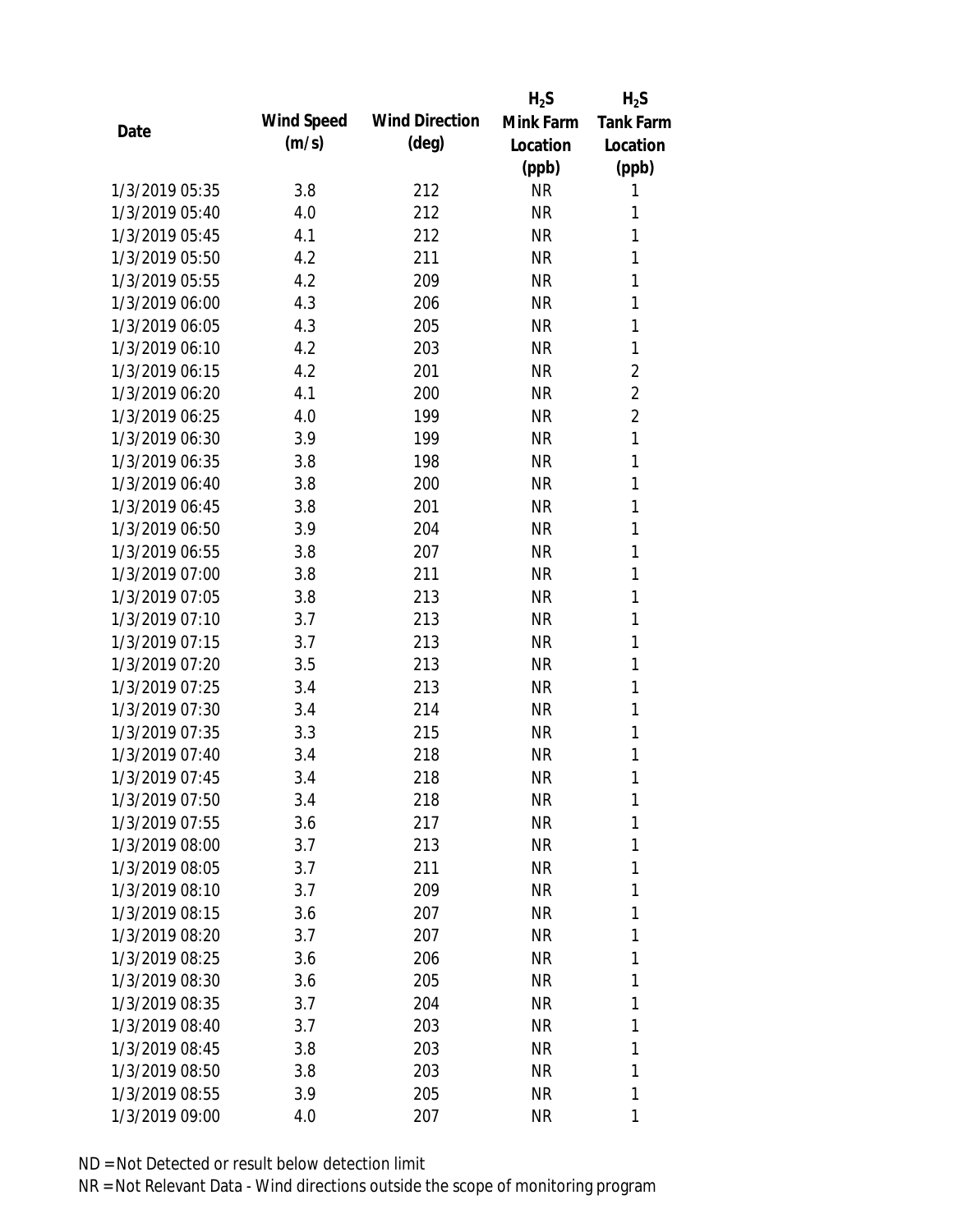| Date | Wind Speed (m/s) | Wind Direction (deg) | $H_2S$ Mink Farm Location (ppb) | $H_2S$ Tank Farm Location (ppb) |
|---|---|---|---|---|
| 1/3/2019 05:35 | 3.8 | 212 | NR | 1 |
| 1/3/2019 05:40 | 4.0 | 212 | NR | 1 |
| 1/3/2019 05:45 | 4.1 | 212 | NR | 1 |
| 1/3/2019 05:50 | 4.2 | 211 | NR | 1 |
| 1/3/2019 05:55 | 4.2 | 209 | NR | 1 |
| 1/3/2019 06:00 | 4.3 | 206 | NR | 1 |
| 1/3/2019 06:05 | 4.3 | 205 | NR | 1 |
| 1/3/2019 06:10 | 4.2 | 203 | NR | 1 |
| 1/3/2019 06:15 | 4.2 | 201 | NR | 2 |
| 1/3/2019 06:20 | 4.1 | 200 | NR | 2 |
| 1/3/2019 06:25 | 4.0 | 199 | NR | 2 |
| 1/3/2019 06:30 | 3.9 | 199 | NR | 1 |
| 1/3/2019 06:35 | 3.8 | 198 | NR | 1 |
| 1/3/2019 06:40 | 3.8 | 200 | NR | 1 |
| 1/3/2019 06:45 | 3.8 | 201 | NR | 1 |
| 1/3/2019 06:50 | 3.9 | 204 | NR | 1 |
| 1/3/2019 06:55 | 3.8 | 207 | NR | 1 |
| 1/3/2019 07:00 | 3.8 | 211 | NR | 1 |
| 1/3/2019 07:05 | 3.8 | 213 | NR | 1 |
| 1/3/2019 07:10 | 3.7 | 213 | NR | 1 |
| 1/3/2019 07:15 | 3.7 | 213 | NR | 1 |
| 1/3/2019 07:20 | 3.5 | 213 | NR | 1 |
| 1/3/2019 07:25 | 3.4 | 213 | NR | 1 |
| 1/3/2019 07:30 | 3.4 | 214 | NR | 1 |
| 1/3/2019 07:35 | 3.3 | 215 | NR | 1 |
| 1/3/2019 07:40 | 3.4 | 218 | NR | 1 |
| 1/3/2019 07:45 | 3.4 | 218 | NR | 1 |
| 1/3/2019 07:50 | 3.4 | 218 | NR | 1 |
| 1/3/2019 07:55 | 3.6 | 217 | NR | 1 |
| 1/3/2019 08:00 | 3.7 | 213 | NR | 1 |
| 1/3/2019 08:05 | 3.7 | 211 | NR | 1 |
| 1/3/2019 08:10 | 3.7 | 209 | NR | 1 |
| 1/3/2019 08:15 | 3.6 | 207 | NR | 1 |
| 1/3/2019 08:20 | 3.7 | 207 | NR | 1 |
| 1/3/2019 08:25 | 3.6 | 206 | NR | 1 |
| 1/3/2019 08:30 | 3.6 | 205 | NR | 1 |
| 1/3/2019 08:35 | 3.7 | 204 | NR | 1 |
| 1/3/2019 08:40 | 3.7 | 203 | NR | 1 |
| 1/3/2019 08:45 | 3.8 | 203 | NR | 1 |
| 1/3/2019 08:50 | 3.8 | 203 | NR | 1 |
| 1/3/2019 08:55 | 3.9 | 205 | NR | 1 |
| 1/3/2019 09:00 | 4.0 | 207 | NR | 1 |

ND = Not Detected or result below detection limit

NR = Not Relevant Data - Wind directions outside the scope of monitoring program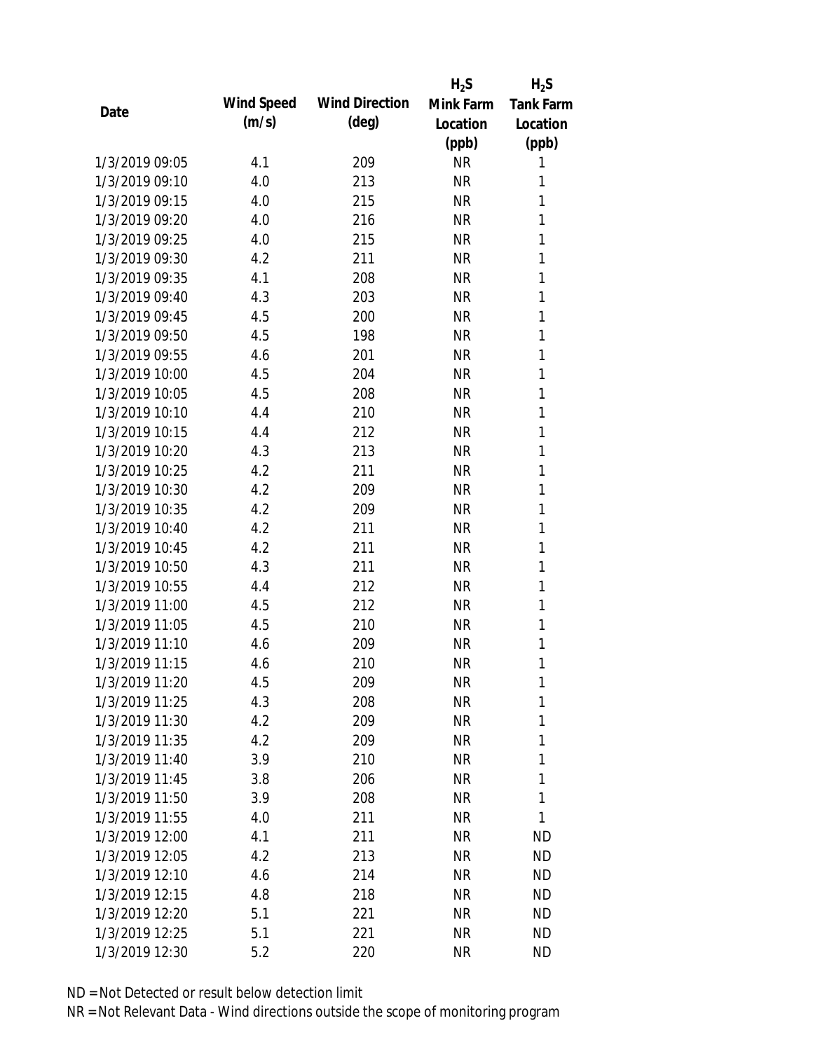| Date | Wind Speed (m/s) | Wind Direction (deg) | $H_2S$ Mink Farm Location (ppb) | $H_2S$ Tank Farm Location (ppb) |
|---|---|---|---|---|
| 1/3/2019 09:05 | 4.1 | 209 | NR | 1 |
| 1/3/2019 09:10 | 4.0 | 213 | NR | 1 |
| 1/3/2019 09:15 | 4.0 | 215 | NR | 1 |
| 1/3/2019 09:20 | 4.0 | 216 | NR | 1 |
| 1/3/2019 09:25 | 4.0 | 215 | NR | 1 |
| 1/3/2019 09:30 | 4.2 | 211 | NR | 1 |
| 1/3/2019 09:35 | 4.1 | 208 | NR | 1 |
| 1/3/2019 09:40 | 4.3 | 203 | NR | 1 |
| 1/3/2019 09:45 | 4.5 | 200 | NR | 1 |
| 1/3/2019 09:50 | 4.5 | 198 | NR | 1 |
| 1/3/2019 09:55 | 4.6 | 201 | NR | 1 |
| 1/3/2019 10:00 | 4.5 | 204 | NR | 1 |
| 1/3/2019 10:05 | 4.5 | 208 | NR | 1 |
| 1/3/2019 10:10 | 4.4 | 210 | NR | 1 |
| 1/3/2019 10:15 | 4.4 | 212 | NR | 1 |
| 1/3/2019 10:20 | 4.3 | 213 | NR | 1 |
| 1/3/2019 10:25 | 4.2 | 211 | NR | 1 |
| 1/3/2019 10:30 | 4.2 | 209 | NR | 1 |
| 1/3/2019 10:35 | 4.2 | 209 | NR | 1 |
| 1/3/2019 10:40 | 4.2 | 211 | NR | 1 |
| 1/3/2019 10:45 | 4.2 | 211 | NR | 1 |
| 1/3/2019 10:50 | 4.3 | 211 | NR | 1 |
| 1/3/2019 10:55 | 4.4 | 212 | NR | 1 |
| 1/3/2019 11:00 | 4.5 | 212 | NR | 1 |
| 1/3/2019 11:05 | 4.5 | 210 | NR | 1 |
| 1/3/2019 11:10 | 4.6 | 209 | NR | 1 |
| 1/3/2019 11:15 | 4.6 | 210 | NR | 1 |
| 1/3/2019 11:20 | 4.5 | 209 | NR | 1 |
| 1/3/2019 11:25 | 4.3 | 208 | NR | 1 |
| 1/3/2019 11:30 | 4.2 | 209 | NR | 1 |
| 1/3/2019 11:35 | 4.2 | 209 | NR | 1 |
| 1/3/2019 11:40 | 3.9 | 210 | NR | 1 |
| 1/3/2019 11:45 | 3.8 | 206 | NR | 1 |
| 1/3/2019 11:50 | 3.9 | 208 | NR | 1 |
| 1/3/2019 11:55 | 4.0 | 211 | NR | 1 |
| 1/3/2019 12:00 | 4.1 | 211 | NR | ND |
| 1/3/2019 12:05 | 4.2 | 213 | NR | ND |
| 1/3/2019 12:10 | 4.6 | 214 | NR | ND |
| 1/3/2019 12:15 | 4.8 | 218 | NR | ND |
| 1/3/2019 12:20 | 5.1 | 221 | NR | ND |
| 1/3/2019 12:25 | 5.1 | 221 | NR | ND |
| 1/3/2019 12:30 | 5.2 | 220 | NR | ND |

ND = Not Detected or result below detection limit

NR = Not Relevant Data - Wind directions outside the scope of monitoring program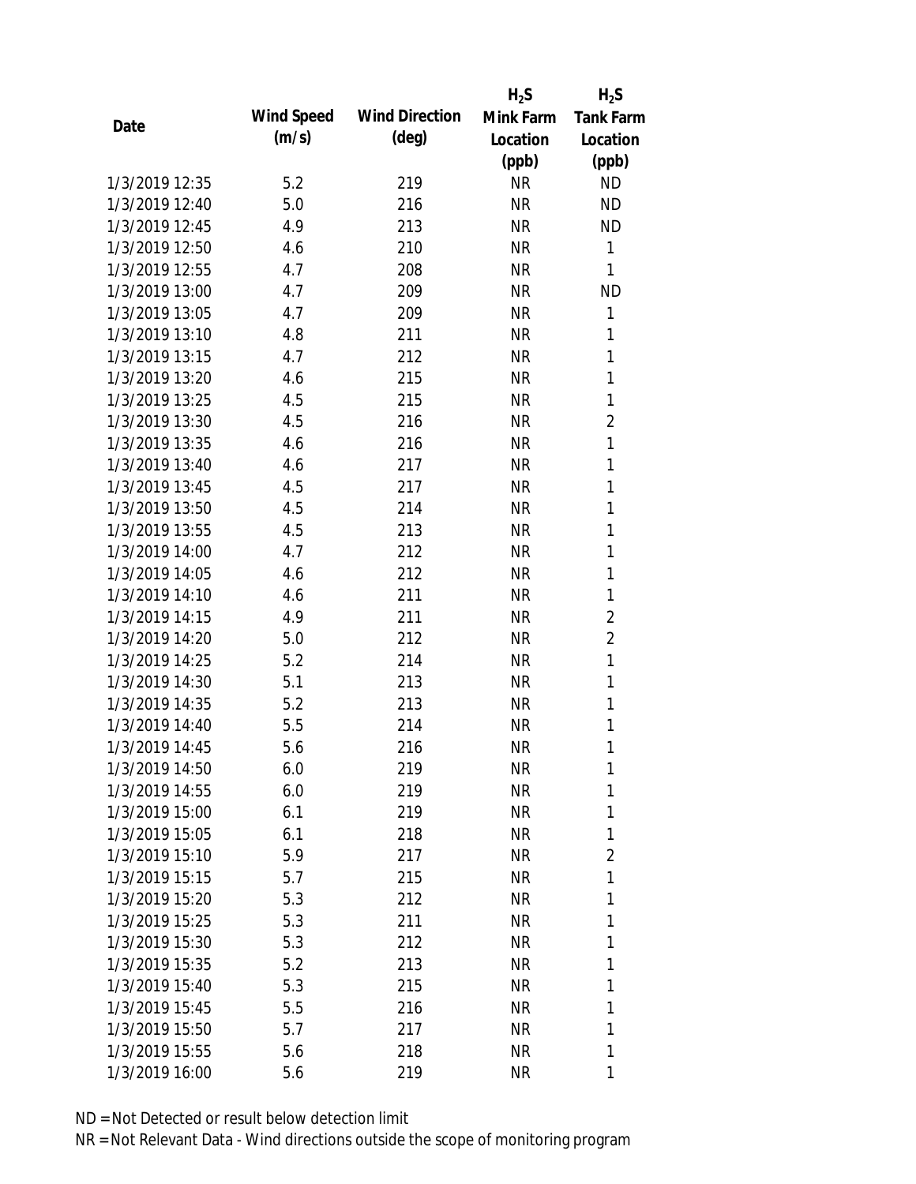| Date | Wind Speed (m/s) | Wind Direction (deg) | $H_2S$ Mink Farm Location (ppb) | $H_2S$ Tank Farm Location (ppb) |
|---|---|---|---|---|
| 1/3/2019 12:35 | 5.2 | 219 | NR | ND |
| 1/3/2019 12:40 | 5.0 | 216 | NR | ND |
| 1/3/2019 12:45 | 4.9 | 213 | NR | ND |
| 1/3/2019 12:50 | 4.6 | 210 | NR | 1 |
| 1/3/2019 12:55 | 4.7 | 208 | NR | 1 |
| 1/3/2019 13:00 | 4.7 | 209 | NR | ND |
| 1/3/2019 13:05 | 4.7 | 209 | NR | 1 |
| 1/3/2019 13:10 | 4.8 | 211 | NR | 1 |
| 1/3/2019 13:15 | 4.7 | 212 | NR | 1 |
| 1/3/2019 13:20 | 4.6 | 215 | NR | 1 |
| 1/3/2019 13:25 | 4.5 | 215 | NR | 1 |
| 1/3/2019 13:30 | 4.5 | 216 | NR | 2 |
| 1/3/2019 13:35 | 4.6 | 216 | NR | 1 |
| 1/3/2019 13:40 | 4.6 | 217 | NR | 1 |
| 1/3/2019 13:45 | 4.5 | 217 | NR | 1 |
| 1/3/2019 13:50 | 4.5 | 214 | NR | 1 |
| 1/3/2019 13:55 | 4.5 | 213 | NR | 1 |
| 1/3/2019 14:00 | 4.7 | 212 | NR | 1 |
| 1/3/2019 14:05 | 4.6 | 212 | NR | 1 |
| 1/3/2019 14:10 | 4.6 | 211 | NR | 1 |
| 1/3/2019 14:15 | 4.9 | 211 | NR | 2 |
| 1/3/2019 14:20 | 5.0 | 212 | NR | 2 |
| 1/3/2019 14:25 | 5.2 | 214 | NR | 1 |
| 1/3/2019 14:30 | 5.1 | 213 | NR | 1 |
| 1/3/2019 14:35 | 5.2 | 213 | NR | 1 |
| 1/3/2019 14:40 | 5.5 | 214 | NR | 1 |
| 1/3/2019 14:45 | 5.6 | 216 | NR | 1 |
| 1/3/2019 14:50 | 6.0 | 219 | NR | 1 |
| 1/3/2019 14:55 | 6.0 | 219 | NR | 1 |
| 1/3/2019 15:00 | 6.1 | 219 | NR | 1 |
| 1/3/2019 15:05 | 6.1 | 218 | NR | 1 |
| 1/3/2019 15:10 | 5.9 | 217 | NR | 2 |
| 1/3/2019 15:15 | 5.7 | 215 | NR | 1 |
| 1/3/2019 15:20 | 5.3 | 212 | NR | 1 |
| 1/3/2019 15:25 | 5.3 | 211 | NR | 1 |
| 1/3/2019 15:30 | 5.3 | 212 | NR | 1 |
| 1/3/2019 15:35 | 5.2 | 213 | NR | 1 |
| 1/3/2019 15:40 | 5.3 | 215 | NR | 1 |
| 1/3/2019 15:45 | 5.5 | 216 | NR | 1 |
| 1/3/2019 15:50 | 5.7 | 217 | NR | 1 |
| 1/3/2019 15:55 | 5.6 | 218 | NR | 1 |
| 1/3/2019 16:00 | 5.6 | 219 | NR | 1 |

ND = Not Detected or result below detection limit

NR = Not Relevant Data - Wind directions outside the scope of monitoring program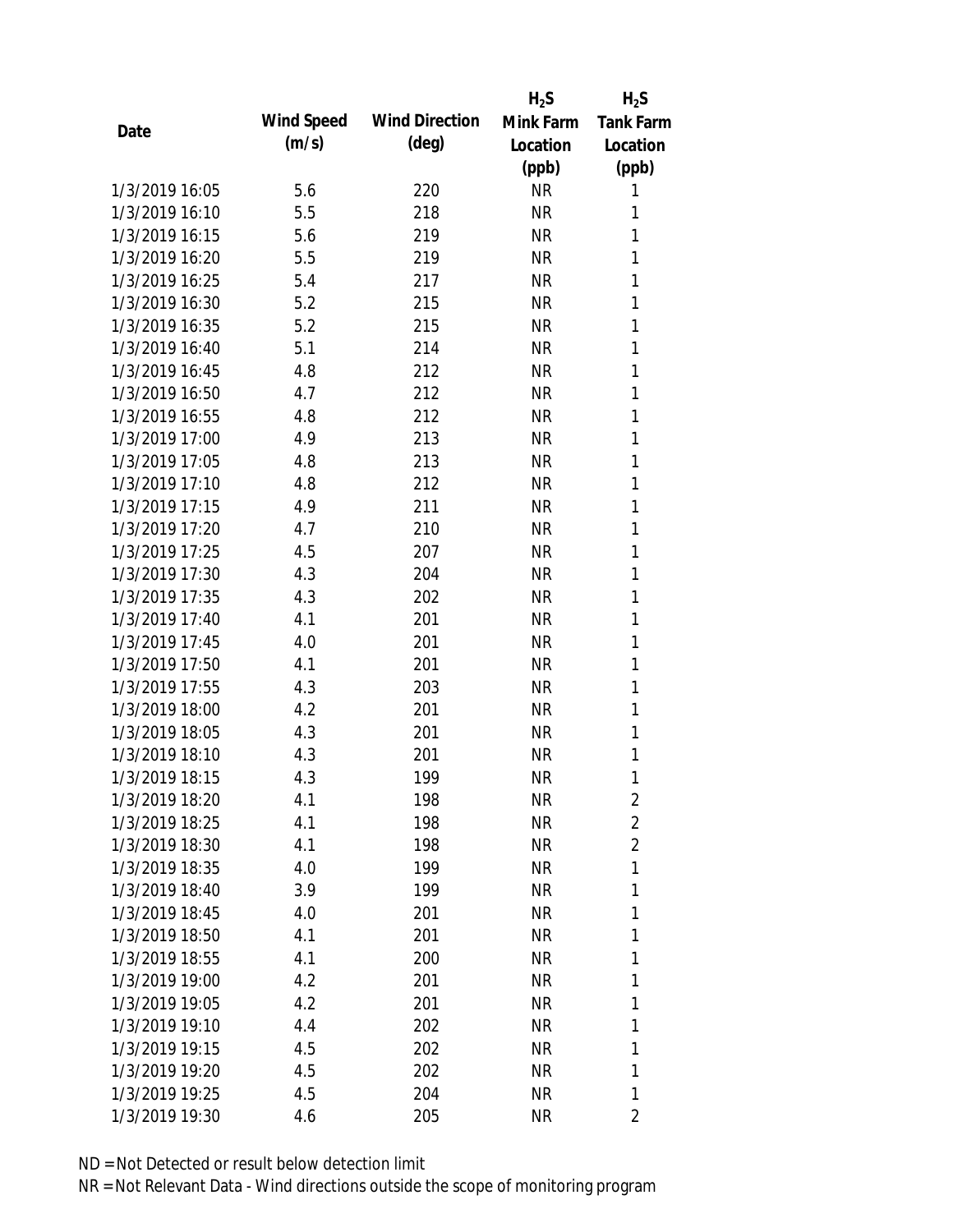| Date | Wind Speed (m/s) | Wind Direction (deg) | $H_2S$ Mink Farm Location (ppb) | $H_2S$ Tank Farm Location (ppb) |
|---|---|---|---|---|
| 1/3/2019 16:05 | 5.6 | 220 | NR | 1 |
| 1/3/2019 16:10 | 5.5 | 218 | NR | 1 |
| 1/3/2019 16:15 | 5.6 | 219 | NR | 1 |
| 1/3/2019 16:20 | 5.5 | 219 | NR | 1 |
| 1/3/2019 16:25 | 5.4 | 217 | NR | 1 |
| 1/3/2019 16:30 | 5.2 | 215 | NR | 1 |
| 1/3/2019 16:35 | 5.2 | 215 | NR | 1 |
| 1/3/2019 16:40 | 5.1 | 214 | NR | 1 |
| 1/3/2019 16:45 | 4.8 | 212 | NR | 1 |
| 1/3/2019 16:50 | 4.7 | 212 | NR | 1 |
| 1/3/2019 16:55 | 4.8 | 212 | NR | 1 |
| 1/3/2019 17:00 | 4.9 | 213 | NR | 1 |
| 1/3/2019 17:05 | 4.8 | 213 | NR | 1 |
| 1/3/2019 17:10 | 4.8 | 212 | NR | 1 |
| 1/3/2019 17:15 | 4.9 | 211 | NR | 1 |
| 1/3/2019 17:20 | 4.7 | 210 | NR | 1 |
| 1/3/2019 17:25 | 4.5 | 207 | NR | 1 |
| 1/3/2019 17:30 | 4.3 | 204 | NR | 1 |
| 1/3/2019 17:35 | 4.3 | 202 | NR | 1 |
| 1/3/2019 17:40 | 4.1 | 201 | NR | 1 |
| 1/3/2019 17:45 | 4.0 | 201 | NR | 1 |
| 1/3/2019 17:50 | 4.1 | 201 | NR | 1 |
| 1/3/2019 17:55 | 4.3 | 203 | NR | 1 |
| 1/3/2019 18:00 | 4.2 | 201 | NR | 1 |
| 1/3/2019 18:05 | 4.3 | 201 | NR | 1 |
| 1/3/2019 18:10 | 4.3 | 201 | NR | 1 |
| 1/3/2019 18:15 | 4.3 | 199 | NR | 1 |
| 1/3/2019 18:20 | 4.1 | 198 | NR | 2 |
| 1/3/2019 18:25 | 4.1 | 198 | NR | 2 |
| 1/3/2019 18:30 | 4.1 | 198 | NR | 2 |
| 1/3/2019 18:35 | 4.0 | 199 | NR | 1 |
| 1/3/2019 18:40 | 3.9 | 199 | NR | 1 |
| 1/3/2019 18:45 | 4.0 | 201 | NR | 1 |
| 1/3/2019 18:50 | 4.1 | 201 | NR | 1 |
| 1/3/2019 18:55 | 4.1 | 200 | NR | 1 |
| 1/3/2019 19:00 | 4.2 | 201 | NR | 1 |
| 1/3/2019 19:05 | 4.2 | 201 | NR | 1 |
| 1/3/2019 19:10 | 4.4 | 202 | NR | 1 |
| 1/3/2019 19:15 | 4.5 | 202 | NR | 1 |
| 1/3/2019 19:20 | 4.5 | 202 | NR | 1 |
| 1/3/2019 19:25 | 4.5 | 204 | NR | 1 |
| 1/3/2019 19:30 | 4.6 | 205 | NR | 2 |

ND = Not Detected or result below detection limit

NR = Not Relevant Data - Wind directions outside the scope of monitoring program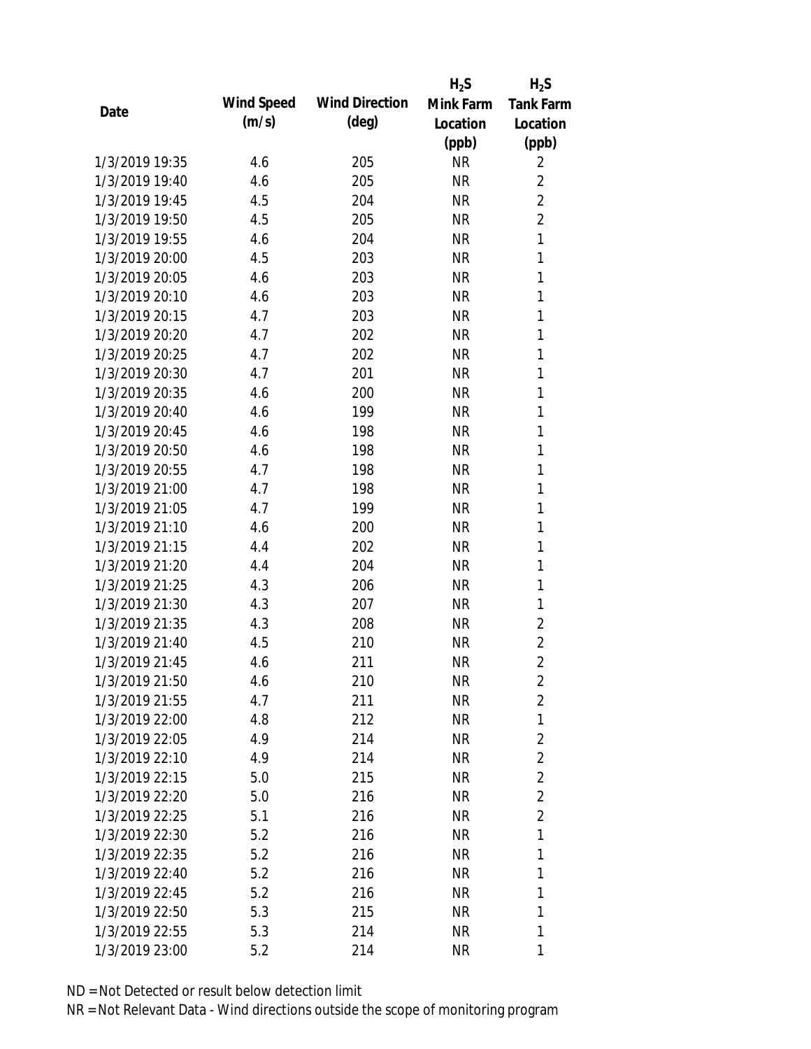| Date | Wind Speed (m/s) | Wind Direction (deg) | $H_2S$ Mink Farm Location (ppb) | $H_2S$ Tank Farm Location (ppb) |
| --- | --- | --- | --- | --- |
| 1/3/2019 19:35 | 4.6 | 205 | NR | 2 |
| 1/3/2019 19:40 | 4.6 | 205 | NR | 2 |
| 1/3/2019 19:45 | 4.5 | 204 | NR | 2 |
| 1/3/2019 19:50 | 4.5 | 205 | NR | 2 |
| 1/3/2019 19:55 | 4.6 | 204 | NR | 1 |
| 1/3/2019 20:00 | 4.5 | 203 | NR | 1 |
| 1/3/2019 20:05 | 4.6 | 203 | NR | 1 |
| 1/3/2019 20:10 | 4.6 | 203 | NR | 1 |
| 1/3/2019 20:15 | 4.7 | 203 | NR | 1 |
| 1/3/2019 20:20 | 4.7 | 202 | NR | 1 |
| 1/3/2019 20:25 | 4.7 | 202 | NR | 1 |
| 1/3/2019 20:30 | 4.7 | 201 | NR | 1 |
| 1/3/2019 20:35 | 4.6 | 200 | NR | 1 |
| 1/3/2019 20:40 | 4.6 | 199 | NR | 1 |
| 1/3/2019 20:45 | 4.6 | 198 | NR | 1 |
| 1/3/2019 20:50 | 4.6 | 198 | NR | 1 |
| 1/3/2019 20:55 | 4.7 | 198 | NR | 1 |
| 1/3/2019 21:00 | 4.7 | 198 | NR | 1 |
| 1/3/2019 21:05 | 4.7 | 199 | NR | 1 |
| 1/3/2019 21:10 | 4.6 | 200 | NR | 1 |
| 1/3/2019 21:15 | 4.4 | 202 | NR | 1 |
| 1/3/2019 21:20 | 4.4 | 204 | NR | 1 |
| 1/3/2019 21:25 | 4.3 | 206 | NR | 1 |
| 1/3/2019 21:30 | 4.3 | 207 | NR | 1 |
| 1/3/2019 21:35 | 4.3 | 208 | NR | 2 |
| 1/3/2019 21:40 | 4.5 | 210 | NR | 2 |
| 1/3/2019 21:45 | 4.6 | 211 | NR | 2 |
| 1/3/2019 21:50 | 4.6 | 210 | NR | 2 |
| 1/3/2019 21:55 | 4.7 | 211 | NR | 2 |
| 1/3/2019 22:00 | 4.8 | 212 | NR | 1 |
| 1/3/2019 22:05 | 4.9 | 214 | NR | 2 |
| 1/3/2019 22:10 | 4.9 | 214 | NR | 2 |
| 1/3/2019 22:15 | 5.0 | 215 | NR | 2 |
| 1/3/2019 22:20 | 5.0 | 216 | NR | 2 |
| 1/3/2019 22:25 | 5.1 | 216 | NR | 2 |
| 1/3/2019 22:30 | 5.2 | 216 | NR | 1 |
| 1/3/2019 22:35 | 5.2 | 216 | NR | 1 |
| 1/3/2019 22:40 | 5.2 | 216 | NR | 1 |
| 1/3/2019 22:45 | 5.2 | 216 | NR | 1 |
| 1/3/2019 22:50 | 5.3 | 215 | NR | 1 |
| 1/3/2019 22:55 | 5.3 | 214 | NR | 1 |
| 1/3/2019 23:00 | 5.2 | 214 | NR | 1 |

ND = Not Detected or result below detection limit

NR = Not Relevant Data - Wind directions outside the scope of monitoring program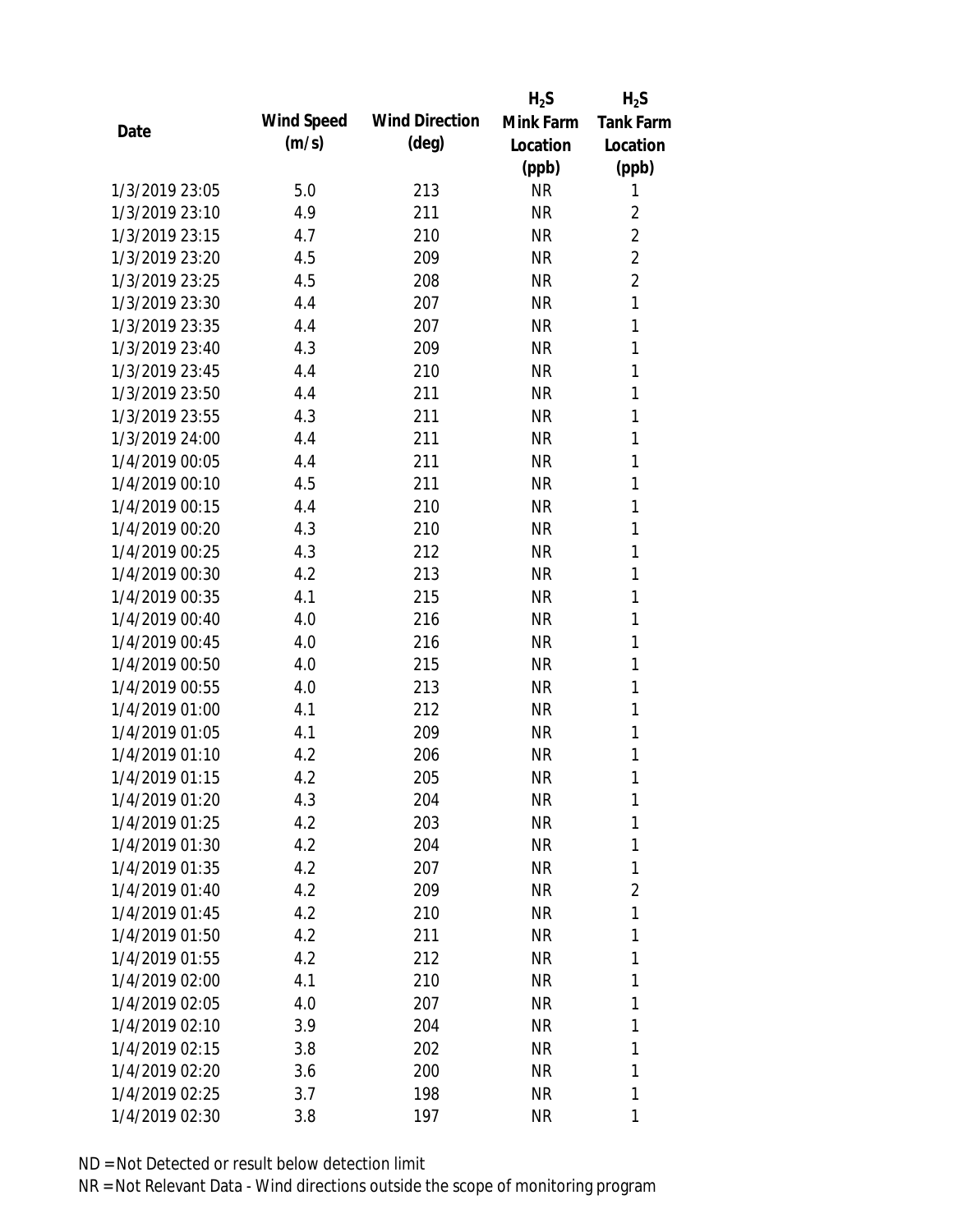| Date | Wind Speed (m/s) | Wind Direction (deg) | $H_2S$ Mink Farm Location (ppb) | $H_2S$ Tank Farm Location (ppb) |
|---|---|---|---|---|
| 1/3/2019 23:05 | 5.0 | 213 | NR | 1 |
| 1/3/2019 23:10 | 4.9 | 211 | NR | 2 |
| 1/3/2019 23:15 | 4.7 | 210 | NR | 2 |
| 1/3/2019 23:20 | 4.5 | 209 | NR | 2 |
| 1/3/2019 23:25 | 4.5 | 208 | NR | 2 |
| 1/3/2019 23:30 | 4.4 | 207 | NR | 1 |
| 1/3/2019 23:35 | 4.4 | 207 | NR | 1 |
| 1/3/2019 23:40 | 4.3 | 209 | NR | 1 |
| 1/3/2019 23:45 | 4.4 | 210 | NR | 1 |
| 1/3/2019 23:50 | 4.4 | 211 | NR | 1 |
| 1/3/2019 23:55 | 4.3 | 211 | NR | 1 |
| 1/3/2019 24:00 | 4.4 | 211 | NR | 1 |
| 1/4/2019 00:05 | 4.4 | 211 | NR | 1 |
| 1/4/2019 00:10 | 4.5 | 211 | NR | 1 |
| 1/4/2019 00:15 | 4.4 | 210 | NR | 1 |
| 1/4/2019 00:20 | 4.3 | 210 | NR | 1 |
| 1/4/2019 00:25 | 4.3 | 212 | NR | 1 |
| 1/4/2019 00:30 | 4.2 | 213 | NR | 1 |
| 1/4/2019 00:35 | 4.1 | 215 | NR | 1 |
| 1/4/2019 00:40 | 4.0 | 216 | NR | 1 |
| 1/4/2019 00:45 | 4.0 | 216 | NR | 1 |
| 1/4/2019 00:50 | 4.0 | 215 | NR | 1 |
| 1/4/2019 00:55 | 4.0 | 213 | NR | 1 |
| 1/4/2019 01:00 | 4.1 | 212 | NR | 1 |
| 1/4/2019 01:05 | 4.1 | 209 | NR | 1 |
| 1/4/2019 01:10 | 4.2 | 206 | NR | 1 |
| 1/4/2019 01:15 | 4.2 | 205 | NR | 1 |
| 1/4/2019 01:20 | 4.3 | 204 | NR | 1 |
| 1/4/2019 01:25 | 4.2 | 203 | NR | 1 |
| 1/4/2019 01:30 | 4.2 | 204 | NR | 1 |
| 1/4/2019 01:35 | 4.2 | 207 | NR | 1 |
| 1/4/2019 01:40 | 4.2 | 209 | NR | 2 |
| 1/4/2019 01:45 | 4.2 | 210 | NR | 1 |
| 1/4/2019 01:50 | 4.2 | 211 | NR | 1 |
| 1/4/2019 01:55 | 4.2 | 212 | NR | 1 |
| 1/4/2019 02:00 | 4.1 | 210 | NR | 1 |
| 1/4/2019 02:05 | 4.0 | 207 | NR | 1 |
| 1/4/2019 02:10 | 3.9 | 204 | NR | 1 |
| 1/4/2019 02:15 | 3.8 | 202 | NR | 1 |
| 1/4/2019 02:20 | 3.6 | 200 | NR | 1 |
| 1/4/2019 02:25 | 3.7 | 198 | NR | 1 |
| 1/4/2019 02:30 | 3.8 | 197 | NR | 1 |

ND = Not Detected or result below detection limit

NR = Not Relevant Data - Wind directions outside the scope of monitoring program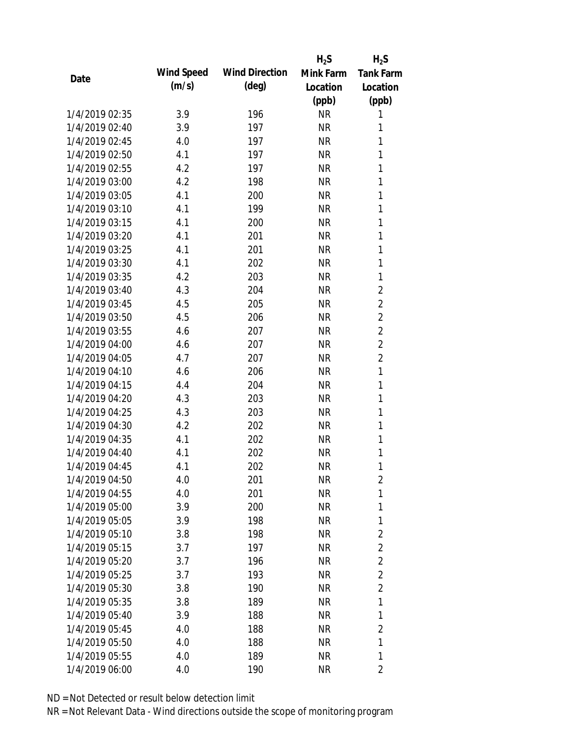| Date | Wind Speed (m/s) | Wind Direction (deg) | $H_2S$ Mink Farm Location (ppb) | $H_2S$ Tank Farm Location (ppb) |
| --- | --- | --- | --- | --- |
| 1/4/2019 02:35 | 3.9 | 196 | NR | 1 |
| 1/4/2019 02:40 | 3.9 | 197 | NR | 1 |
| 1/4/2019 02:45 | 4.0 | 197 | NR | 1 |
| 1/4/2019 02:50 | 4.1 | 197 | NR | 1 |
| 1/4/2019 02:55 | 4.2 | 197 | NR | 1 |
| 1/4/2019 03:00 | 4.2 | 198 | NR | 1 |
| 1/4/2019 03:05 | 4.1 | 200 | NR | 1 |
| 1/4/2019 03:10 | 4.1 | 199 | NR | 1 |
| 1/4/2019 03:15 | 4.1 | 200 | NR | 1 |
| 1/4/2019 03:20 | 4.1 | 201 | NR | 1 |
| 1/4/2019 03:25 | 4.1 | 201 | NR | 1 |
| 1/4/2019 03:30 | 4.1 | 202 | NR | 1 |
| 1/4/2019 03:35 | 4.2 | 203 | NR | 1 |
| 1/4/2019 03:40 | 4.3 | 204 | NR | 2 |
| 1/4/2019 03:45 | 4.5 | 205 | NR | 2 |
| 1/4/2019 03:50 | 4.5 | 206 | NR | 2 |
| 1/4/2019 03:55 | 4.6 | 207 | NR | 2 |
| 1/4/2019 04:00 | 4.6 | 207 | NR | 2 |
| 1/4/2019 04:05 | 4.7 | 207 | NR | 2 |
| 1/4/2019 04:10 | 4.6 | 206 | NR | 1 |
| 1/4/2019 04:15 | 4.4 | 204 | NR | 1 |
| 1/4/2019 04:20 | 4.3 | 203 | NR | 1 |
| 1/4/2019 04:25 | 4.3 | 203 | NR | 1 |
| 1/4/2019 04:30 | 4.2 | 202 | NR | 1 |
| 1/4/2019 04:35 | 4.1 | 202 | NR | 1 |
| 1/4/2019 04:40 | 4.1 | 202 | NR | 1 |
| 1/4/2019 04:45 | 4.1 | 202 | NR | 1 |
| 1/4/2019 04:50 | 4.0 | 201 | NR | 2 |
| 1/4/2019 04:55 | 4.0 | 201 | NR | 1 |
| 1/4/2019 05:00 | 3.9 | 200 | NR | 1 |
| 1/4/2019 05:05 | 3.9 | 198 | NR | 1 |
| 1/4/2019 05:10 | 3.8 | 198 | NR | 2 |
| 1/4/2019 05:15 | 3.7 | 197 | NR | 2 |
| 1/4/2019 05:20 | 3.7 | 196 | NR | 2 |
| 1/4/2019 05:25 | 3.7 | 193 | NR | 2 |
| 1/4/2019 05:30 | 3.8 | 190 | NR | 2 |
| 1/4/2019 05:35 | 3.8 | 189 | NR | 1 |
| 1/4/2019 05:40 | 3.9 | 188 | NR | 1 |
| 1/4/2019 05:45 | 4.0 | 188 | NR | 2 |
| 1/4/2019 05:50 | 4.0 | 188 | NR | 1 |
| 1/4/2019 05:55 | 4.0 | 189 | NR | 1 |
| 1/4/2019 06:00 | 4.0 | 190 | NR | 2 |

ND = Not Detected or result below detection limit

NR = Not Relevant Data - Wind directions outside the scope of monitoring program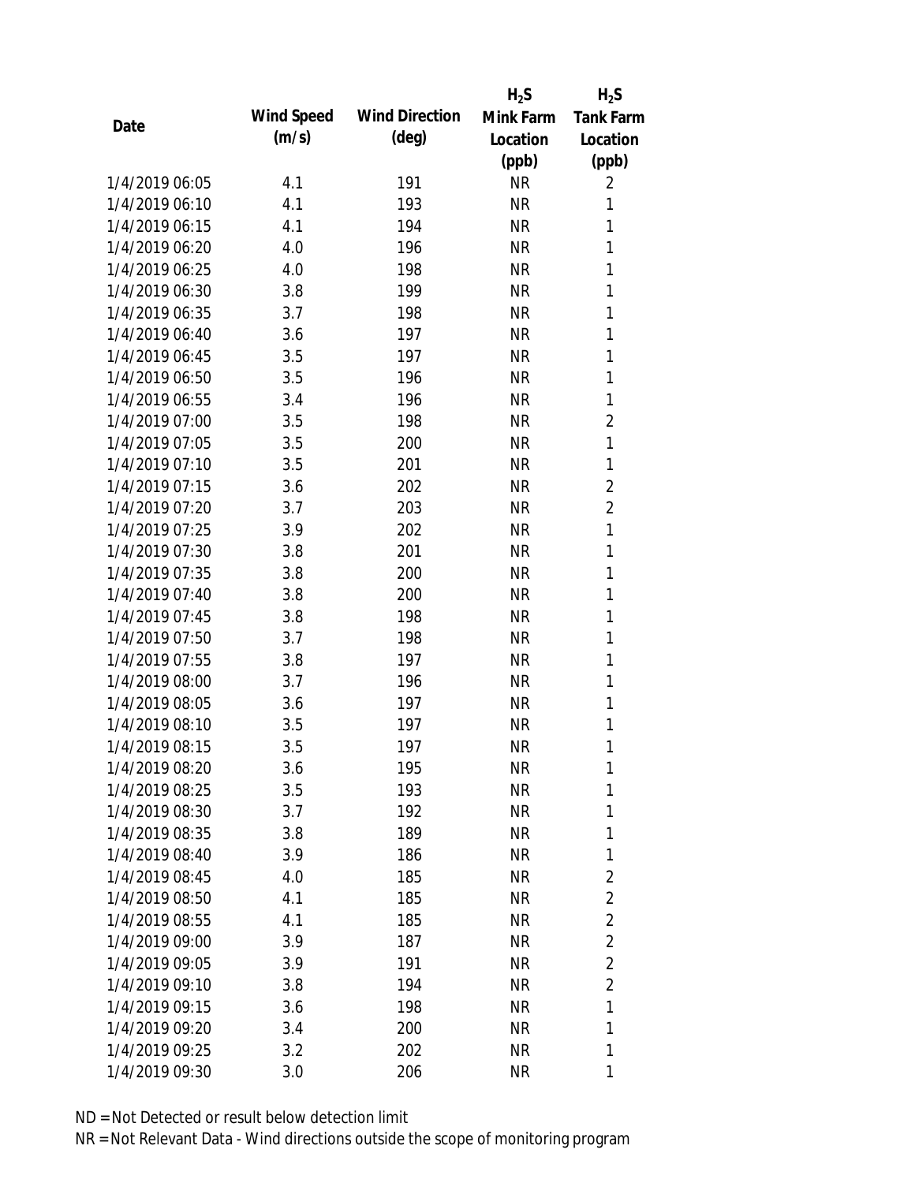| Date | Wind Speed (m/s) | Wind Direction (deg) | $H_2S$ Mink Farm Location (ppb) | $H_2S$ Tank Farm Location (ppb) |
|---|---|---|---|---|
| 1/4/2019 06:05 | 4.1 | 191 | NR | 2 |
| 1/4/2019 06:10 | 4.1 | 193 | NR | 1 |
| 1/4/2019 06:15 | 4.1 | 194 | NR | 1 |
| 1/4/2019 06:20 | 4.0 | 196 | NR | 1 |
| 1/4/2019 06:25 | 4.0 | 198 | NR | 1 |
| 1/4/2019 06:30 | 3.8 | 199 | NR | 1 |
| 1/4/2019 06:35 | 3.7 | 198 | NR | 1 |
| 1/4/2019 06:40 | 3.6 | 197 | NR | 1 |
| 1/4/2019 06:45 | 3.5 | 197 | NR | 1 |
| 1/4/2019 06:50 | 3.5 | 196 | NR | 1 |
| 1/4/2019 06:55 | 3.4 | 196 | NR | 1 |
| 1/4/2019 07:00 | 3.5 | 198 | NR | 2 |
| 1/4/2019 07:05 | 3.5 | 200 | NR | 1 |
| 1/4/2019 07:10 | 3.5 | 201 | NR | 1 |
| 1/4/2019 07:15 | 3.6 | 202 | NR | 2 |
| 1/4/2019 07:20 | 3.7 | 203 | NR | 2 |
| 1/4/2019 07:25 | 3.9 | 202 | NR | 1 |
| 1/4/2019 07:30 | 3.8 | 201 | NR | 1 |
| 1/4/2019 07:35 | 3.8 | 200 | NR | 1 |
| 1/4/2019 07:40 | 3.8 | 200 | NR | 1 |
| 1/4/2019 07:45 | 3.8 | 198 | NR | 1 |
| 1/4/2019 07:50 | 3.7 | 198 | NR | 1 |
| 1/4/2019 07:55 | 3.8 | 197 | NR | 1 |
| 1/4/2019 08:00 | 3.7 | 196 | NR | 1 |
| 1/4/2019 08:05 | 3.6 | 197 | NR | 1 |
| 1/4/2019 08:10 | 3.5 | 197 | NR | 1 |
| 1/4/2019 08:15 | 3.5 | 197 | NR | 1 |
| 1/4/2019 08:20 | 3.6 | 195 | NR | 1 |
| 1/4/2019 08:25 | 3.5 | 193 | NR | 1 |
| 1/4/2019 08:30 | 3.7 | 192 | NR | 1 |
| 1/4/2019 08:35 | 3.8 | 189 | NR | 1 |
| 1/4/2019 08:40 | 3.9 | 186 | NR | 1 |
| 1/4/2019 08:45 | 4.0 | 185 | NR | 2 |
| 1/4/2019 08:50 | 4.1 | 185 | NR | 2 |
| 1/4/2019 08:55 | 4.1 | 185 | NR | 2 |
| 1/4/2019 09:00 | 3.9 | 187 | NR | 2 |
| 1/4/2019 09:05 | 3.9 | 191 | NR | 2 |
| 1/4/2019 09:10 | 3.8 | 194 | NR | 2 |
| 1/4/2019 09:15 | 3.6 | 198 | NR | 1 |
| 1/4/2019 09:20 | 3.4 | 200 | NR | 1 |
| 1/4/2019 09:25 | 3.2 | 202 | NR | 1 |
| 1/4/2019 09:30 | 3.0 | 206 | NR | 1 |

ND = Not Detected or result below detection limit

NR = Not Relevant Data - Wind directions outside the scope of monitoring program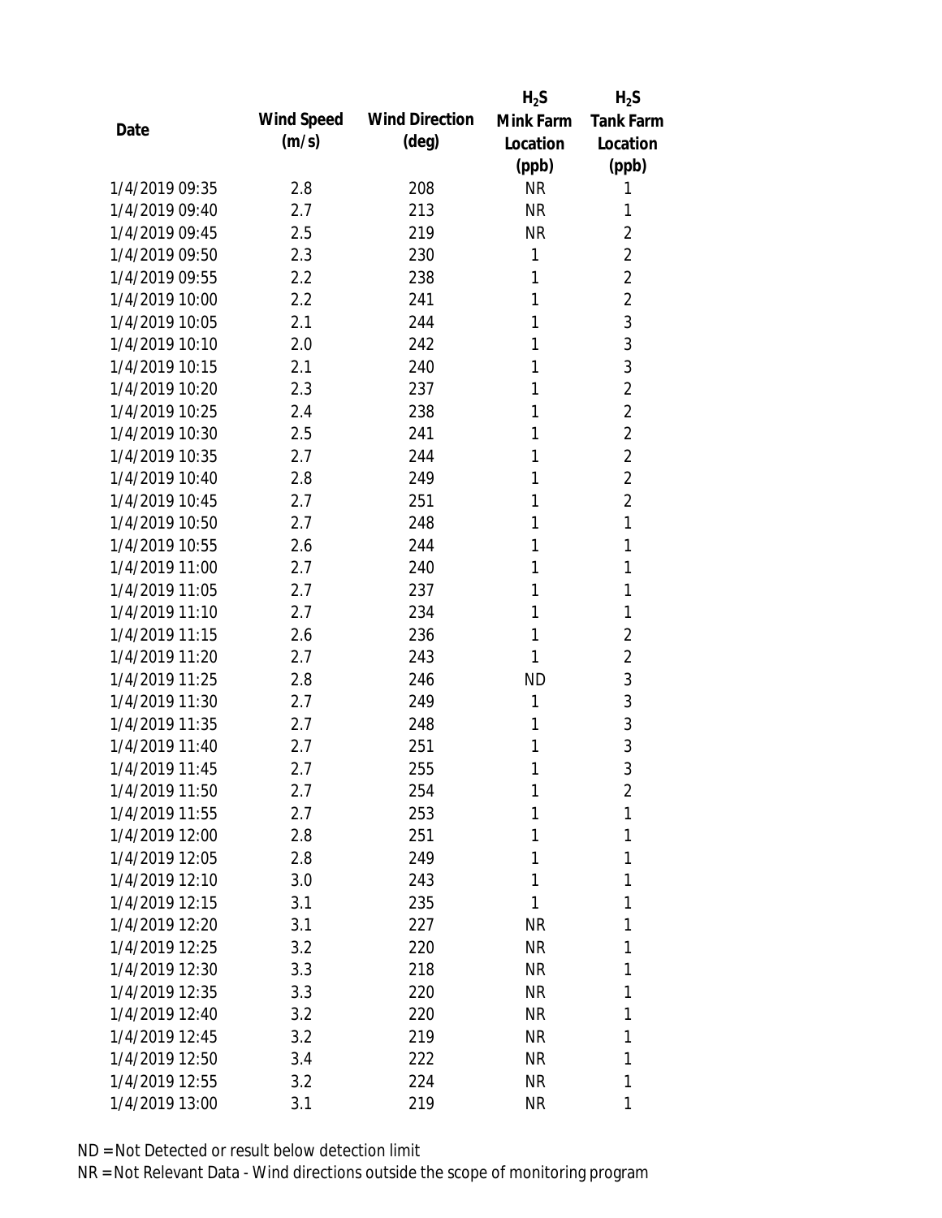| Date | Wind Speed (m/s) | Wind Direction (deg) | $H_2S$ Mink Farm Location (ppb) | $H_2S$ Tank Farm Location (ppb) |
|---|---|---|---|---|
| 1/4/2019 09:35 | 2.8 | 208 | NR | 1 |
| 1/4/2019 09:40 | 2.7 | 213 | NR | 1 |
| 1/4/2019 09:45 | 2.5 | 219 | NR | 2 |
| 1/4/2019 09:50 | 2.3 | 230 | 1 | 2 |
| 1/4/2019 09:55 | 2.2 | 238 | 1 | 2 |
| 1/4/2019 10:00 | 2.2 | 241 | 1 | 2 |
| 1/4/2019 10:05 | 2.1 | 244 | 1 | 3 |
| 1/4/2019 10:10 | 2.0 | 242 | 1 | 3 |
| 1/4/2019 10:15 | 2.1 | 240 | 1 | 3 |
| 1/4/2019 10:20 | 2.3 | 237 | 1 | 2 |
| 1/4/2019 10:25 | 2.4 | 238 | 1 | 2 |
| 1/4/2019 10:30 | 2.5 | 241 | 1 | 2 |
| 1/4/2019 10:35 | 2.7 | 244 | 1 | 2 |
| 1/4/2019 10:40 | 2.8 | 249 | 1 | 2 |
| 1/4/2019 10:45 | 2.7 | 251 | 1 | 2 |
| 1/4/2019 10:50 | 2.7 | 248 | 1 | 1 |
| 1/4/2019 10:55 | 2.6 | 244 | 1 | 1 |
| 1/4/2019 11:00 | 2.7 | 240 | 1 | 1 |
| 1/4/2019 11:05 | 2.7 | 237 | 1 | 1 |
| 1/4/2019 11:10 | 2.7 | 234 | 1 | 1 |
| 1/4/2019 11:15 | 2.6 | 236 | 1 | 2 |
| 1/4/2019 11:20 | 2.7 | 243 | 1 | 2 |
| 1/4/2019 11:25 | 2.8 | 246 | ND | 3 |
| 1/4/2019 11:30 | 2.7 | 249 | 1 | 3 |
| 1/4/2019 11:35 | 2.7 | 248 | 1 | 3 |
| 1/4/2019 11:40 | 2.7 | 251 | 1 | 3 |
| 1/4/2019 11:45 | 2.7 | 255 | 1 | 3 |
| 1/4/2019 11:50 | 2.7 | 254 | 1 | 2 |
| 1/4/2019 11:55 | 2.7 | 253 | 1 | 1 |
| 1/4/2019 12:00 | 2.8 | 251 | 1 | 1 |
| 1/4/2019 12:05 | 2.8 | 249 | 1 | 1 |
| 1/4/2019 12:10 | 3.0 | 243 | 1 | 1 |
| 1/4/2019 12:15 | 3.1 | 235 | 1 | 1 |
| 1/4/2019 12:20 | 3.1 | 227 | NR | 1 |
| 1/4/2019 12:25 | 3.2 | 220 | NR | 1 |
| 1/4/2019 12:30 | 3.3 | 218 | NR | 1 |
| 1/4/2019 12:35 | 3.3 | 220 | NR | 1 |
| 1/4/2019 12:40 | 3.2 | 220 | NR | 1 |
| 1/4/2019 12:45 | 3.2 | 219 | NR | 1 |
| 1/4/2019 12:50 | 3.4 | 222 | NR | 1 |
| 1/4/2019 12:55 | 3.2 | 224 | NR | 1 |
| 1/4/2019 13:00 | 3.1 | 219 | NR | 1 |

ND = Not Detected or result below detection limit
NR = Not Relevant Data - Wind directions outside the scope of monitoring program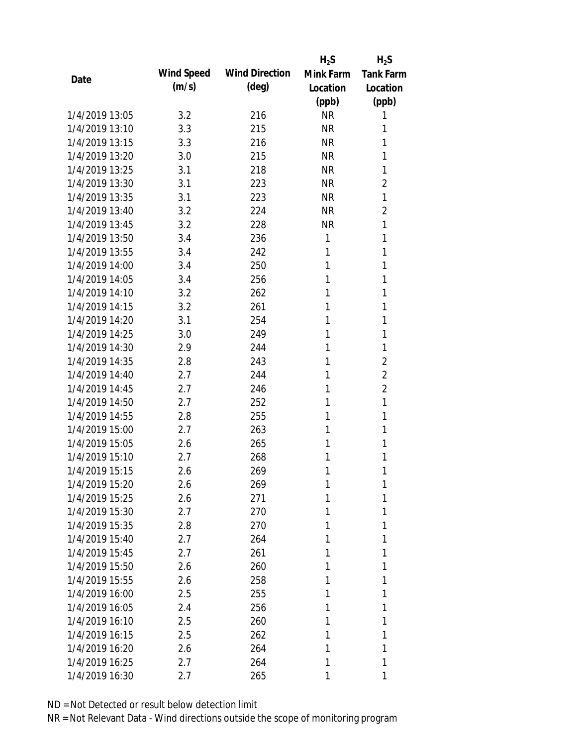| Date | Wind Speed (m/s) | Wind Direction (deg) | $H_2S$ Mink Farm Location (ppb) | $H_2S$ Tank Farm Location (ppb) |
|---|---|---|---|---|
| 1/4/2019 13:05 | 3.2 | 216 | NR | 1 |
| 1/4/2019 13:10 | 3.3 | 215 | NR | 1 |
| 1/4/2019 13:15 | 3.3 | 216 | NR | 1 |
| 1/4/2019 13:20 | 3.0 | 215 | NR | 1 |
| 1/4/2019 13:25 | 3.1 | 218 | NR | 1 |
| 1/4/2019 13:30 | 3.1 | 223 | NR | 2 |
| 1/4/2019 13:35 | 3.1 | 223 | NR | 1 |
| 1/4/2019 13:40 | 3.2 | 224 | NR | 2 |
| 1/4/2019 13:45 | 3.2 | 228 | NR | 1 |
| 1/4/2019 13:50 | 3.4 | 236 | 1 | 1 |
| 1/4/2019 13:55 | 3.4 | 242 | 1 | 1 |
| 1/4/2019 14:00 | 3.4 | 250 | 1 | 1 |
| 1/4/2019 14:05 | 3.4 | 256 | 1 | 1 |
| 1/4/2019 14:10 | 3.2 | 262 | 1 | 1 |
| 1/4/2019 14:15 | 3.2 | 261 | 1 | 1 |
| 1/4/2019 14:20 | 3.1 | 254 | 1 | 1 |
| 1/4/2019 14:25 | 3.0 | 249 | 1 | 1 |
| 1/4/2019 14:30 | 2.9 | 244 | 1 | 1 |
| 1/4/2019 14:35 | 2.8 | 243 | 1 | 2 |
| 1/4/2019 14:40 | 2.7 | 244 | 1 | 2 |
| 1/4/2019 14:45 | 2.7 | 246 | 1 | 2 |
| 1/4/2019 14:50 | 2.7 | 252 | 1 | 1 |
| 1/4/2019 14:55 | 2.8 | 255 | 1 | 1 |
| 1/4/2019 15:00 | 2.7 | 263 | 1 | 1 |
| 1/4/2019 15:05 | 2.6 | 265 | 1 | 1 |
| 1/4/2019 15:10 | 2.7 | 268 | 1 | 1 |
| 1/4/2019 15:15 | 2.6 | 269 | 1 | 1 |
| 1/4/2019 15:20 | 2.6 | 269 | 1 | 1 |
| 1/4/2019 15:25 | 2.6 | 271 | 1 | 1 |
| 1/4/2019 15:30 | 2.7 | 270 | 1 | 1 |
| 1/4/2019 15:35 | 2.8 | 270 | 1 | 1 |
| 1/4/2019 15:40 | 2.7 | 264 | 1 | 1 |
| 1/4/2019 15:45 | 2.7 | 261 | 1 | 1 |
| 1/4/2019 15:50 | 2.6 | 260 | 1 | 1 |
| 1/4/2019 15:55 | 2.6 | 258 | 1 | 1 |
| 1/4/2019 16:00 | 2.5 | 255 | 1 | 1 |
| 1/4/2019 16:05 | 2.4 | 256 | 1 | 1 |
| 1/4/2019 16:10 | 2.5 | 260 | 1 | 1 |
| 1/4/2019 16:15 | 2.5 | 262 | 1 | 1 |
| 1/4/2019 16:20 | 2.6 | 264 | 1 | 1 |
| 1/4/2019 16:25 | 2.7 | 264 | 1 | 1 |
| 1/4/2019 16:30 | 2.7 | 265 | 1 | 1 |

ND = Not Detected or result below detection limit

NR = Not Relevant Data - Wind directions outside the scope of monitoring program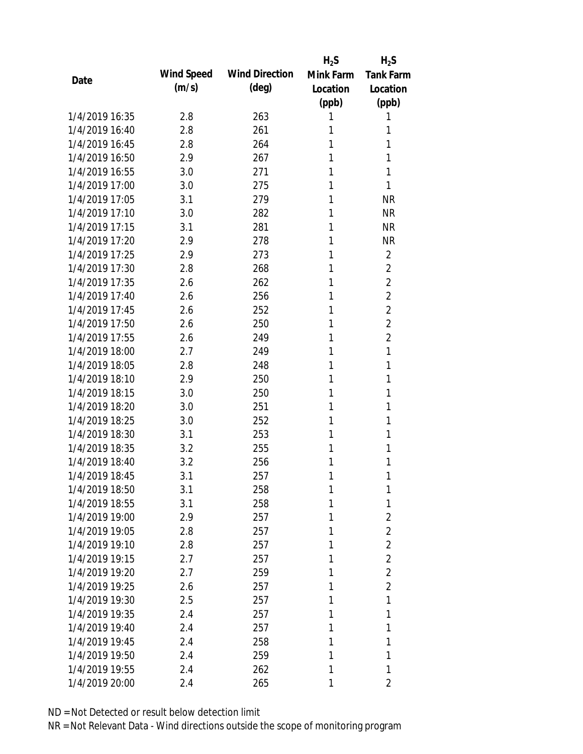| Date | Wind Speed (m/s) | Wind Direction (deg) | $H_2S$ Mink Farm Location (ppb) | $H_2S$ Tank Farm Location (ppb) |
|---|---|---|---|---|
| 1/4/2019 16:35 | 2.8 | 263 | 1 | 1 |
| 1/4/2019 16:40 | 2.8 | 261 | 1 | 1 |
| 1/4/2019 16:45 | 2.8 | 264 | 1 | 1 |
| 1/4/2019 16:50 | 2.9 | 267 | 1 | 1 |
| 1/4/2019 16:55 | 3.0 | 271 | 1 | 1 |
| 1/4/2019 17:00 | 3.0 | 275 | 1 | 1 |
| 1/4/2019 17:05 | 3.1 | 279 | 1 | NR |
| 1/4/2019 17:10 | 3.0 | 282 | 1 | NR |
| 1/4/2019 17:15 | 3.1 | 281 | 1 | NR |
| 1/4/2019 17:20 | 2.9 | 278 | 1 | NR |
| 1/4/2019 17:25 | 2.9 | 273 | 1 | 2 |
| 1/4/2019 17:30 | 2.8 | 268 | 1 | 2 |
| 1/4/2019 17:35 | 2.6 | 262 | 1 | 2 |
| 1/4/2019 17:40 | 2.6 | 256 | 1 | 2 |
| 1/4/2019 17:45 | 2.6 | 252 | 1 | 2 |
| 1/4/2019 17:50 | 2.6 | 250 | 1 | 2 |
| 1/4/2019 17:55 | 2.6 | 249 | 1 | 2 |
| 1/4/2019 18:00 | 2.7 | 249 | 1 | 1 |
| 1/4/2019 18:05 | 2.8 | 248 | 1 | 1 |
| 1/4/2019 18:10 | 2.9 | 250 | 1 | 1 |
| 1/4/2019 18:15 | 3.0 | 250 | 1 | 1 |
| 1/4/2019 18:20 | 3.0 | 251 | 1 | 1 |
| 1/4/2019 18:25 | 3.0 | 252 | 1 | 1 |
| 1/4/2019 18:30 | 3.1 | 253 | 1 | 1 |
| 1/4/2019 18:35 | 3.2 | 255 | 1 | 1 |
| 1/4/2019 18:40 | 3.2 | 256 | 1 | 1 |
| 1/4/2019 18:45 | 3.1 | 257 | 1 | 1 |
| 1/4/2019 18:50 | 3.1 | 258 | 1 | 1 |
| 1/4/2019 18:55 | 3.1 | 258 | 1 | 1 |
| 1/4/2019 19:00 | 2.9 | 257 | 1 | 2 |
| 1/4/2019 19:05 | 2.8 | 257 | 1 | 2 |
| 1/4/2019 19:10 | 2.8 | 257 | 1 | 2 |
| 1/4/2019 19:15 | 2.7 | 257 | 1 | 2 |
| 1/4/2019 19:20 | 2.7 | 259 | 1 | 2 |
| 1/4/2019 19:25 | 2.6 | 257 | 1 | 2 |
| 1/4/2019 19:30 | 2.5 | 257 | 1 | 1 |
| 1/4/2019 19:35 | 2.4 | 257 | 1 | 1 |
| 1/4/2019 19:40 | 2.4 | 257 | 1 | 1 |
| 1/4/2019 19:45 | 2.4 | 258 | 1 | 1 |
| 1/4/2019 19:50 | 2.4 | 259 | 1 | 1 |
| 1/4/2019 19:55 | 2.4 | 262 | 1 | 1 |
| 1/4/2019 20:00 | 2.4 | 265 | 1 | 2 |

ND = Not Detected or result below detection limit

NR = Not Relevant Data - Wind directions outside the scope of monitoring program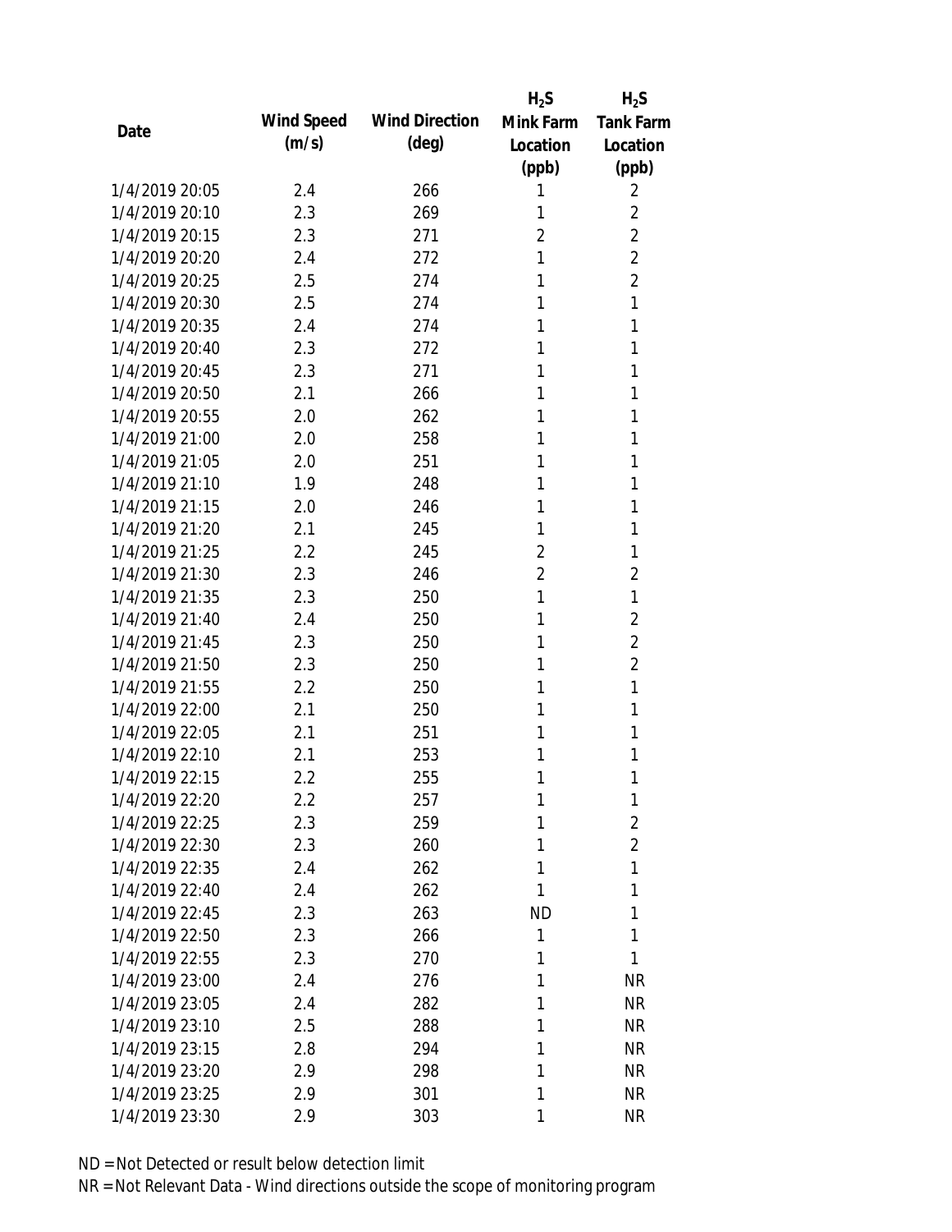| Date | Wind Speed (m/s) | Wind Direction (deg) | $H_2S$ Mink Farm Location (ppb) | $H_2S$ Tank Farm Location (ppb) |
|---|---|---|---|---|
| 1/4/2019 20:05 | 2.4 | 266 | 1 | 2 |
| 1/4/2019 20:10 | 2.3 | 269 | 1 | 2 |
| 1/4/2019 20:15 | 2.3 | 271 | 2 | 2 |
| 1/4/2019 20:20 | 2.4 | 272 | 1 | 2 |
| 1/4/2019 20:25 | 2.5 | 274 | 1 | 2 |
| 1/4/2019 20:30 | 2.5 | 274 | 1 | 1 |
| 1/4/2019 20:35 | 2.4 | 274 | 1 | 1 |
| 1/4/2019 20:40 | 2.3 | 272 | 1 | 1 |
| 1/4/2019 20:45 | 2.3 | 271 | 1 | 1 |
| 1/4/2019 20:50 | 2.1 | 266 | 1 | 1 |
| 1/4/2019 20:55 | 2.0 | 262 | 1 | 1 |
| 1/4/2019 21:00 | 2.0 | 258 | 1 | 1 |
| 1/4/2019 21:05 | 2.0 | 251 | 1 | 1 |
| 1/4/2019 21:10 | 1.9 | 248 | 1 | 1 |
| 1/4/2019 21:15 | 2.0 | 246 | 1 | 1 |
| 1/4/2019 21:20 | 2.1 | 245 | 1 | 1 |
| 1/4/2019 21:25 | 2.2 | 245 | 2 | 1 |
| 1/4/2019 21:30 | 2.3 | 246 | 2 | 2 |
| 1/4/2019 21:35 | 2.3 | 250 | 1 | 1 |
| 1/4/2019 21:40 | 2.4 | 250 | 1 | 2 |
| 1/4/2019 21:45 | 2.3 | 250 | 1 | 2 |
| 1/4/2019 21:50 | 2.3 | 250 | 1 | 2 |
| 1/4/2019 21:55 | 2.2 | 250 | 1 | 1 |
| 1/4/2019 22:00 | 2.1 | 250 | 1 | 1 |
| 1/4/2019 22:05 | 2.1 | 251 | 1 | 1 |
| 1/4/2019 22:10 | 2.1 | 253 | 1 | 1 |
| 1/4/2019 22:15 | 2.2 | 255 | 1 | 1 |
| 1/4/2019 22:20 | 2.2 | 257 | 1 | 1 |
| 1/4/2019 22:25 | 2.3 | 259 | 1 | 2 |
| 1/4/2019 22:30 | 2.3 | 260 | 1 | 2 |
| 1/4/2019 22:35 | 2.4 | 262 | 1 | 1 |
| 1/4/2019 22:40 | 2.4 | 262 | 1 | 1 |
| 1/4/2019 22:45 | 2.3 | 263 | ND | 1 |
| 1/4/2019 22:50 | 2.3 | 266 | 1 | 1 |
| 1/4/2019 22:55 | 2.3 | 270 | 1 | 1 |
| 1/4/2019 23:00 | 2.4 | 276 | 1 | NR |
| 1/4/2019 23:05 | 2.4 | 282 | 1 | NR |
| 1/4/2019 23:10 | 2.5 | 288 | 1 | NR |
| 1/4/2019 23:15 | 2.8 | 294 | 1 | NR |
| 1/4/2019 23:20 | 2.9 | 298 | 1 | NR |
| 1/4/2019 23:25 | 2.9 | 301 | 1 | NR |
| 1/4/2019 23:30 | 2.9 | 303 | 1 | NR |

ND = Not Detected or result below detection limit

NR = Not Relevant Data - Wind directions outside the scope of monitoring program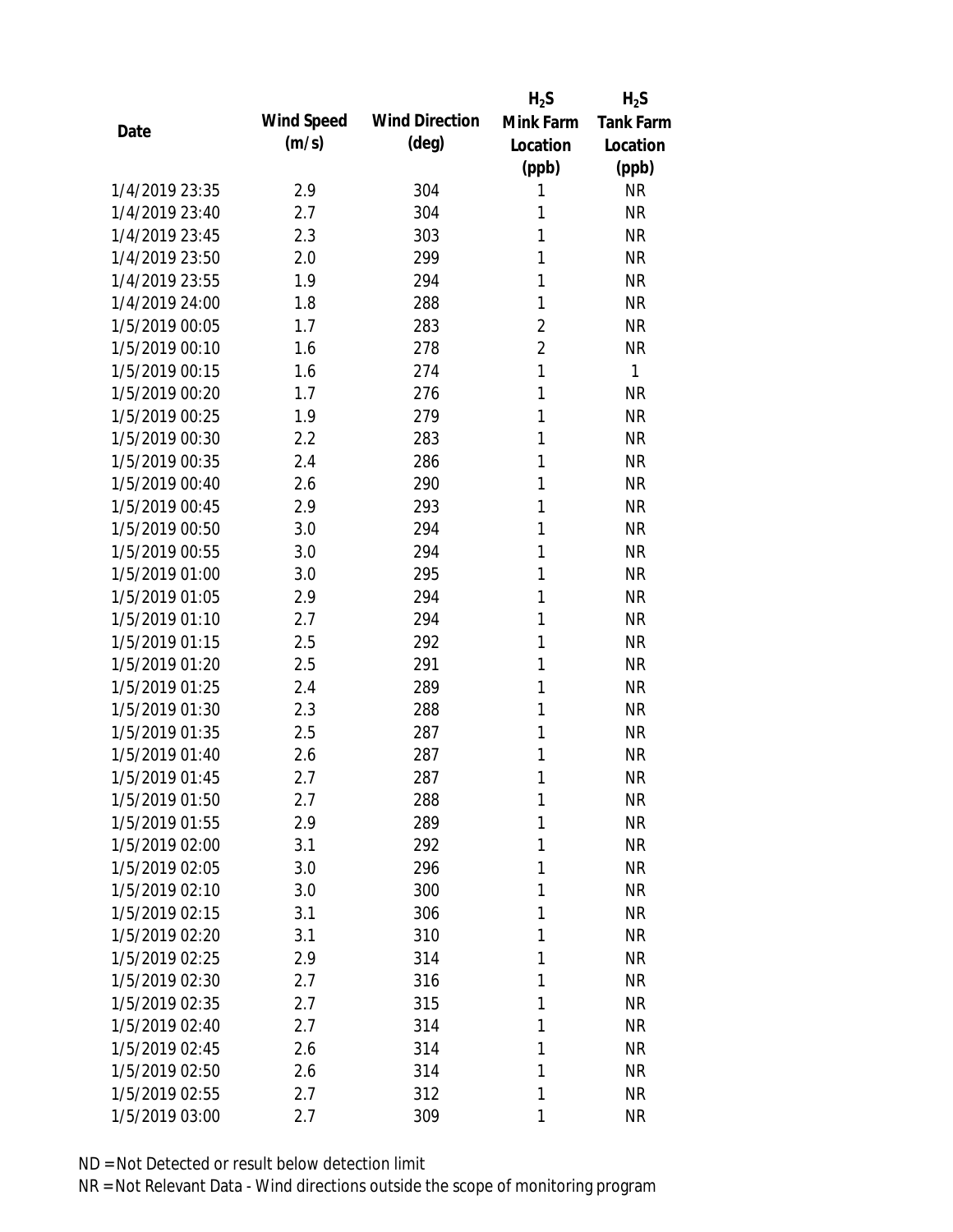| Date | Wind Speed (m/s) | Wind Direction (deg) | $H_2S$ Mink Farm Location (ppb) | $H_2S$ Tank Farm Location (ppb) |
|---|---|---|---|---|
| 1/4/2019 23:35 | 2.9 | 304 | 1 | NR |
| 1/4/2019 23:40 | 2.7 | 304 | 1 | NR |
| 1/4/2019 23:45 | 2.3 | 303 | 1 | NR |
| 1/4/2019 23:50 | 2.0 | 299 | 1 | NR |
| 1/4/2019 23:55 | 1.9 | 294 | 1 | NR |
| 1/4/2019 24:00 | 1.8 | 288 | 1 | NR |
| 1/5/2019 00:05 | 1.7 | 283 | 2 | NR |
| 1/5/2019 00:10 | 1.6 | 278 | 2 | NR |
| 1/5/2019 00:15 | 1.6 | 274 | 1 | 1 |
| 1/5/2019 00:20 | 1.7 | 276 | 1 | NR |
| 1/5/2019 00:25 | 1.9 | 279 | 1 | NR |
| 1/5/2019 00:30 | 2.2 | 283 | 1 | NR |
| 1/5/2019 00:35 | 2.4 | 286 | 1 | NR |
| 1/5/2019 00:40 | 2.6 | 290 | 1 | NR |
| 1/5/2019 00:45 | 2.9 | 293 | 1 | NR |
| 1/5/2019 00:50 | 3.0 | 294 | 1 | NR |
| 1/5/2019 00:55 | 3.0 | 294 | 1 | NR |
| 1/5/2019 01:00 | 3.0 | 295 | 1 | NR |
| 1/5/2019 01:05 | 2.9 | 294 | 1 | NR |
| 1/5/2019 01:10 | 2.7 | 294 | 1 | NR |
| 1/5/2019 01:15 | 2.5 | 292 | 1 | NR |
| 1/5/2019 01:20 | 2.5 | 291 | 1 | NR |
| 1/5/2019 01:25 | 2.4 | 289 | 1 | NR |
| 1/5/2019 01:30 | 2.3 | 288 | 1 | NR |
| 1/5/2019 01:35 | 2.5 | 287 | 1 | NR |
| 1/5/2019 01:40 | 2.6 | 287 | 1 | NR |
| 1/5/2019 01:45 | 2.7 | 287 | 1 | NR |
| 1/5/2019 01:50 | 2.7 | 288 | 1 | NR |
| 1/5/2019 01:55 | 2.9 | 289 | 1 | NR |
| 1/5/2019 02:00 | 3.1 | 292 | 1 | NR |
| 1/5/2019 02:05 | 3.0 | 296 | 1 | NR |
| 1/5/2019 02:10 | 3.0 | 300 | 1 | NR |
| 1/5/2019 02:15 | 3.1 | 306 | 1 | NR |
| 1/5/2019 02:20 | 3.1 | 310 | 1 | NR |
| 1/5/2019 02:25 | 2.9 | 314 | 1 | NR |
| 1/5/2019 02:30 | 2.7 | 316 | 1 | NR |
| 1/5/2019 02:35 | 2.7 | 315 | 1 | NR |
| 1/5/2019 02:40 | 2.7 | 314 | 1 | NR |
| 1/5/2019 02:45 | 2.6 | 314 | 1 | NR |
| 1/5/2019 02:50 | 2.6 | 314 | 1 | NR |
| 1/5/2019 02:55 | 2.7 | 312 | 1 | NR |
| 1/5/2019 03:00 | 2.7 | 309 | 1 | NR |

ND = Not Detected or result below detection limit

NR = Not Relevant Data - Wind directions outside the scope of monitoring program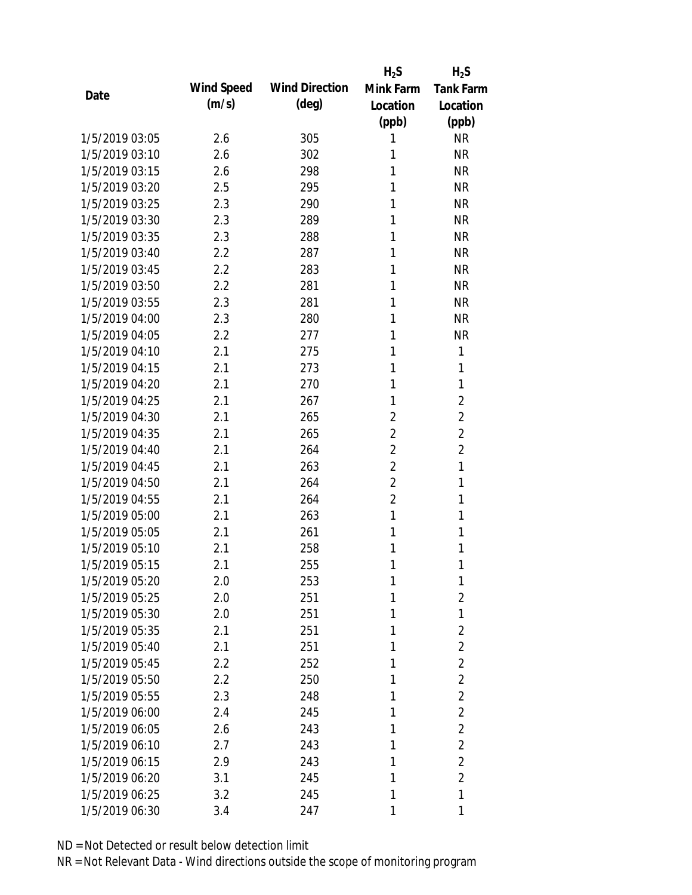| Date | Wind Speed (m/s) | Wind Direction (deg) | $H_2S$ Mink Farm Location (ppb) | $H_2S$ Tank Farm Location (ppb) |
|---|---|---|---|---|
| 1/5/2019 03:05 | 2.6 | 305 | 1 | NR |
| 1/5/2019 03:10 | 2.6 | 302 | 1 | NR |
| 1/5/2019 03:15 | 2.6 | 298 | 1 | NR |
| 1/5/2019 03:20 | 2.5 | 295 | 1 | NR |
| 1/5/2019 03:25 | 2.3 | 290 | 1 | NR |
| 1/5/2019 03:30 | 2.3 | 289 | 1 | NR |
| 1/5/2019 03:35 | 2.3 | 288 | 1 | NR |
| 1/5/2019 03:40 | 2.2 | 287 | 1 | NR |
| 1/5/2019 03:45 | 2.2 | 283 | 1 | NR |
| 1/5/2019 03:50 | 2.2 | 281 | 1 | NR |
| 1/5/2019 03:55 | 2.3 | 281 | 1 | NR |
| 1/5/2019 04:00 | 2.3 | 280 | 1 | NR |
| 1/5/2019 04:05 | 2.2 | 277 | 1 | NR |
| 1/5/2019 04:10 | 2.1 | 275 | 1 | 1 |
| 1/5/2019 04:15 | 2.1 | 273 | 1 | 1 |
| 1/5/2019 04:20 | 2.1 | 270 | 1 | 1 |
| 1/5/2019 04:25 | 2.1 | 267 | 1 | 2 |
| 1/5/2019 04:30 | 2.1 | 265 | 2 | 2 |
| 1/5/2019 04:35 | 2.1 | 265 | 2 | 2 |
| 1/5/2019 04:40 | 2.1 | 264 | 2 | 2 |
| 1/5/2019 04:45 | 2.1 | 263 | 2 | 1 |
| 1/5/2019 04:50 | 2.1 | 264 | 2 | 1 |
| 1/5/2019 04:55 | 2.1 | 264 | 2 | 1 |
| 1/5/2019 05:00 | 2.1 | 263 | 1 | 1 |
| 1/5/2019 05:05 | 2.1 | 261 | 1 | 1 |
| 1/5/2019 05:10 | 2.1 | 258 | 1 | 1 |
| 1/5/2019 05:15 | 2.1 | 255 | 1 | 1 |
| 1/5/2019 05:20 | 2.0 | 253 | 1 | 1 |
| 1/5/2019 05:25 | 2.0 | 251 | 1 | 2 |
| 1/5/2019 05:30 | 2.0 | 251 | 1 | 1 |
| 1/5/2019 05:35 | 2.1 | 251 | 1 | 2 |
| 1/5/2019 05:40 | 2.1 | 251 | 1 | 2 |
| 1/5/2019 05:45 | 2.2 | 252 | 1 | 2 |
| 1/5/2019 05:50 | 2.2 | 250 | 1 | 2 |
| 1/5/2019 05:55 | 2.3 | 248 | 1 | 2 |
| 1/5/2019 06:00 | 2.4 | 245 | 1 | 2 |
| 1/5/2019 06:05 | 2.6 | 243 | 1 | 2 |
| 1/5/2019 06:10 | 2.7 | 243 | 1 | 2 |
| 1/5/2019 06:15 | 2.9 | 243 | 1 | 2 |
| 1/5/2019 06:20 | 3.1 | 245 | 1 | 2 |
| 1/5/2019 06:25 | 3.2 | 245 | 1 | 1 |
| 1/5/2019 06:30 | 3.4 | 247 | 1 | 1 |

ND = Not Detected or result below detection limit

NR = Not Relevant Data - Wind directions outside the scope of monitoring program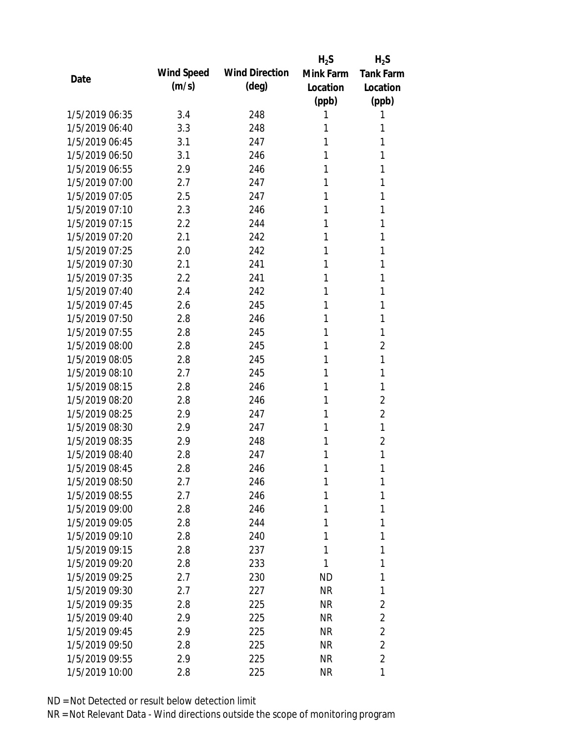| Date | Wind Speed (m/s) | Wind Direction (deg) | $H_2S$ Mink Farm Location (ppb) | $H_2S$ Tank Farm Location (ppb) |
|---|---|---|---|---|
| 1/5/2019 06:35 | 3.4 | 248 | 1 | 1 |
| 1/5/2019 06:40 | 3.3 | 248 | 1 | 1 |
| 1/5/2019 06:45 | 3.1 | 247 | 1 | 1 |
| 1/5/2019 06:50 | 3.1 | 246 | 1 | 1 |
| 1/5/2019 06:55 | 2.9 | 246 | 1 | 1 |
| 1/5/2019 07:00 | 2.7 | 247 | 1 | 1 |
| 1/5/2019 07:05 | 2.5 | 247 | 1 | 1 |
| 1/5/2019 07:10 | 2.3 | 246 | 1 | 1 |
| 1/5/2019 07:15 | 2.2 | 244 | 1 | 1 |
| 1/5/2019 07:20 | 2.1 | 242 | 1 | 1 |
| 1/5/2019 07:25 | 2.0 | 242 | 1 | 1 |
| 1/5/2019 07:30 | 2.1 | 241 | 1 | 1 |
| 1/5/2019 07:35 | 2.2 | 241 | 1 | 1 |
| 1/5/2019 07:40 | 2.4 | 242 | 1 | 1 |
| 1/5/2019 07:45 | 2.6 | 245 | 1 | 1 |
| 1/5/2019 07:50 | 2.8 | 246 | 1 | 1 |
| 1/5/2019 07:55 | 2.8 | 245 | 1 | 1 |
| 1/5/2019 08:00 | 2.8 | 245 | 1 | 2 |
| 1/5/2019 08:05 | 2.8 | 245 | 1 | 1 |
| 1/5/2019 08:10 | 2.7 | 245 | 1 | 1 |
| 1/5/2019 08:15 | 2.8 | 246 | 1 | 1 |
| 1/5/2019 08:20 | 2.8 | 246 | 1 | 2 |
| 1/5/2019 08:25 | 2.9 | 247 | 1 | 2 |
| 1/5/2019 08:30 | 2.9 | 247 | 1 | 1 |
| 1/5/2019 08:35 | 2.9 | 248 | 1 | 2 |
| 1/5/2019 08:40 | 2.8 | 247 | 1 | 1 |
| 1/5/2019 08:45 | 2.8 | 246 | 1 | 1 |
| 1/5/2019 08:50 | 2.7 | 246 | 1 | 1 |
| 1/5/2019 08:55 | 2.7 | 246 | 1 | 1 |
| 1/5/2019 09:00 | 2.8 | 246 | 1 | 1 |
| 1/5/2019 09:05 | 2.8 | 244 | 1 | 1 |
| 1/5/2019 09:10 | 2.8 | 240 | 1 | 1 |
| 1/5/2019 09:15 | 2.8 | 237 | 1 | 1 |
| 1/5/2019 09:20 | 2.8 | 233 | 1 | 1 |
| 1/5/2019 09:25 | 2.7 | 230 | ND | 1 |
| 1/5/2019 09:30 | 2.7 | 227 | NR | 1 |
| 1/5/2019 09:35 | 2.8 | 225 | NR | 2 |
| 1/5/2019 09:40 | 2.9 | 225 | NR | 2 |
| 1/5/2019 09:45 | 2.9 | 225 | NR | 2 |
| 1/5/2019 09:50 | 2.8 | 225 | NR | 2 |
| 1/5/2019 09:55 | 2.9 | 225 | NR | 2 |
| 1/5/2019 10:00 | 2.8 | 225 | NR | 1 |

ND = Not Detected or result below detection limit

NR = Not Relevant Data - Wind directions outside the scope of monitoring program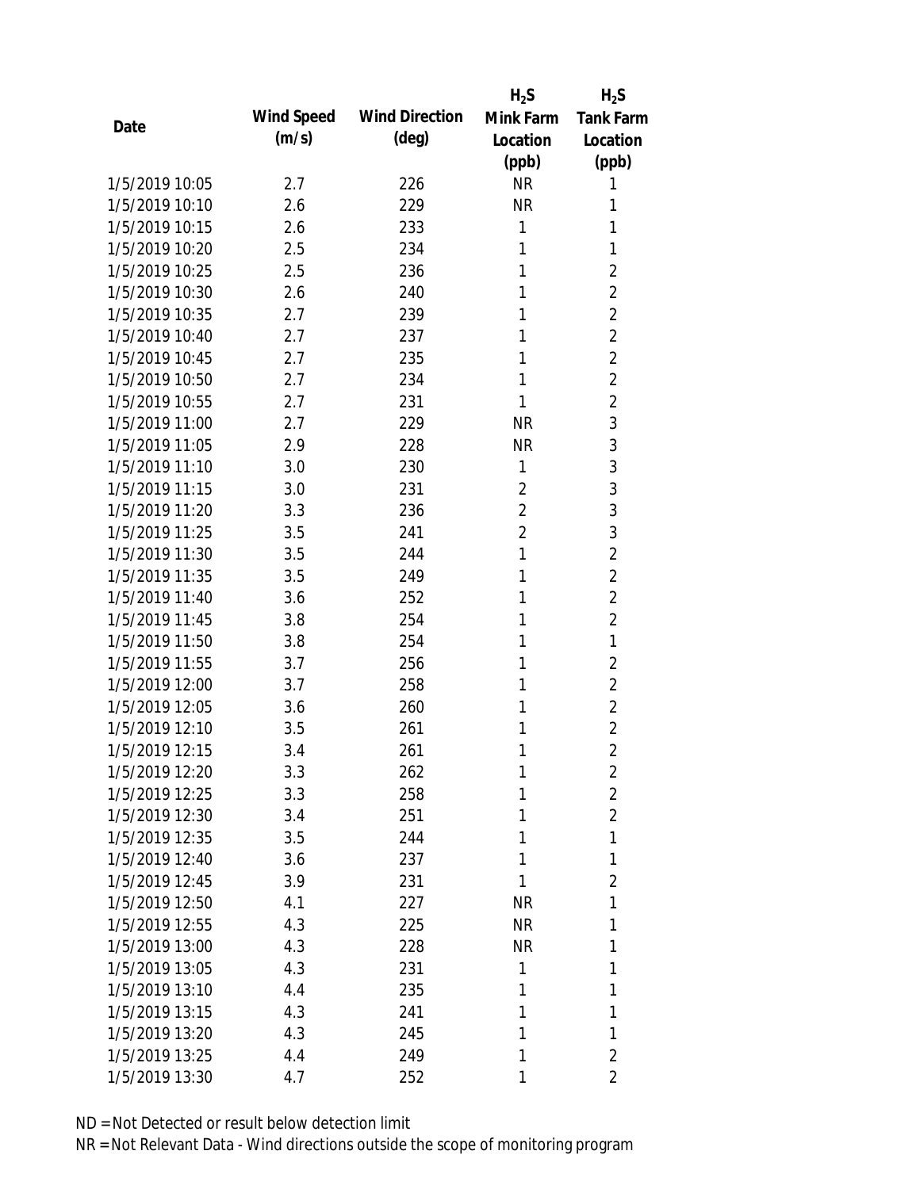| Date | Wind Speed (m/s) | Wind Direction (deg) | $H_2S$ Mink Farm Location (ppb) | $H_2S$ Tank Farm Location (ppb) |
|---|---|---|---|---|
| 1/5/2019 10:05 | 2.7 | 226 | NR | 1 |
| 1/5/2019 10:10 | 2.6 | 229 | NR | 1 |
| 1/5/2019 10:15 | 2.6 | 233 | 1 | 1 |
| 1/5/2019 10:20 | 2.5 | 234 | 1 | 1 |
| 1/5/2019 10:25 | 2.5 | 236 | 1 | 2 |
| 1/5/2019 10:30 | 2.6 | 240 | 1 | 2 |
| 1/5/2019 10:35 | 2.7 | 239 | 1 | 2 |
| 1/5/2019 10:40 | 2.7 | 237 | 1 | 2 |
| 1/5/2019 10:45 | 2.7 | 235 | 1 | 2 |
| 1/5/2019 10:50 | 2.7 | 234 | 1 | 2 |
| 1/5/2019 10:55 | 2.7 | 231 | 1 | 2 |
| 1/5/2019 11:00 | 2.7 | 229 | NR | 3 |
| 1/5/2019 11:05 | 2.9 | 228 | NR | 3 |
| 1/5/2019 11:10 | 3.0 | 230 | 1 | 3 |
| 1/5/2019 11:15 | 3.0 | 231 | 2 | 3 |
| 1/5/2019 11:20 | 3.3 | 236 | 2 | 3 |
| 1/5/2019 11:25 | 3.5 | 241 | 2 | 3 |
| 1/5/2019 11:30 | 3.5 | 244 | 1 | 2 |
| 1/5/2019 11:35 | 3.5 | 249 | 1 | 2 |
| 1/5/2019 11:40 | 3.6 | 252 | 1 | 2 |
| 1/5/2019 11:45 | 3.8 | 254 | 1 | 2 |
| 1/5/2019 11:50 | 3.8 | 254 | 1 | 1 |
| 1/5/2019 11:55 | 3.7 | 256 | 1 | 2 |
| 1/5/2019 12:00 | 3.7 | 258 | 1 | 2 |
| 1/5/2019 12:05 | 3.6 | 260 | 1 | 2 |
| 1/5/2019 12:10 | 3.5 | 261 | 1 | 2 |
| 1/5/2019 12:15 | 3.4 | 261 | 1 | 2 |
| 1/5/2019 12:20 | 3.3 | 262 | 1 | 2 |
| 1/5/2019 12:25 | 3.3 | 258 | 1 | 2 |
| 1/5/2019 12:30 | 3.4 | 251 | 1 | 2 |
| 1/5/2019 12:35 | 3.5 | 244 | 1 | 1 |
| 1/5/2019 12:40 | 3.6 | 237 | 1 | 1 |
| 1/5/2019 12:45 | 3.9 | 231 | 1 | 2 |
| 1/5/2019 12:50 | 4.1 | 227 | NR | 1 |
| 1/5/2019 12:55 | 4.3 | 225 | NR | 1 |
| 1/5/2019 13:00 | 4.3 | 228 | NR | 1 |
| 1/5/2019 13:05 | 4.3 | 231 | 1 | 1 |
| 1/5/2019 13:10 | 4.4 | 235 | 1 | 1 |
| 1/5/2019 13:15 | 4.3 | 241 | 1 | 1 |
| 1/5/2019 13:20 | 4.3 | 245 | 1 | 1 |
| 1/5/2019 13:25 | 4.4 | 249 | 1 | 2 |
| 1/5/2019 13:30 | 4.7 | 252 | 1 | 2 |

ND = Not Detected or result below detection limit

NR = Not Relevant Data - Wind directions outside the scope of monitoring program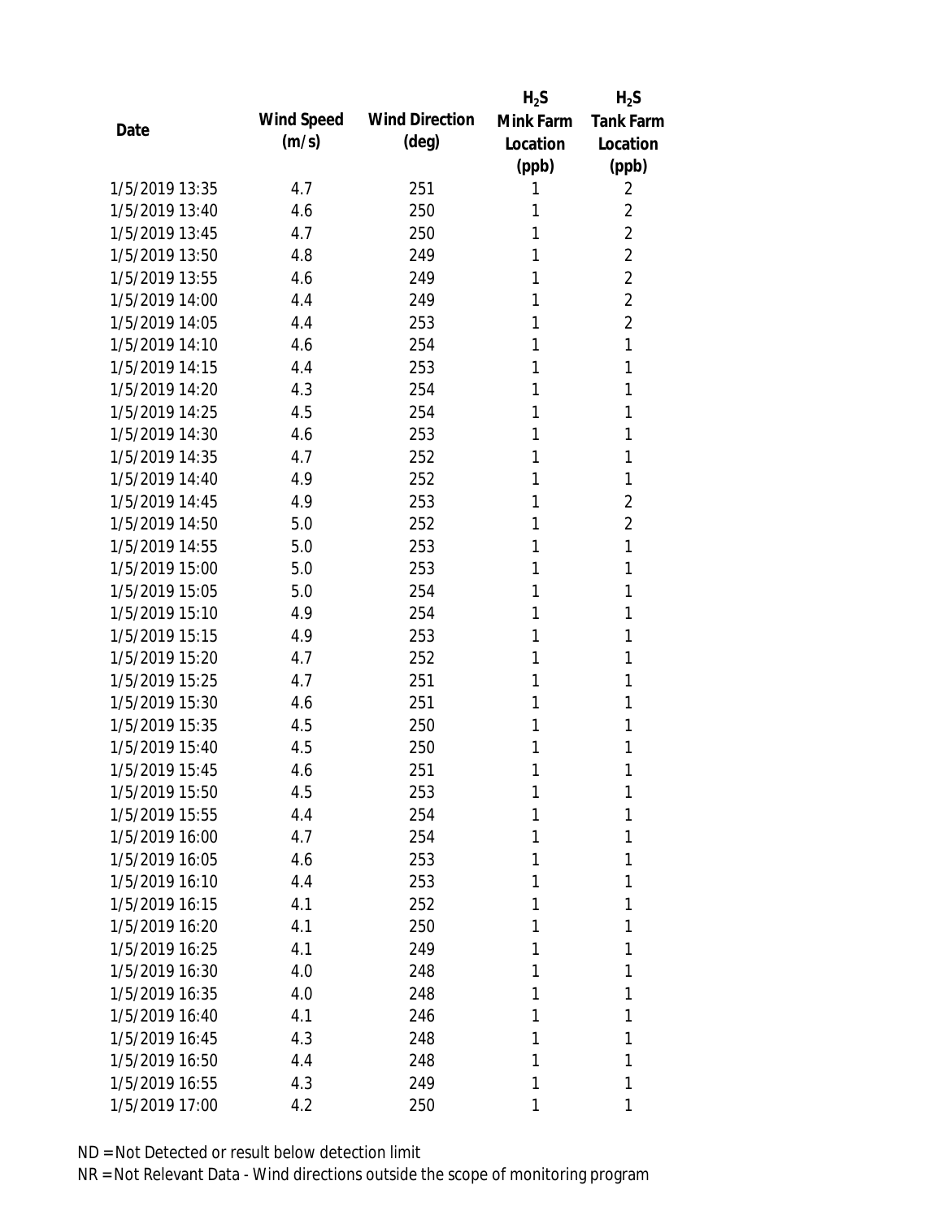| Date | Wind Speed (m/s) | Wind Direction (deg) | $H_2S$ Mink Farm Location (ppb) | $H_2S$ Tank Farm Location (ppb) |
|---|---|---|---|---|
| 1/5/2019 13:35 | 4.7 | 251 | 1 | 2 |
| 1/5/2019 13:40 | 4.6 | 250 | 1 | 2 |
| 1/5/2019 13:45 | 4.7 | 250 | 1 | 2 |
| 1/5/2019 13:50 | 4.8 | 249 | 1 | 2 |
| 1/5/2019 13:55 | 4.6 | 249 | 1 | 2 |
| 1/5/2019 14:00 | 4.4 | 249 | 1 | 2 |
| 1/5/2019 14:05 | 4.4 | 253 | 1 | 2 |
| 1/5/2019 14:10 | 4.6 | 254 | 1 | 1 |
| 1/5/2019 14:15 | 4.4 | 253 | 1 | 1 |
| 1/5/2019 14:20 | 4.3 | 254 | 1 | 1 |
| 1/5/2019 14:25 | 4.5 | 254 | 1 | 1 |
| 1/5/2019 14:30 | 4.6 | 253 | 1 | 1 |
| 1/5/2019 14:35 | 4.7 | 252 | 1 | 1 |
| 1/5/2019 14:40 | 4.9 | 252 | 1 | 1 |
| 1/5/2019 14:45 | 4.9 | 253 | 1 | 2 |
| 1/5/2019 14:50 | 5.0 | 252 | 1 | 2 |
| 1/5/2019 14:55 | 5.0 | 253 | 1 | 1 |
| 1/5/2019 15:00 | 5.0 | 253 | 1 | 1 |
| 1/5/2019 15:05 | 5.0 | 254 | 1 | 1 |
| 1/5/2019 15:10 | 4.9 | 254 | 1 | 1 |
| 1/5/2019 15:15 | 4.9 | 253 | 1 | 1 |
| 1/5/2019 15:20 | 4.7 | 252 | 1 | 1 |
| 1/5/2019 15:25 | 4.7 | 251 | 1 | 1 |
| 1/5/2019 15:30 | 4.6 | 251 | 1 | 1 |
| 1/5/2019 15:35 | 4.5 | 250 | 1 | 1 |
| 1/5/2019 15:40 | 4.5 | 250 | 1 | 1 |
| 1/5/2019 15:45 | 4.6 | 251 | 1 | 1 |
| 1/5/2019 15:50 | 4.5 | 253 | 1 | 1 |
| 1/5/2019 15:55 | 4.4 | 254 | 1 | 1 |
| 1/5/2019 16:00 | 4.7 | 254 | 1 | 1 |
| 1/5/2019 16:05 | 4.6 | 253 | 1 | 1 |
| 1/5/2019 16:10 | 4.4 | 253 | 1 | 1 |
| 1/5/2019 16:15 | 4.1 | 252 | 1 | 1 |
| 1/5/2019 16:20 | 4.1 | 250 | 1 | 1 |
| 1/5/2019 16:25 | 4.1 | 249 | 1 | 1 |
| 1/5/2019 16:30 | 4.0 | 248 | 1 | 1 |
| 1/5/2019 16:35 | 4.0 | 248 | 1 | 1 |
| 1/5/2019 16:40 | 4.1 | 246 | 1 | 1 |
| 1/5/2019 16:45 | 4.3 | 248 | 1 | 1 |
| 1/5/2019 16:50 | 4.4 | 248 | 1 | 1 |
| 1/5/2019 16:55 | 4.3 | 249 | 1 | 1 |
| 1/5/2019 17:00 | 4.2 | 250 | 1 | 1 |

ND = Not Detected or result below detection limit

NR = Not Relevant Data - Wind directions outside the scope of monitoring program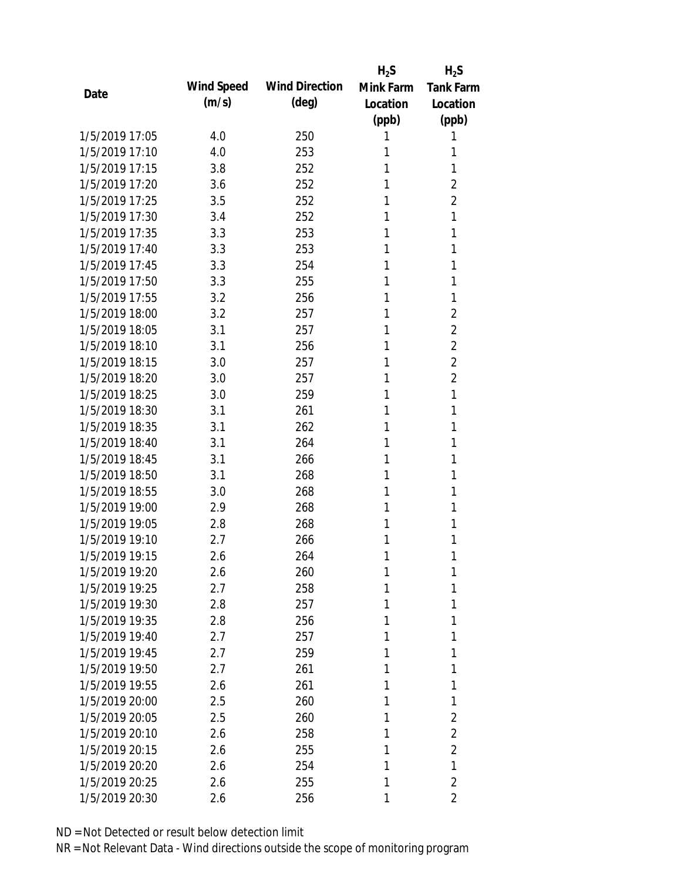| Date | Wind Speed (m/s) | Wind Direction (deg) | $H_2S$ Mink Farm Location (ppb) | $H_2S$ Tank Farm Location (ppb) |
|---|---|---|---|---|
| 1/5/2019 17:05 | 4.0 | 250 | 1 | 1 |
| 1/5/2019 17:10 | 4.0 | 253 | 1 | 1 |
| 1/5/2019 17:15 | 3.8 | 252 | 1 | 1 |
| 1/5/2019 17:20 | 3.6 | 252 | 1 | 2 |
| 1/5/2019 17:25 | 3.5 | 252 | 1 | 2 |
| 1/5/2019 17:30 | 3.4 | 252 | 1 | 1 |
| 1/5/2019 17:35 | 3.3 | 253 | 1 | 1 |
| 1/5/2019 17:40 | 3.3 | 253 | 1 | 1 |
| 1/5/2019 17:45 | 3.3 | 254 | 1 | 1 |
| 1/5/2019 17:50 | 3.3 | 255 | 1 | 1 |
| 1/5/2019 17:55 | 3.2 | 256 | 1 | 1 |
| 1/5/2019 18:00 | 3.2 | 257 | 1 | 2 |
| 1/5/2019 18:05 | 3.1 | 257 | 1 | 2 |
| 1/5/2019 18:10 | 3.1 | 256 | 1 | 2 |
| 1/5/2019 18:15 | 3.0 | 257 | 1 | 2 |
| 1/5/2019 18:20 | 3.0 | 257 | 1 | 2 |
| 1/5/2019 18:25 | 3.0 | 259 | 1 | 1 |
| 1/5/2019 18:30 | 3.1 | 261 | 1 | 1 |
| 1/5/2019 18:35 | 3.1 | 262 | 1 | 1 |
| 1/5/2019 18:40 | 3.1 | 264 | 1 | 1 |
| 1/5/2019 18:45 | 3.1 | 266 | 1 | 1 |
| 1/5/2019 18:50 | 3.1 | 268 | 1 | 1 |
| 1/5/2019 18:55 | 3.0 | 268 | 1 | 1 |
| 1/5/2019 19:00 | 2.9 | 268 | 1 | 1 |
| 1/5/2019 19:05 | 2.8 | 268 | 1 | 1 |
| 1/5/2019 19:10 | 2.7 | 266 | 1 | 1 |
| 1/5/2019 19:15 | 2.6 | 264 | 1 | 1 |
| 1/5/2019 19:20 | 2.6 | 260 | 1 | 1 |
| 1/5/2019 19:25 | 2.7 | 258 | 1 | 1 |
| 1/5/2019 19:30 | 2.8 | 257 | 1 | 1 |
| 1/5/2019 19:35 | 2.8 | 256 | 1 | 1 |
| 1/5/2019 19:40 | 2.7 | 257 | 1 | 1 |
| 1/5/2019 19:45 | 2.7 | 259 | 1 | 1 |
| 1/5/2019 19:50 | 2.7 | 261 | 1 | 1 |
| 1/5/2019 19:55 | 2.6 | 261 | 1 | 1 |
| 1/5/2019 20:00 | 2.5 | 260 | 1 | 1 |
| 1/5/2019 20:05 | 2.5 | 260 | 1 | 2 |
| 1/5/2019 20:10 | 2.6 | 258 | 1 | 2 |
| 1/5/2019 20:15 | 2.6 | 255 | 1 | 2 |
| 1/5/2019 20:20 | 2.6 | 254 | 1 | 1 |
| 1/5/2019 20:25 | 2.6 | 255 | 1 | 2 |
| 1/5/2019 20:30 | 2.6 | 256 | 1 | 2 |

ND = Not Detected or result below detection limit

NR = Not Relevant Data - Wind directions outside the scope of monitoring program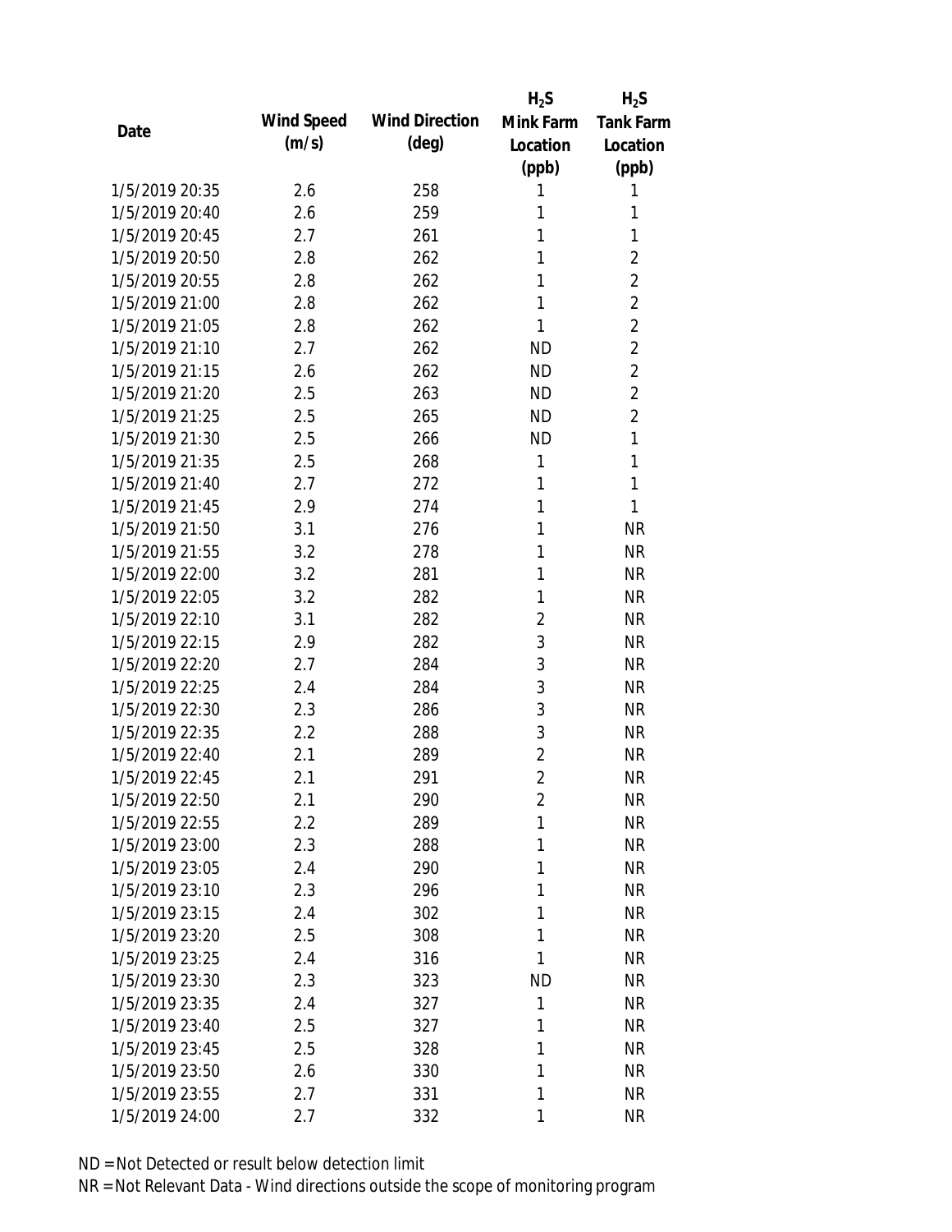| Date | Wind Speed (m/s) | Wind Direction (deg) | $H_2S$ Mink Farm Location (ppb) | $H_2S$ Tank Farm Location (ppb) |
|---|---|---|---|---|
| 1/5/2019 20:35 | 2.6 | 258 | 1 | 1 |
| 1/5/2019 20:40 | 2.6 | 259 | 1 | 1 |
| 1/5/2019 20:45 | 2.7 | 261 | 1 | 1 |
| 1/5/2019 20:50 | 2.8 | 262 | 1 | 2 |
| 1/5/2019 20:55 | 2.8 | 262 | 1 | 2 |
| 1/5/2019 21:00 | 2.8 | 262 | 1 | 2 |
| 1/5/2019 21:05 | 2.8 | 262 | 1 | 2 |
| 1/5/2019 21:10 | 2.7 | 262 | ND | 2 |
| 1/5/2019 21:15 | 2.6 | 262 | ND | 2 |
| 1/5/2019 21:20 | 2.5 | 263 | ND | 2 |
| 1/5/2019 21:25 | 2.5 | 265 | ND | 2 |
| 1/5/2019 21:30 | 2.5 | 266 | ND | 1 |
| 1/5/2019 21:35 | 2.5 | 268 | 1 | 1 |
| 1/5/2019 21:40 | 2.7 | 272 | 1 | 1 |
| 1/5/2019 21:45 | 2.9 | 274 | 1 | 1 |
| 1/5/2019 21:50 | 3.1 | 276 | 1 | NR |
| 1/5/2019 21:55 | 3.2 | 278 | 1 | NR |
| 1/5/2019 22:00 | 3.2 | 281 | 1 | NR |
| 1/5/2019 22:05 | 3.2 | 282 | 1 | NR |
| 1/5/2019 22:10 | 3.1 | 282 | 2 | NR |
| 1/5/2019 22:15 | 2.9 | 282 | 3 | NR |
| 1/5/2019 22:20 | 2.7 | 284 | 3 | NR |
| 1/5/2019 22:25 | 2.4 | 284 | 3 | NR |
| 1/5/2019 22:30 | 2.3 | 286 | 3 | NR |
| 1/5/2019 22:35 | 2.2 | 288 | 3 | NR |
| 1/5/2019 22:40 | 2.1 | 289 | 2 | NR |
| 1/5/2019 22:45 | 2.1 | 291 | 2 | NR |
| 1/5/2019 22:50 | 2.1 | 290 | 2 | NR |
| 1/5/2019 22:55 | 2.2 | 289 | 1 | NR |
| 1/5/2019 23:00 | 2.3 | 288 | 1 | NR |
| 1/5/2019 23:05 | 2.4 | 290 | 1 | NR |
| 1/5/2019 23:10 | 2.3 | 296 | 1 | NR |
| 1/5/2019 23:15 | 2.4 | 302 | 1 | NR |
| 1/5/2019 23:20 | 2.5 | 308 | 1 | NR |
| 1/5/2019 23:25 | 2.4 | 316 | 1 | NR |
| 1/5/2019 23:30 | 2.3 | 323 | ND | NR |
| 1/5/2019 23:35 | 2.4 | 327 | 1 | NR |
| 1/5/2019 23:40 | 2.5 | 327 | 1 | NR |
| 1/5/2019 23:45 | 2.5 | 328 | 1 | NR |
| 1/5/2019 23:50 | 2.6 | 330 | 1 | NR |
| 1/5/2019 23:55 | 2.7 | 331 | 1 | NR |
| 1/5/2019 24:00 | 2.7 | 332 | 1 | NR |

ND = Not Detected or result below detection limit

NR = Not Relevant Data - Wind directions outside the scope of monitoring program